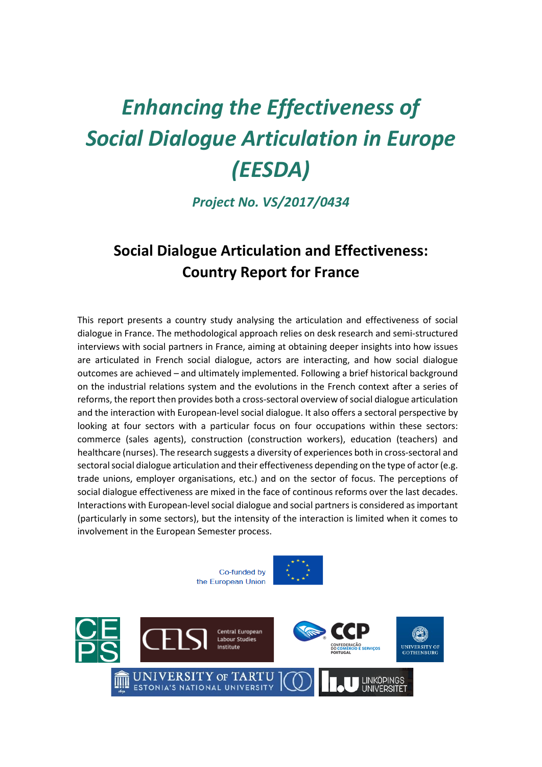# *Enhancing the Effectiveness of Social Dialogue Articulation in Europe (EESDA)*

### *Project No. VS/2017/0434*

## Social Dialogue Articulation and Effectiveness: Country Report for France

This report presents a country study analysing the articulation and effectiveness of social dialogue in France. The methodological approach relies on desk research and semi-structured interviews with social partners in France, aiming at obtaining deeper insights into how issues are articulated in French social dialogue, actors are interacting, and how social dialogue outcomes are achieved – and ultimately implemented. Following a brief historical background on the industrial relations system and the evolutions in the French context after a series of reforms, the report then provides both a cross-sectoral overview of social dialogue articulation and the interaction with European-level social dialogue. It also offers a sectoral perspective by looking at four sectors with a particular focus on four occupations within these sectors: commerce (sales agents), construction (construction workers), education (teachers) and healthcare (nurses). The research suggests a diversity of experiences both in cross-sectoral and sectoral social dialogue articulation and their effectiveness depending on the type of actor (e.g. trade unions, employer organisations, etc.) and on the sector of focus. The perceptions of social dialogue effectiveness are mixed in the face of continous reforms over the last decades. Interactions with European-level social dialogue and social partners is considered as important (particularly in some sectors), but the intensity of the interaction is limited when it comes to involvement in the European Semester process.

Co-funded by the European Union

CEPS | CELSI Central European Labour Studies Institute | CCP Confederação do Comércio e Serviços Portugal | University of Gothenburg | University of Tartu Estonia's National University | Linköpings Universitet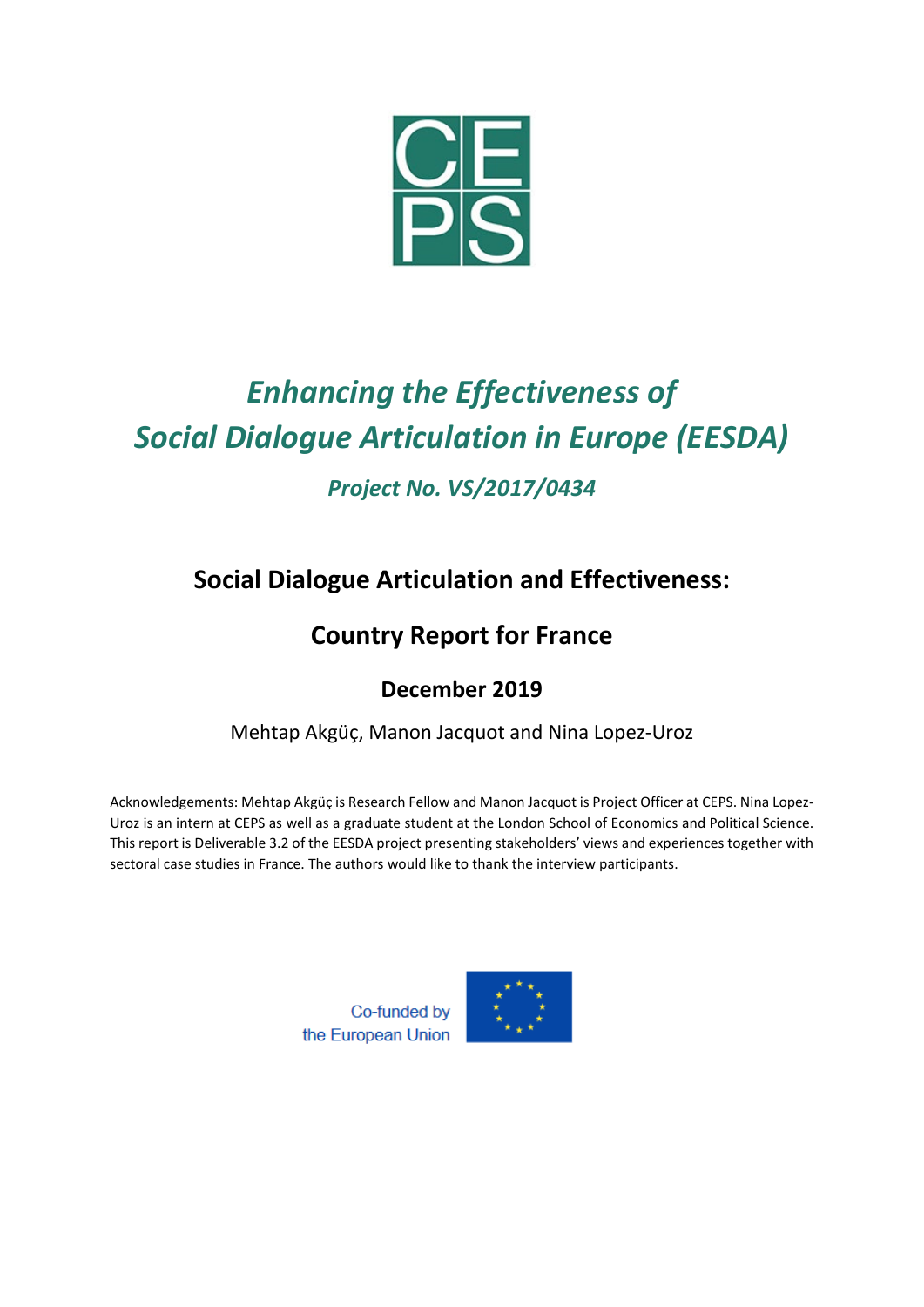# *Enhancing the Effectiveness of Social Dialogue Articulation in Europe (EESDA)*

## *Project No. VS/2017/0434*

## Social Dialogue Articulation and Effectiveness:

## Country Report for France

### December 2019

Mehtap Akgüç, Manon Jacquot and Nina Lopez-Uroz

Acknowledgements: Mehtap Akgüç is Research Fellow and Manon Jacquot is Project Officer at CEPS. Nina Lopez-Uroz is an intern at CEPS as well as a graduate student at the London School of Economics and Political Science. This report is Deliverable 3.2 of the EESDA project presenting stakeholders' views and experiences together with sectoral case studies in France. The authors would like to thank the interview participants.

Co-funded by the European Union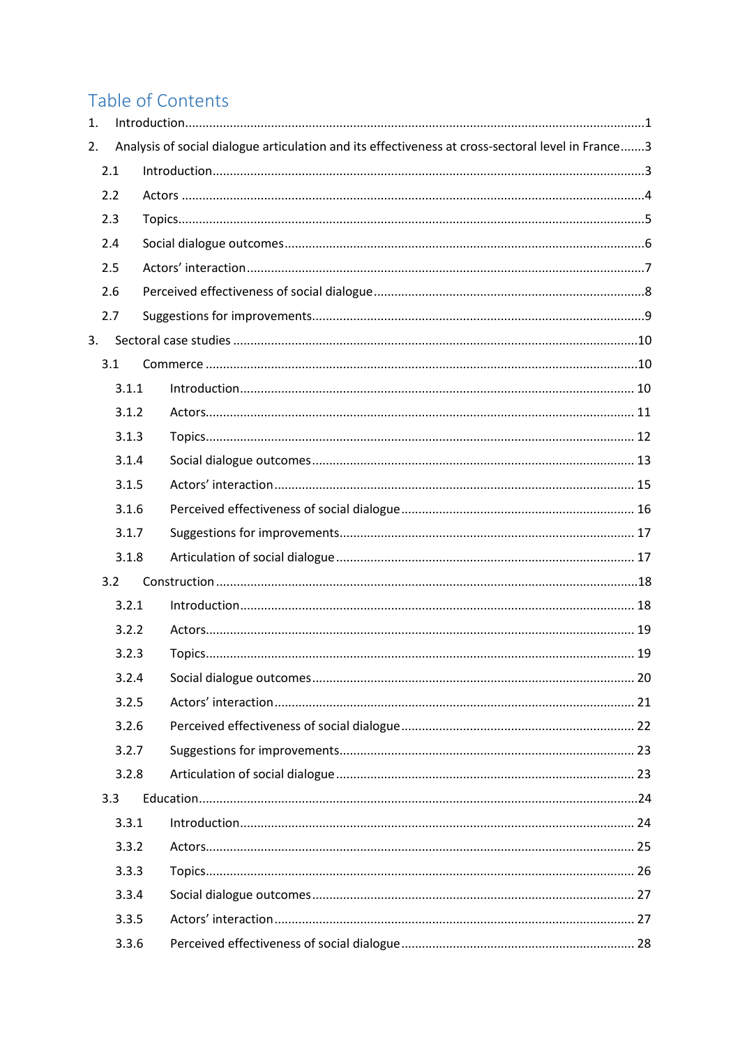# Table of Contents

1. Introduction ... 1
2. Analysis of social dialogue articulation and its effectiveness at cross-sectoral level in France ... 3
   - 2.1 Introduction ... 3
   - 2.2 Actors ... 4
   - 2.3 Topics ... 5
   - 2.4 Social dialogue outcomes ... 6
   - 2.5 Actors' interaction ... 7
   - 2.6 Perceived effectiveness of social dialogue ... 8
   - 2.7 Suggestions for improvements ... 9
3. Sectoral case studies ... 10
   - 3.1 Commerce ... 10
     - 3.1.1 Introduction ... 10
     - 3.1.2 Actors ... 11
     - 3.1.3 Topics ... 12
     - 3.1.4 Social dialogue outcomes ... 13
     - 3.1.5 Actors' interaction ... 15
     - 3.1.6 Perceived effectiveness of social dialogue ... 16
     - 3.1.7 Suggestions for improvements ... 17
     - 3.1.8 Articulation of social dialogue ... 17
   - 3.2 Construction ... 18
     - 3.2.1 Introduction ... 18
     - 3.2.2 Actors ... 19
     - 3.2.3 Topics ... 19
     - 3.2.4 Social dialogue outcomes ... 20
     - 3.2.5 Actors' interaction ... 21
     - 3.2.6 Perceived effectiveness of social dialogue ... 22
     - 3.2.7 Suggestions for improvements ... 23
     - 3.2.8 Articulation of social dialogue ... 23
   - 3.3 Education ... 24
     - 3.3.1 Introduction ... 24
     - 3.3.2 Actors ... 25
     - 3.3.3 Topics ... 26
     - 3.3.4 Social dialogue outcomes ... 27
     - 3.3.5 Actors' interaction ... 27
     - 3.3.6 Perceived effectiveness of social dialogue ... 28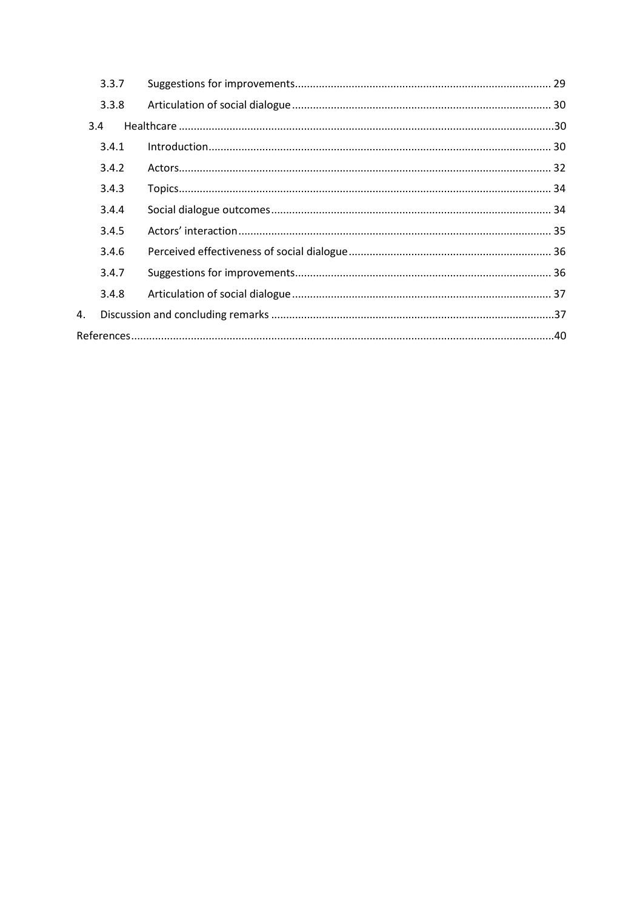- 3.3.7 Suggestions for improvements ... 29
- 3.3.8 Articulation of social dialogue ... 30
- 3.4 Healthcare ... 30
  - 3.4.1 Introduction ... 30
  - 3.4.2 Actors ... 32
  - 3.4.3 Topics ... 34
  - 3.4.4 Social dialogue outcomes ... 34
  - 3.4.5 Actors' interaction ... 35
  - 3.4.6 Perceived effectiveness of social dialogue ... 36
  - 3.4.7 Suggestions for improvements ... 36
  - 3.4.8 Articulation of social dialogue ... 37

4. Discussion and concluding remarks ... 37

References ... 40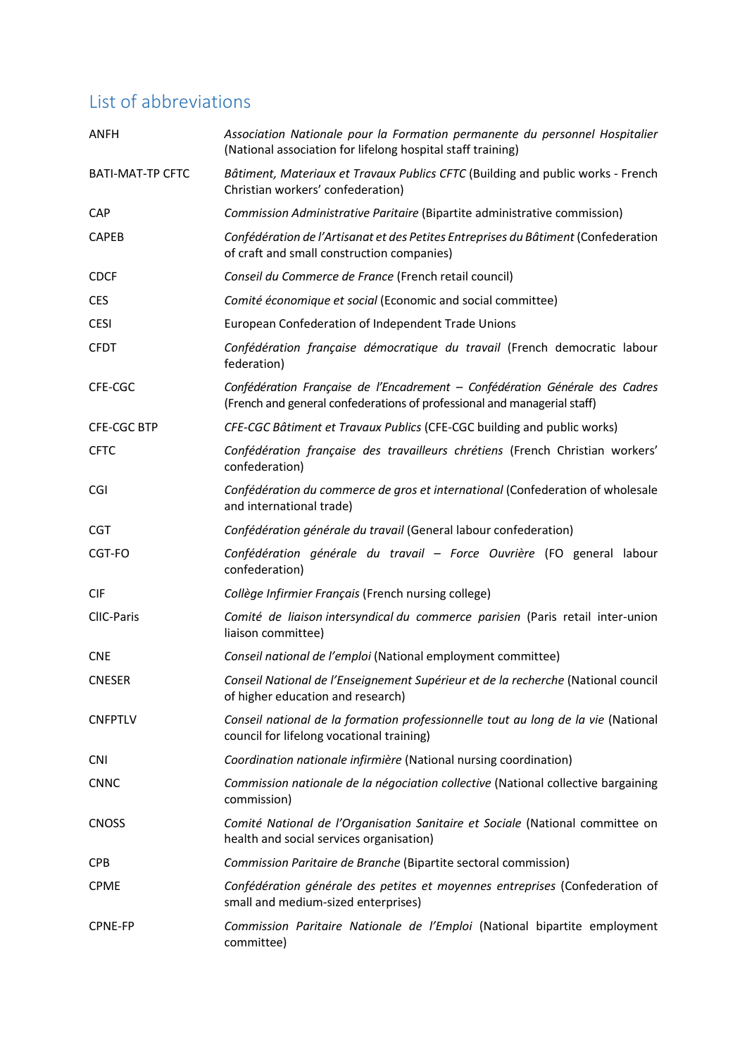## List of abbreviations

| | |
|---|---|
| ANFH | *Association Nationale pour la Formation permanente du personnel Hospitalier* (National association for lifelong hospital staff training) |
| BATI-MAT-TP CFTC | *Bâtiment, Materiaux et Travaux Publics CFTC* (Building and public works - French Christian workers' confederation) |
| CAP | *Commission Administrative Paritaire* (Bipartite administrative commission) |
| CAPEB | *Confédération de l'Artisanat et des Petites Entreprises du Bâtiment* (Confederation of craft and small construction companies) |
| CDCF | *Conseil du Commerce de France* (French retail council) |
| CES | *Comité économique et social* (Economic and social committee) |
| CESI | European Confederation of Independent Trade Unions |
| CFDT | *Confédération française démocratique du travail* (French democratic labour federation) |
| CFE-CGC | *Confédération Française de l'Encadrement – Confédération Générale des Cadres* (French and general confederations of professional and managerial staff) |
| CFE-CGC BTP | *CFE-CGC Bâtiment et Travaux Publics* (CFE-CGC building and public works) |
| CFTC | *Confédération française des travailleurs chrétiens* (French Christian workers' confederation) |
| CGI | *Confédération du commerce de gros et international* (Confederation of wholesale and international trade) |
| CGT | *Confédération générale du travail* (General labour confederation) |
| CGT-FO | *Confédération générale du travail – Force Ouvrière* (FO general labour confederation) |
| CIF | *Collège Infirmier Français* (French nursing college) |
| CIIC-Paris | *Comité de liaison intersyndical du commerce parisien* (Paris retail inter-union liaison committee) |
| CNE | *Conseil national de l'emploi* (National employment committee) |
| CNESER | *Conseil National de l'Enseignement Supérieur et de la recherche* (National council of higher education and research) |
| CNFPTLV | *Conseil national de la formation professionnelle tout au long de la vie* (National council for lifelong vocational training) |
| CNI | *Coordination nationale infirmière* (National nursing coordination) |
| CNNC | *Commission nationale de la négociation collective* (National collective bargaining commission) |
| CNOSS | *Comité National de l'Organisation Sanitaire et Sociale* (National committee on health and social services organisation) |
| CPB | *Commission Paritaire de Branche* (Bipartite sectoral commission) |
| CPME | *Confédération générale des petites et moyennes entreprises* (Confederation of small and medium-sized enterprises) |
| CPNE-FP | *Commission Paritaire Nationale de l'Emploi* (National bipartite employment committee) |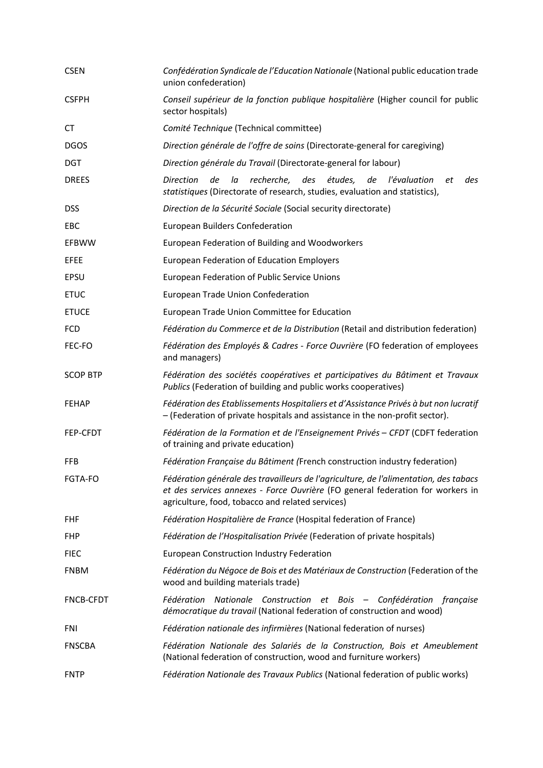| | |
|---|---|
| CSEN | *Confédération Syndicale de l'Education Nationale* (National public education trade union confederation) |
| CSFPH | *Conseil supérieur de la fonction publique hospitalière* (Higher council for public sector hospitals) |
| CT | *Comité Technique* (Technical committee) |
| DGOS | *Direction générale de l'offre de soins* (Directorate-general for caregiving) |
| DGT | *Direction générale du Travail* (Directorate-general for labour) |
| DREES | *Direction de la recherche, des études, de l'évaluation et des statistiques* (Directorate of research, studies, evaluation and statistics), |
| DSS | *Direction de la Sécurité Sociale* (Social security directorate) |
| EBC | European Builders Confederation |
| EFBWW | European Federation of Building and Woodworkers |
| EFEE | European Federation of Education Employers |
| EPSU | European Federation of Public Service Unions |
| ETUC | European Trade Union Confederation |
| ETUCE | European Trade Union Committee for Education |
| FCD | *Fédération du Commerce et de la Distribution* (Retail and distribution federation) |
| FEC-FO | *Fédération des Employés & Cadres - Force Ouvrière* (FO federation of employees and managers) |
| SCOP BTP | *Fédération des sociétés coopératives et participatives du Bâtiment et Travaux Publics* (Federation of building and public works cooperatives) |
| FEHAP | *Fédération des Etablissements Hospitaliers et d'Assistance Privés à but non lucratif* – (Federation of private hospitals and assistance in the non-profit sector). |
| FEP-CFDT | *Fédération de la Formation et de l'Enseignement Privés – CFDT* (CDFT federation of training and private education) |
| FFB | *Fédération Française du Bâtiment (*French construction industry federation) |
| FGTA-FO | *Fédération générale des travailleurs de l'agriculture, de l'alimentation, des tabacs et des services annexes - Force Ouvrière* (FO general federation for workers in agriculture, food, tobacco and related services) |
| FHF | *Fédération Hospitalière de France* (Hospital federation of France) |
| FHP | *Fédération de l'Hospitalisation Privée* (Federation of private hospitals) |
| FIEC | European Construction Industry Federation |
| FNBM | *Fédération du Négoce de Bois et des Matériaux de Construction* (Federation of the wood and building materials trade) |
| FNCB-CFDT | *Fédération Nationale Construction et Bois – Confédération française démocratique du travail* (National federation of construction and wood) |
| FNI | *Fédération nationale des infirmières* (National federation of nurses) |
| FNSCBA | *Fédération Nationale des Salariés de la Construction, Bois et Ameublement* (National federation of construction, wood and furniture workers) |
| FNTP | *Fédération Nationale des Travaux Publics* (National federation of public works) |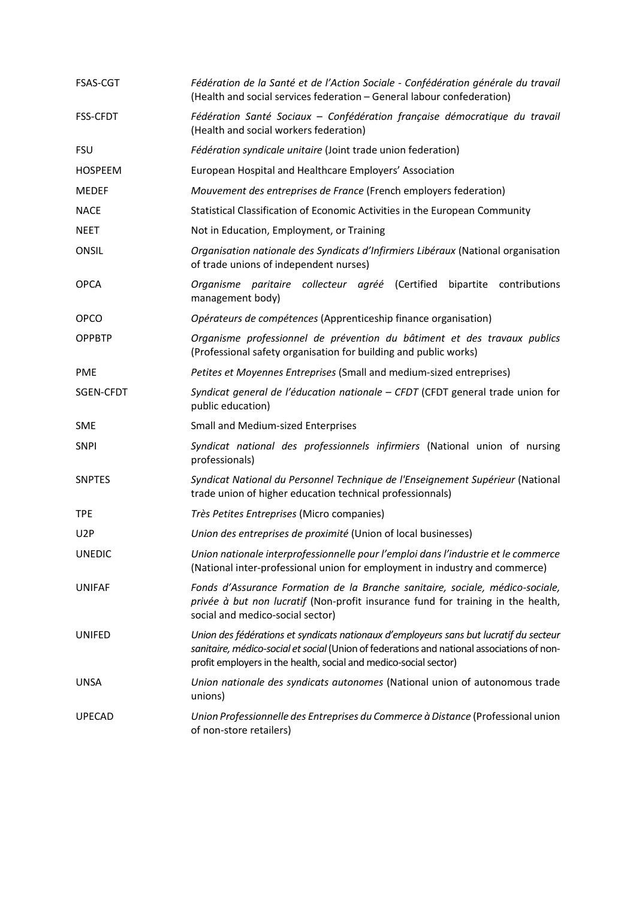| | |
|---|---|
| FSAS-CGT | *Fédération de la Santé et de l'Action Sociale - Confédération générale du travail* (Health and social services federation – General labour confederation) |
| FSS-CFDT | *Fédération Santé Sociaux – Confédération française démocratique du travail* (Health and social workers federation) |
| FSU | *Fédération syndicale unitaire* (Joint trade union federation) |
| HOSPEEM | European Hospital and Healthcare Employers' Association |
| MEDEF | *Mouvement des entreprises de France* (French employers federation) |
| NACE | Statistical Classification of Economic Activities in the European Community |
| NEET | Not in Education, Employment, or Training |
| ONSIL | *Organisation nationale des Syndicats d'Infirmiers Libéraux* (National organisation of trade unions of independent nurses) |
| OPCA | *Organisme paritaire collecteur agréé* (Certified bipartite contributions management body) |
| OPCO | *Opérateurs de compétences* (Apprenticeship finance organisation) |
| OPPBTP | *Organisme professionnel de prévention du bâtiment et des travaux publics* (Professional safety organisation for building and public works) |
| PME | *Petites et Moyennes Entreprises* (Small and medium-sized entreprises) |
| SGEN-CFDT | *Syndicat general de l'éducation nationale – CFDT* (CFDT general trade union for public education) |
| SME | Small and Medium-sized Enterprises |
| SNPI | *Syndicat national des professionnels infirmiers* (National union of nursing professionals) |
| SNPTES | *Syndicat National du Personnel Technique de l'Enseignement Supérieur* (National trade union of higher education technical professionnals) |
| TPE | *Très Petites Entreprises* (Micro companies) |
| U2P | *Union des entreprises de proximité* (Union of local businesses) |
| UNEDIC | *Union nationale interprofessionnelle pour l'emploi dans l'industrie et le commerce* (National inter-professional union for employment in industry and commerce) |
| UNIFAF | *Fonds d'Assurance Formation de la Branche sanitaire, sociale, médico-sociale, privée à but non lucratif* (Non-profit insurance fund for training in the health, social and medico-social sector) |
| UNIFED | *Union des fédérations et syndicats nationaux d'employeurs sans but lucratif du secteur sanitaire, médico-social et social* (Union of federations and national associations of non-profit employers in the health, social and medico-social sector) |
| UNSA | *Union nationale des syndicats autonomes* (National union of autonomous trade unions) |
| UPECAD | *Union Professionnelle des Entreprises du Commerce à Distance* (Professional union of non-store retailers) |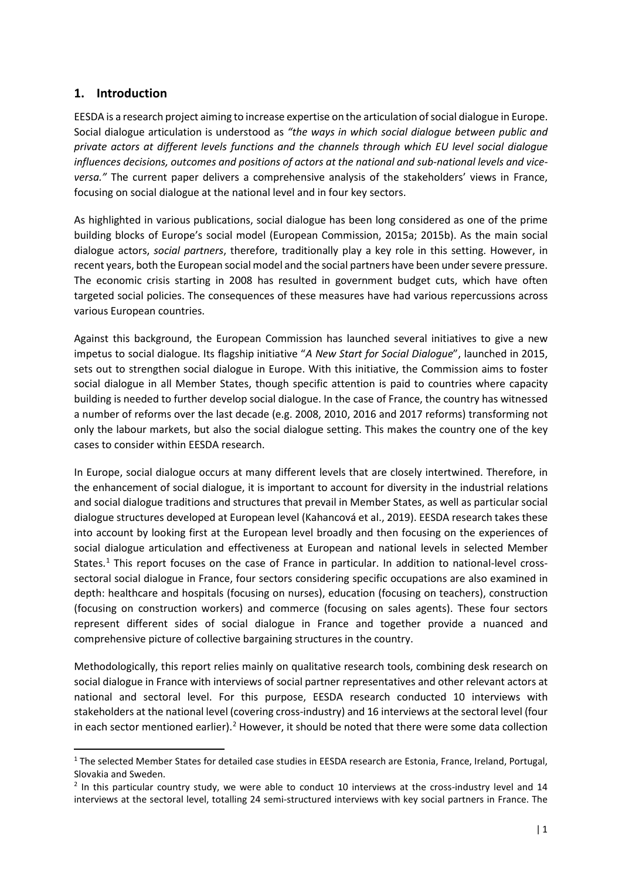## 1. Introduction

EESDA is a research project aiming to increase expertise on the articulation of social dialogue in Europe. Social dialogue articulation is understood as *"the ways in which social dialogue between public and private actors at different levels functions and the channels through which EU level social dialogue influences decisions, outcomes and positions of actors at the national and sub-national levels and vice-versa."* The current paper delivers a comprehensive analysis of the stakeholders' views in France, focusing on social dialogue at the national level and in four key sectors.

As highlighted in various publications, social dialogue has been long considered as one of the prime building blocks of Europe's social model (European Commission, 2015a; 2015b). As the main social dialogue actors, *social partners*, therefore, traditionally play a key role in this setting. However, in recent years, both the European social model and the social partners have been under severe pressure. The economic crisis starting in 2008 has resulted in government budget cuts, which have often targeted social policies. The consequences of these measures have had various repercussions across various European countries.

Against this background, the European Commission has launched several initiatives to give a new impetus to social dialogue. Its flagship initiative "*A New Start for Social Dialogue*", launched in 2015, sets out to strengthen social dialogue in Europe. With this initiative, the Commission aims to foster social dialogue in all Member States, though specific attention is paid to countries where capacity building is needed to further develop social dialogue. In the case of France, the country has witnessed a number of reforms over the last decade (e.g. 2008, 2010, 2016 and 2017 reforms) transforming not only the labour markets, but also the social dialogue setting. This makes the country one of the key cases to consider within EESDA research.

In Europe, social dialogue occurs at many different levels that are closely intertwined. Therefore, in the enhancement of social dialogue, it is important to account for diversity in the industrial relations and social dialogue traditions and structures that prevail in Member States, as well as particular social dialogue structures developed at European level (Kahancová et al., 2019). EESDA research takes these into account by looking first at the European level broadly and then focusing on the experiences of social dialogue articulation and effectiveness at European and national levels in selected Member States.[1] This report focuses on the case of France in particular. In addition to national-level cross-sectoral social dialogue in France, four sectors considering specific occupations are also examined in depth: healthcare and hospitals (focusing on nurses), education (focusing on teachers), construction (focusing on construction workers) and commerce (focusing on sales agents). These four sectors represent different sides of social dialogue in France and together provide a nuanced and comprehensive picture of collective bargaining structures in the country.

Methodologically, this report relies mainly on qualitative research tools, combining desk research on social dialogue in France with interviews of social partner representatives and other relevant actors at national and sectoral level. For this purpose, EESDA research conducted 10 interviews with stakeholders at the national level (covering cross-industry) and 16 interviews at the sectoral level (four in each sector mentioned earlier).[2] However, it should be noted that there were some data collection

---

[1] The selected Member States for detailed case studies in EESDA research are Estonia, France, Ireland, Portugal, Slovakia and Sweden.

[2] In this particular country study, we were able to conduct 10 interviews at the cross-industry level and 14 interviews at the sectoral level, totalling 24 semi-structured interviews with key social partners in France. The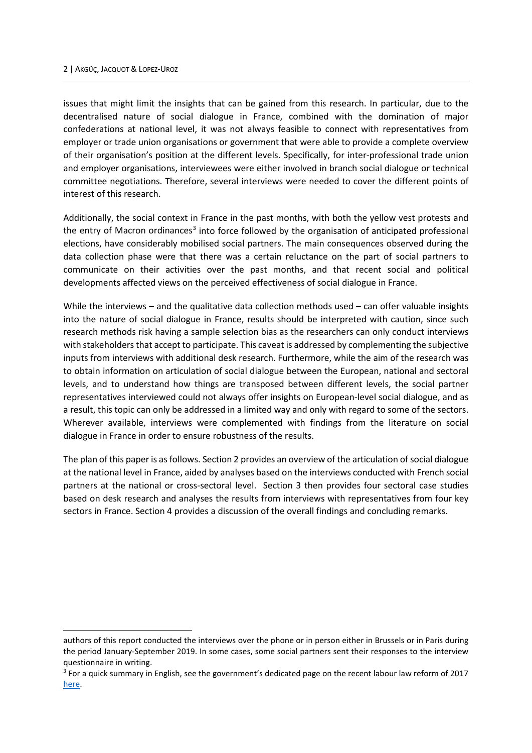issues that might limit the insights that can be gained from this research. In particular, due to the decentralised nature of social dialogue in France, combined with the domination of major confederations at national level, it was not always feasible to connect with representatives from employer or trade union organisations or government that were able to provide a complete overview of their organisation's position at the different levels. Specifically, for inter-professional trade union and employer organisations, interviewees were either involved in branch social dialogue or technical committee negotiations. Therefore, several interviews were needed to cover the different points of interest of this research.

Additionally, the social context in France in the past months, with both the yellow vest protests and the entry of Macron ordinances[3] into force followed by the organisation of anticipated professional elections, have considerably mobilised social partners. The main consequences observed during the data collection phase were that there was a certain reluctance on the part of social partners to communicate on their activities over the past months, and that recent social and political developments affected views on the perceived effectiveness of social dialogue in France.

While the interviews – and the qualitative data collection methods used – can offer valuable insights into the nature of social dialogue in France, results should be interpreted with caution, since such research methods risk having a sample selection bias as the researchers can only conduct interviews with stakeholders that accept to participate. This caveat is addressed by complementing the subjective inputs from interviews with additional desk research. Furthermore, while the aim of the research was to obtain information on articulation of social dialogue between the European, national and sectoral levels, and to understand how things are transposed between different levels, the social partner representatives interviewed could not always offer insights on European-level social dialogue, and as a result, this topic can only be addressed in a limited way and only with regard to some of the sectors. Wherever available, interviews were complemented with findings from the literature on social dialogue in France in order to ensure robustness of the results.

The plan of this paper is as follows. Section 2 provides an overview of the articulation of social dialogue at the national level in France, aided by analyses based on the interviews conducted with French social partners at the national or cross-sectoral level. Section 3 then provides four sectoral case studies based on desk research and analyses the results from interviews with representatives from four key sectors in France. Section 4 provides a discussion of the overall findings and concluding remarks.

---

authors of this report conducted the interviews over the phone or in person either in Brussels or in Paris during the period January-September 2019. In some cases, some social partners sent their responses to the interview questionnaire in writing.

[3] For a quick summary in English, see the government's dedicated page on the recent labour law reform of 2017 here.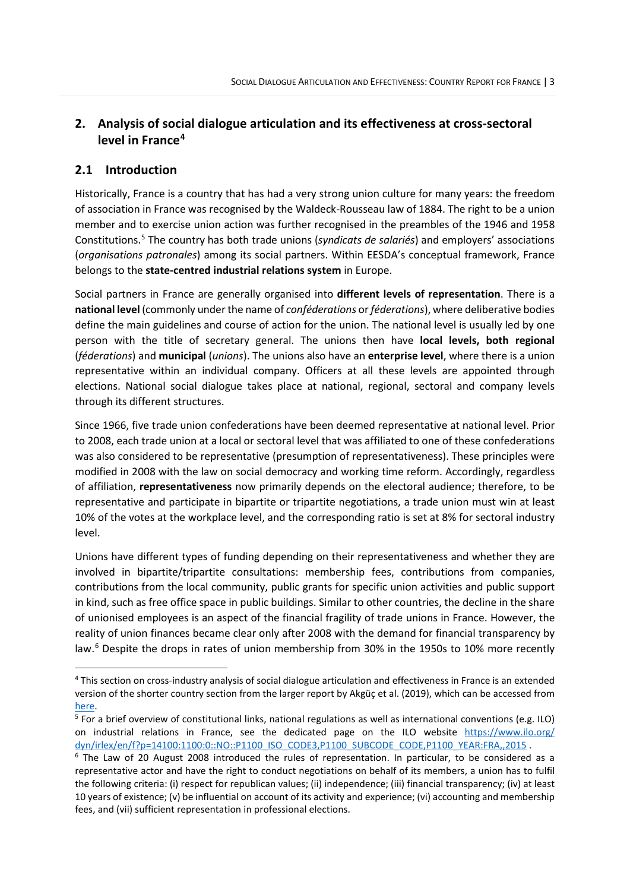## 2. Analysis of social dialogue articulation and its effectiveness at cross-sectoral level in France[4]

### 2.1 Introduction

Historically, France is a country that has had a very strong union culture for many years: the freedom of association in France was recognised by the Waldeck-Rousseau law of 1884. The right to be a union member and to exercise union action was further recognised in the preambles of the 1946 and 1958 Constitutions.[5] The country has both trade unions (*syndicats de salariés*) and employers' associations (*organisations patronales*) among its social partners. Within EESDA's conceptual framework, France belongs to the **state-centred industrial relations system** in Europe.

Social partners in France are generally organised into **different levels of representation**. There is a **national level** (commonly under the name of *confiderations* or *fédérations*), where deliberative bodies define the main guidelines and course of action for the union. The national level is usually led by one person with the title of secretary general. The unions then have **local levels, both regional** (*féderations*) and **municipal** (*unions*). The unions also have an **enterprise level**, where there is a union representative within an individual company. Officers at all these levels are appointed through elections. National social dialogue takes place at national, regional, sectoral and company levels through its different structures.

Since 1966, five trade union confederations have been deemed representative at national level. Prior to 2008, each trade union at a local or sectoral level that was affiliated to one of these confederations was also considered to be representative (presumption of representativeness). These principles were modified in 2008 with the law on social democracy and working time reform. Accordingly, regardless of affiliation, **representativeness** now primarily depends on the electoral audience; therefore, to be representative and participate in bipartite or tripartite negotiations, a trade union must win at least 10% of the votes at the workplace level, and the corresponding ratio is set at 8% for sectoral industry level.

Unions have different types of funding depending on their representativeness and whether they are involved in bipartite/tripartite consultations: membership fees, contributions from companies, contributions from the local community, public grants for specific union activities and public support in kind, such as free office space in public buildings. Similar to other countries, the decline in the share of unionised employees is an aspect of the financial fragility of trade unions in France. However, the reality of union finances became clear only after 2008 with the demand for financial transparency by law.[6] Despite the drops in rates of union membership from 30% in the 1950s to 10% more recently

---

[4] This section on cross-industry analysis of social dialogue articulation and effectiveness in France is an extended version of the shorter country section from the larger report by Akgüç et al. (2019), which can be accessed from here.

[5] For a brief overview of constitutional links, national regulations as well as international conventions (e.g. ILO) on industrial relations in France, see the dedicated page on the ILO website https://www.ilo.org/dyn/irlex/en/f?p=14100:1100:0::NO::P1100_ISO_CODE3,P1100_SUBCODE_CODE,P1100_YEAR:FRA,,2015 .

[6] The Law of 20 August 2008 introduced the rules of representation. In particular, to be considered as a representative actor and have the right to conduct negotiations on behalf of its members, a union has to fulfil the following criteria: (i) respect for republican values; (ii) independence; (iii) financial transparency; (iv) at least 10 years of existence; (v) be influential on account of its activity and experience; (vi) accounting and membership fees, and (vii) sufficient representation in professional elections.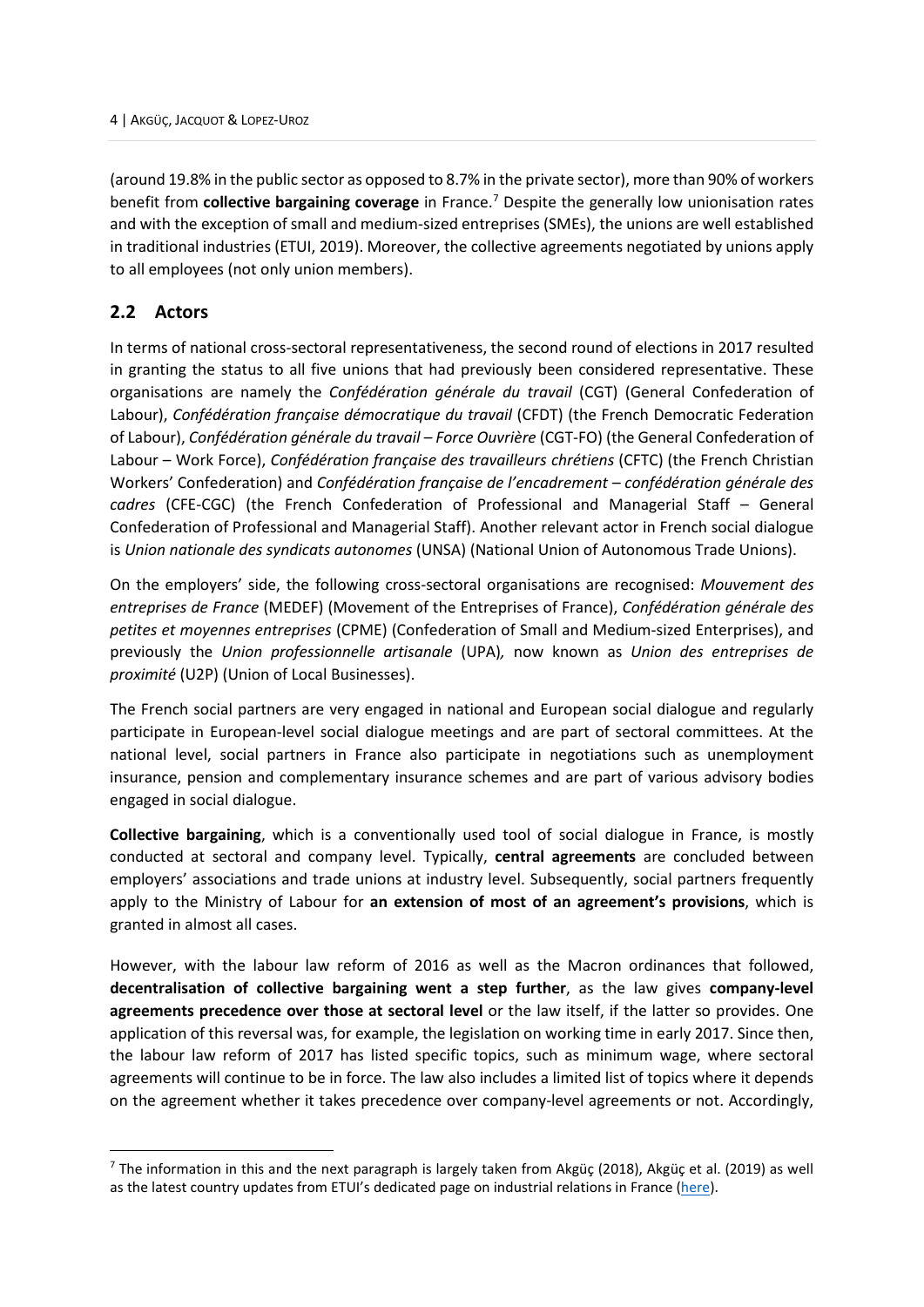(around 19.8% in the public sector as opposed to 8.7% in the private sector), more than 90% of workers benefit from **collective bargaining coverage** in France.[7] Despite the generally low unionisation rates and with the exception of small and medium-sized entreprises (SMEs), the unions are well established in traditional industries (ETUI, 2019). Moreover, the collective agreements negotiated by unions apply to all employees (not only union members).

## 2.2 Actors

In terms of national cross-sectoral representativeness, the second round of elections in 2017 resulted in granting the status to all five unions that had previously been considered representative. These organisations are namely the *Confédération générale du travail* (CGT) (General Confederation of Labour), *Confédération française démocratique du travail* (CFDT) (the French Democratic Federation of Labour), *Confédération générale du travail – Force Ouvrière* (CGT-FO) (the General Confederation of Labour – Work Force), *Confédération française des travailleurs chrétiens* (CFTC) (the French Christian Workers' Confederation) and *Confédération française de l'encadrement – confédération générale des cadres* (CFE-CGC) (the French Confederation of Professional and Managerial Staff – General Confederation of Professional and Managerial Staff). Another relevant actor in French social dialogue is *Union nationale des syndicats autonomes* (UNSA) (National Union of Autonomous Trade Unions).

On the employers' side, the following cross-sectoral organisations are recognised: *Mouvement des entreprises de France* (MEDEF) (Movement of the Entreprises of France), *Confédération générale des petites et moyennes entreprises* (CPME) (Confederation of Small and Medium-sized Enterprises), and previously the *Union professionnelle artisanale* (UPA)*,* now known as *Union des entreprises de proximité* (U2P) (Union of Local Businesses).

The French social partners are very engaged in national and European social dialogue and regularly participate in European-level social dialogue meetings and are part of sectoral committees. At the national level, social partners in France also participate in negotiations such as unemployment insurance, pension and complementary insurance schemes and are part of various advisory bodies engaged in social dialogue.

**Collective bargaining**, which is a conventionally used tool of social dialogue in France, is mostly conducted at sectoral and company level. Typically, **central agreements** are concluded between employers' associations and trade unions at industry level. Subsequently, social partners frequently apply to the Ministry of Labour for **an extension of most of an agreement's provisions**, which is granted in almost all cases.

However, with the labour law reform of 2016 as well as the Macron ordinances that followed, **decentralisation of collective bargaining went a step further**, as the law gives **company-level agreements precedence over those at sectoral level** or the law itself, if the latter so provides. One application of this reversal was, for example, the legislation on working time in early 2017. Since then, the labour law reform of 2017 has listed specific topics, such as minimum wage, where sectoral agreements will continue to be in force. The law also includes a limited list of topics where it depends on the agreement whether it takes precedence over company-level agreements or not. Accordingly,

[7] The information in this and the next paragraph is largely taken from Akgüç (2018), Akgüç et al. (2019) as well as the latest country updates from ETUI's dedicated page on industrial relations in France (here).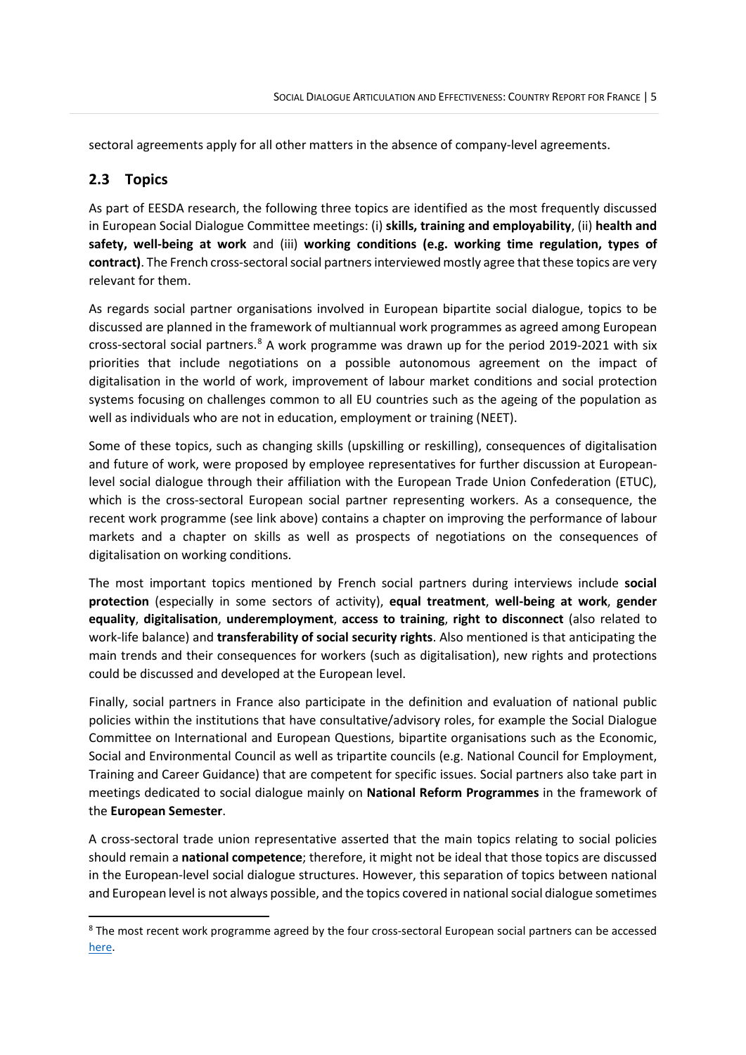sectoral agreements apply for all other matters in the absence of company-level agreements.

## 2.3 Topics

As part of EESDA research, the following three topics are identified as the most frequently discussed in European Social Dialogue Committee meetings: (i) **skills, training and employability**, (ii) **health and safety, well-being at work** and (iii) **working conditions (e.g. working time regulation, types of contract)**. The French cross-sectoral social partners interviewed mostly agree that these topics are very relevant for them.

As regards social partner organisations involved in European bipartite social dialogue, topics to be discussed are planned in the framework of multiannual work programmes as agreed among European cross-sectoral social partners.[8] A work programme was drawn up for the period 2019-2021 with six priorities that include negotiations on a possible autonomous agreement on the impact of digitalisation in the world of work, improvement of labour market conditions and social protection systems focusing on challenges common to all EU countries such as the ageing of the population as well as individuals who are not in education, employment or training (NEET).

Some of these topics, such as changing skills (upskilling or reskilling), consequences of digitalisation and future of work, were proposed by employee representatives for further discussion at European-level social dialogue through their affiliation with the European Trade Union Confederation (ETUC), which is the cross-sectoral European social partner representing workers. As a consequence, the recent work programme (see link above) contains a chapter on improving the performance of labour markets and a chapter on skills as well as prospects of negotiations on the consequences of digitalisation on working conditions.

The most important topics mentioned by French social partners during interviews include **social protection** (especially in some sectors of activity), **equal treatment**, **well-being at work**, **gender equality**, **digitalisation**, **underemployment**, **access to training**, **right to disconnect** (also related to work-life balance) and **transferability of social security rights**. Also mentioned is that anticipating the main trends and their consequences for workers (such as digitalisation), new rights and protections could be discussed and developed at the European level.

Finally, social partners in France also participate in the definition and evaluation of national public policies within the institutions that have consultative/advisory roles, for example the Social Dialogue Committee on International and European Questions, bipartite organisations such as the Economic, Social and Environmental Council as well as tripartite councils (e.g. National Council for Employment, Training and Career Guidance) that are competent for specific issues. Social partners also take part in meetings dedicated to social dialogue mainly on **National Reform Programmes** in the framework of the **European Semester**.

A cross-sectoral trade union representative asserted that the main topics relating to social policies should remain a **national competence**; therefore, it might not be ideal that those topics are discussed in the European-level social dialogue structures. However, this separation of topics between national and European level is not always possible, and the topics covered in national social dialogue sometimes

[8] The most recent work programme agreed by the four cross-sectoral European social partners can be accessed here.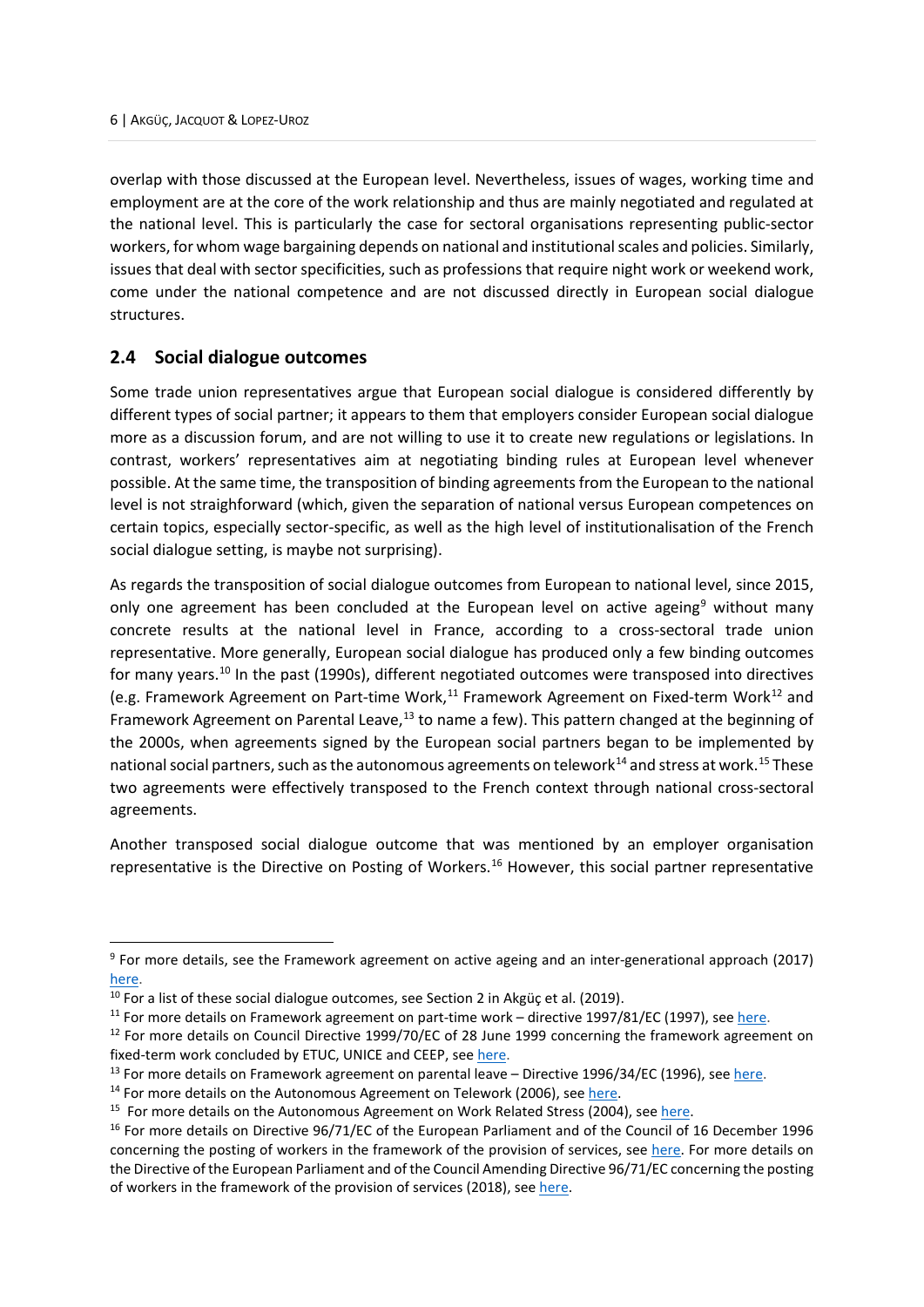overlap with those discussed at the European level. Nevertheless, issues of wages, working time and employment are at the core of the work relationship and thus are mainly negotiated and regulated at the national level. This is particularly the case for sectoral organisations representing public-sector workers, for whom wage bargaining depends on national and institutional scales and policies. Similarly, issues that deal with sector specificities, such as professions that require night work or weekend work, come under the national competence and are not discussed directly in European social dialogue structures.

## 2.4 Social dialogue outcomes

Some trade union representatives argue that European social dialogue is considered differently by different types of social partner; it appears to them that employers consider European social dialogue more as a discussion forum, and are not willing to use it to create new regulations or legislations. In contrast, workers' representatives aim at negotiating binding rules at European level whenever possible. At the same time, the transposition of binding agreements from the European to the national level is not straightforward (which, given the separation of national versus European competences on certain topics, especially sector-specific, as well as the high level of institutionalisation of the French social dialogue setting, is maybe not surprising).

As regards the transposition of social dialogue outcomes from European to national level, since 2015, only one agreement has been concluded at the European level on active ageing[9] without many concrete results at the national level in France, according to a cross-sectoral trade union representative. More generally, European social dialogue has produced only a few binding outcomes for many years.[10] In the past (1990s), different negotiated outcomes were transposed into directives (e.g. Framework Agreement on Part-time Work,[11] Framework Agreement on Fixed-term Work[12] and Framework Agreement on Parental Leave,[13] to name a few). This pattern changed at the beginning of the 2000s, when agreements signed by the European social partners began to be implemented by national social partners, such as the autonomous agreements on telework[14] and stress at work.[15] These two agreements were effectively transposed to the French context through national cross-sectoral agreements.

Another transposed social dialogue outcome that was mentioned by an employer organisation representative is the Directive on Posting of Workers.[16] However, this social partner representative

---

[9] For more details, see the Framework agreement on active ageing and an inter-generational approach (2017) here.

[10] For a list of these social dialogue outcomes, see Section 2 in Akgüç et al. (2019).

[11] For more details on Framework agreement on part-time work – directive 1997/81/EC (1997), see here.

[12] For more details on Council Directive 1999/70/EC of 28 June 1999 concerning the framework agreement on fixed-term work concluded by ETUC, UNICE and CEEP, see here.

[13] For more details on Framework agreement on parental leave – Directive 1996/34/EC (1996), see here.

[14] For more details on the Autonomous Agreement on Telework (2006), see here.

[15] For more details on the Autonomous Agreement on Work Related Stress (2004), see here.

[16] For more details on Directive 96/71/EC of the European Parliament and of the Council of 16 December 1996 concerning the posting of workers in the framework of the provision of services, see here. For more details on the Directive of the European Parliament and of the Council Amending Directive 96/71/EC concerning the posting of workers in the framework of the provision of services (2018), see here.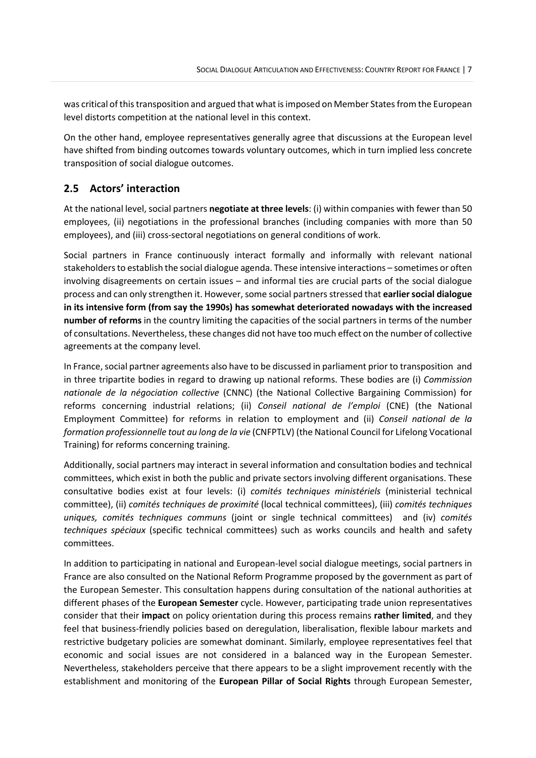was critical of this transposition and argued that what is imposed on Member States from the European level distorts competition at the national level in this context.

On the other hand, employee representatives generally agree that discussions at the European level have shifted from binding outcomes towards voluntary outcomes, which in turn implied less concrete transposition of social dialogue outcomes.

## 2.5 Actors' interaction

At the national level, social partners **negotiate at three levels**: (i) within companies with fewer than 50 employees, (ii) negotiations in the professional branches (including companies with more than 50 employees), and (iii) cross-sectoral negotiations on general conditions of work.

Social partners in France continuously interact formally and informally with relevant national stakeholders to establish the social dialogue agenda. These intensive interactions – sometimes or often involving disagreements on certain issues – and informal ties are crucial parts of the social dialogue process and can only strengthen it. However, some social partners stressed that **earlier social dialogue in its intensive form (from say the 1990s) has somewhat deteriorated nowadays with the increased number of reforms** in the country limiting the capacities of the social partners in terms of the number of consultations. Nevertheless, these changes did not have too much effect on the number of collective agreements at the company level.

In France, social partner agreements also have to be discussed in parliament prior to transposition and in three tripartite bodies in regard to drawing up national reforms. These bodies are (i) *Commission nationale de la négociation collective* (CNNC) (the National Collective Bargaining Commission) for reforms concerning industrial relations; (ii) *Conseil national de l'emploi* (CNE) (the National Employment Committee) for reforms in relation to employment and (ii) *Conseil national de la formation professionnelle tout au long de la vie* (CNFPTLV) (the National Council for Lifelong Vocational Training) for reforms concerning training.

Additionally, social partners may interact in several information and consultation bodies and technical committees, which exist in both the public and private sectors involving different organisations. These consultative bodies exist at four levels: (i) *comités techniques ministériels* (ministerial technical committee), (ii) *comités techniques de proximité* (local technical committees), (iii) *comités techniques uniques, comités techniques communs* (joint or single technical committees) and (iv) *comités techniques spéciaux* (specific technical committees) such as works councils and health and safety committees.

In addition to participating in national and European-level social dialogue meetings, social partners in France are also consulted on the National Reform Programme proposed by the government as part of the European Semester. This consultation happens during consultation of the national authorities at different phases of the **European Semester** cycle. However, participating trade union representatives consider that their **impact** on policy orientation during this process remains **rather limited**, and they feel that business-friendly policies based on deregulation, liberalisation, flexible labour markets and restrictive budgetary policies are somewhat dominant. Similarly, employee representatives feel that economic and social issues are not considered in a balanced way in the European Semester. Nevertheless, stakeholders perceive that there appears to be a slight improvement recently with the establishment and monitoring of the **European Pillar of Social Rights** through European Semester,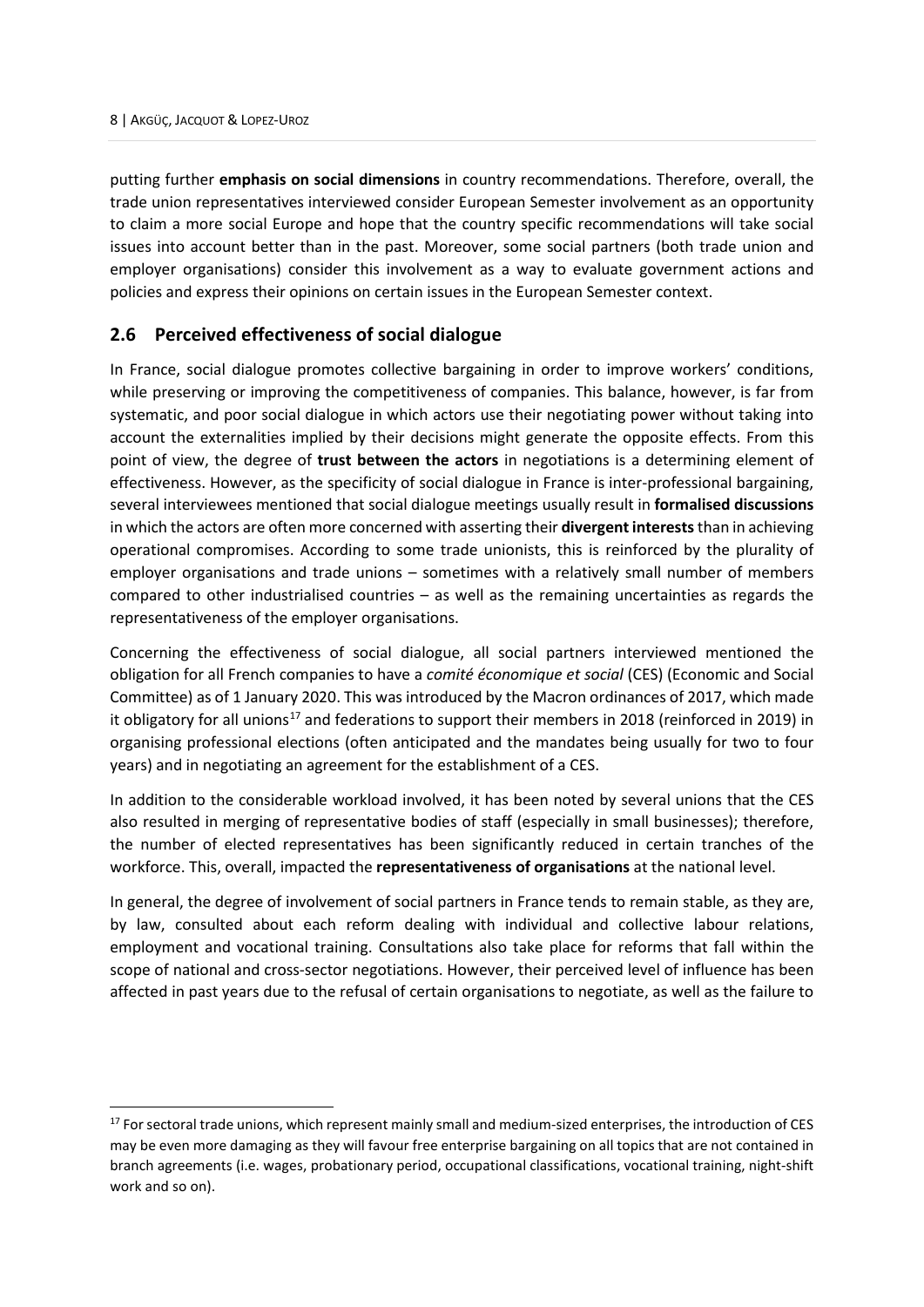putting further **emphasis on social dimensions** in country recommendations. Therefore, overall, the trade union representatives interviewed consider European Semester involvement as an opportunity to claim a more social Europe and hope that the country specific recommendations will take social issues into account better than in the past. Moreover, some social partners (both trade union and employer organisations) consider this involvement as a way to evaluate government actions and policies and express their opinions on certain issues in the European Semester context.

## 2.6 Perceived effectiveness of social dialogue

In France, social dialogue promotes collective bargaining in order to improve workers' conditions, while preserving or improving the competitiveness of companies. This balance, however, is far from systematic, and poor social dialogue in which actors use their negotiating power without taking into account the externalities implied by their decisions might generate the opposite effects. From this point of view, the degree of **trust between the actors** in negotiations is a determining element of effectiveness. However, as the specificity of social dialogue in France is inter-professional bargaining, several interviewees mentioned that social dialogue meetings usually result in **formalised discussions** in which the actors are often more concerned with asserting their **divergent interests** than in achieving operational compromises. According to some trade unionists, this is reinforced by the plurality of employer organisations and trade unions – sometimes with a relatively small number of members compared to other industrialised countries – as well as the remaining uncertainties as regards the representativeness of the employer organisations.

Concerning the effectiveness of social dialogue, all social partners interviewed mentioned the obligation for all French companies to have a *comité économique et social* (CES) (Economic and Social Committee) as of 1 January 2020. This was introduced by the Macron ordinances of 2017, which made it obligatory for all unions[17] and federations to support their members in 2018 (reinforced in 2019) in organising professional elections (often anticipated and the mandates being usually for two to four years) and in negotiating an agreement for the establishment of a CES.

In addition to the considerable workload involved, it has been noted by several unions that the CES also resulted in merging of representative bodies of staff (especially in small businesses); therefore, the number of elected representatives has been significantly reduced in certain tranches of the workforce. This, overall, impacted the **representativeness of organisations** at the national level.

In general, the degree of involvement of social partners in France tends to remain stable, as they are, by law, consulted about each reform dealing with individual and collective labour relations, employment and vocational training. Consultations also take place for reforms that fall within the scope of national and cross-sector negotiations. However, their perceived level of influence has been affected in past years due to the refusal of certain organisations to negotiate, as well as the failure to

[17] For sectoral trade unions, which represent mainly small and medium-sized enterprises, the introduction of CES may be even more damaging as they will favour free enterprise bargaining on all topics that are not contained in branch agreements (i.e. wages, probationary period, occupational classifications, vocational training, night-shift work and so on).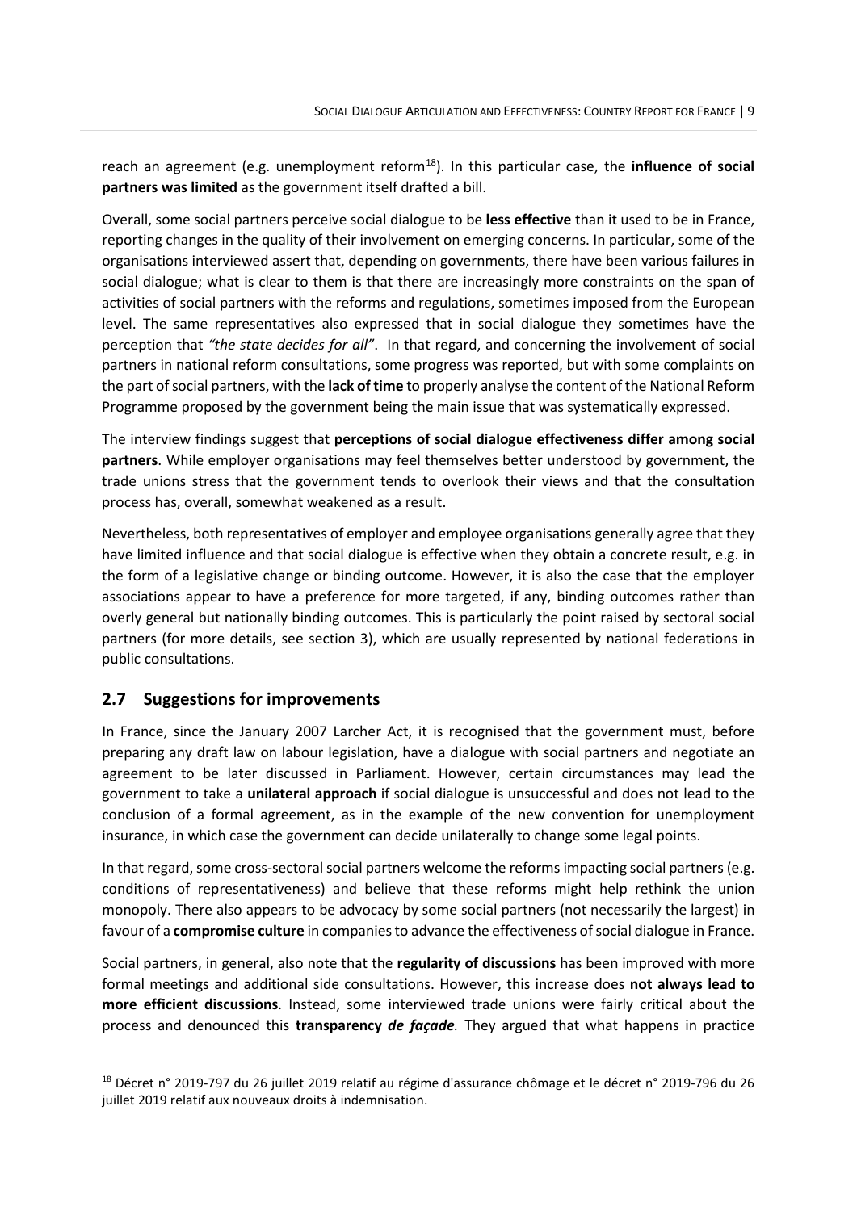reach an agreement (e.g. unemployment reform[18]). In this particular case, the **influence of social partners was limited** as the government itself drafted a bill.

Overall, some social partners perceive social dialogue to be **less effective** than it used to be in France, reporting changes in the quality of their involvement on emerging concerns. In particular, some of the organisations interviewed assert that, depending on governments, there have been various failures in social dialogue; what is clear to them is that there are increasingly more constraints on the span of activities of social partners with the reforms and regulations, sometimes imposed from the European level. The same representatives also expressed that in social dialogue they sometimes have the perception that *"the state decides for all"*. In that regard, and concerning the involvement of social partners in national reform consultations, some progress was reported, but with some complaints on the part of social partners, with the **lack of time** to properly analyse the content of the National Reform Programme proposed by the government being the main issue that was systematically expressed.

The interview findings suggest that **perceptions of social dialogue effectiveness differ among social partners**. While employer organisations may feel themselves better understood by government, the trade unions stress that the government tends to overlook their views and that the consultation process has, overall, somewhat weakened as a result.

Nevertheless, both representatives of employer and employee organisations generally agree that they have limited influence and that social dialogue is effective when they obtain a concrete result, e.g. in the form of a legislative change or binding outcome. However, it is also the case that the employer associations appear to have a preference for more targeted, if any, binding outcomes rather than overly general but nationally binding outcomes. This is particularly the point raised by sectoral social partners (for more details, see section 3), which are usually represented by national federations in public consultations.

## 2.7 Suggestions for improvements

In France, since the January 2007 Larcher Act, it is recognised that the government must, before preparing any draft law on labour legislation, have a dialogue with social partners and negotiate an agreement to be later discussed in Parliament. However, certain circumstances may lead the government to take a **unilateral approach** if social dialogue is unsuccessful and does not lead to the conclusion of a formal agreement, as in the example of the new convention for unemployment insurance, in which case the government can decide unilaterally to change some legal points.

In that regard, some cross-sectoral social partners welcome the reforms impacting social partners (e.g. conditions of representativeness) and believe that these reforms might help rethink the union monopoly. There also appears to be advocacy by some social partners (not necessarily the largest) in favour of a **compromise culture** in companies to advance the effectiveness of social dialogue in France.

Social partners, in general, also note that the **regularity of discussions** has been improved with more formal meetings and additional side consultations. However, this increase does **not always lead to more efficient discussions**. Instead, some interviewed trade unions were fairly critical about the process and denounced this **transparency *de façade*.** They argued that what happens in practice

---

[18] Décret n° 2019-797 du 26 juillet 2019 relatif au régime d'assurance chômage et le décret n° 2019-796 du 26 juillet 2019 relatif aux nouveaux droits à indemnisation.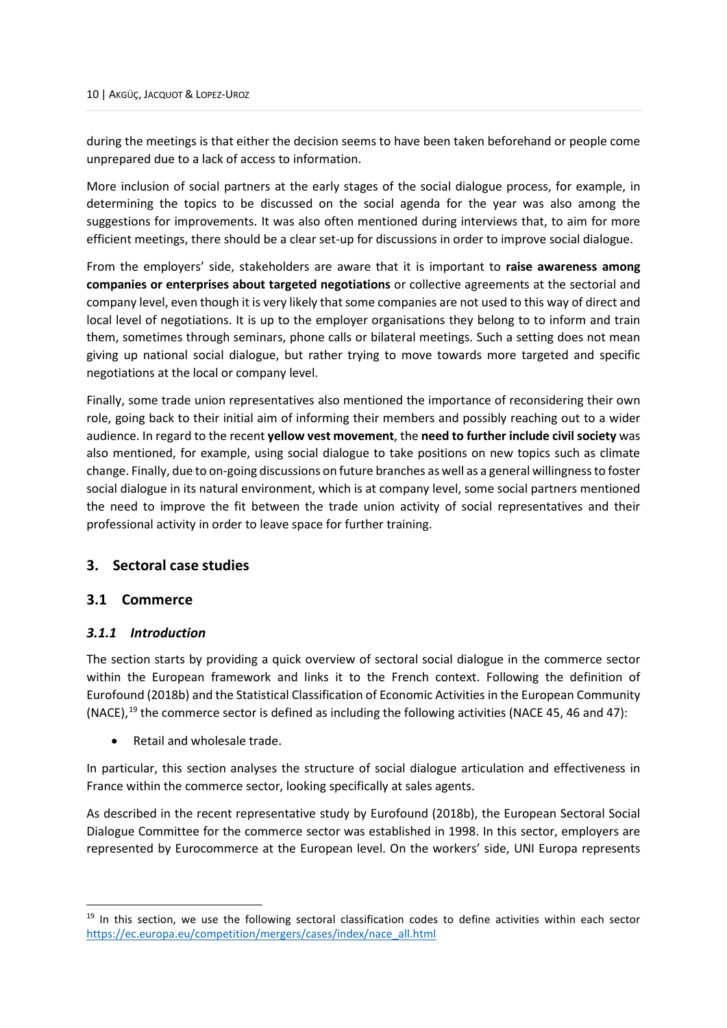during the meetings is that either the decision seems to have been taken beforehand or people come unprepared due to a lack of access to information.

More inclusion of social partners at the early stages of the social dialogue process, for example, in determining the topics to be discussed on the social agenda for the year was also among the suggestions for improvements. It was also often mentioned during interviews that, to aim for more efficient meetings, there should be a clear set-up for discussions in order to improve social dialogue.

From the employers' side, stakeholders are aware that it is important to **raise awareness among companies or enterprises about targeted negotiations** or collective agreements at the sectorial and company level, even though it is very likely that some companies are not used to this way of direct and local level of negotiations. It is up to the employer organisations they belong to to inform and train them, sometimes through seminars, phone calls or bilateral meetings. Such a setting does not mean giving up national social dialogue, but rather trying to move towards more targeted and specific negotiations at the local or company level.

Finally, some trade union representatives also mentioned the importance of reconsidering their own role, going back to their initial aim of informing their members and possibly reaching out to a wider audience. In regard to the recent **yellow vest movement**, the **need to further include civil society** was also mentioned, for example, using social dialogue to take positions on new topics such as climate change. Finally, due to on-going discussions on future branches as well as a general willingness to foster social dialogue in its natural environment, which is at company level, some social partners mentioned the need to improve the fit between the trade union activity of social representatives and their professional activity in order to leave space for further training.

## 3. Sectoral case studies

### 3.1 Commerce

#### *3.1.1 Introduction*

The section starts by providing a quick overview of sectoral social dialogue in the commerce sector within the European framework and links it to the French context. Following the definition of Eurofound (2018b) and the Statistical Classification of Economic Activities in the European Community (NACE),[19] the commerce sector is defined as including the following activities (NACE 45, 46 and 47):

- Retail and wholesale trade.

In particular, this section analyses the structure of social dialogue articulation and effectiveness in France within the commerce sector, looking specifically at sales agents.

As described in the recent representative study by Eurofound (2018b), the European Sectoral Social Dialogue Committee for the commerce sector was established in 1998. In this sector, employers are represented by Eurocommerce at the European level. On the workers' side, UNI Europa represents

[19] In this section, we use the following sectoral classification codes to define activities within each sector https://ec.europa.eu/competition/mergers/cases/index/nace_all.html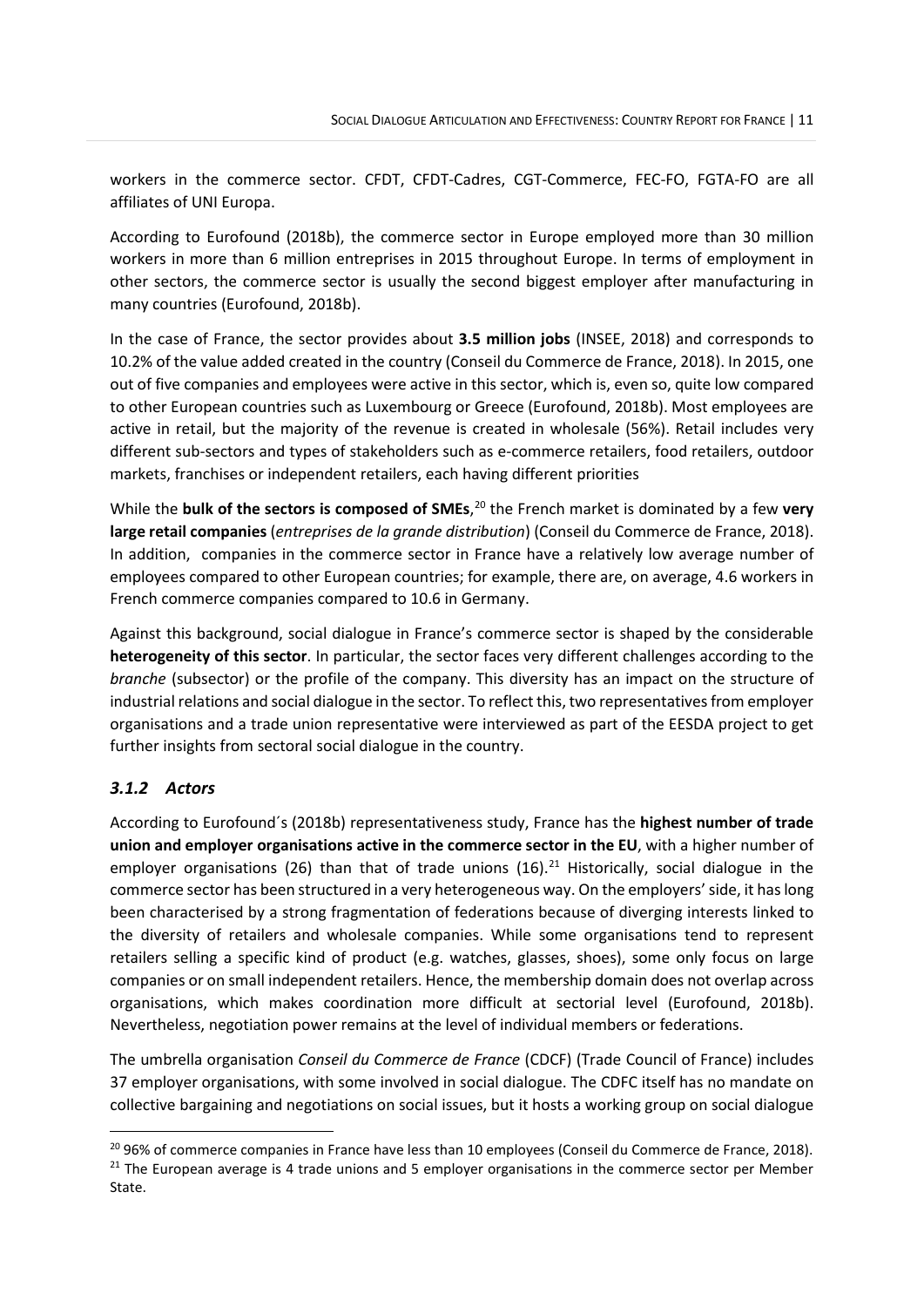workers in the commerce sector. CFDT, CFDT-Cadres, CGT-Commerce, FEC-FO, FGTA-FO are all affiliates of UNI Europa.

According to Eurofound (2018b), the commerce sector in Europe employed more than 30 million workers in more than 6 million entreprises in 2015 throughout Europe. In terms of employment in other sectors, the commerce sector is usually the second biggest employer after manufacturing in many countries (Eurofound, 2018b).

In the case of France, the sector provides about **3.5 million jobs** (INSEE, 2018) and corresponds to 10.2% of the value added created in the country (Conseil du Commerce de France, 2018). In 2015, one out of five companies and employees were active in this sector, which is, even so, quite low compared to other European countries such as Luxembourg or Greece (Eurofound, 2018b). Most employees are active in retail, but the majority of the revenue is created in wholesale (56%). Retail includes very different sub-sectors and types of stakeholders such as e-commerce retailers, food retailers, outdoor markets, franchises or independent retailers, each having different priorities

While the **bulk of the sectors is composed of SMEs**,[20] the French market is dominated by a few **very large retail companies** (*entreprises de la grande distribution*) (Conseil du Commerce de France, 2018). In addition, companies in the commerce sector in France have a relatively low average number of employees compared to other European countries; for example, there are, on average, 4.6 workers in French commerce companies compared to 10.6 in Germany.

Against this background, social dialogue in France's commerce sector is shaped by the considerable **heterogeneity of this sector**. In particular, the sector faces very different challenges according to the *branche* (subsector) or the profile of the company. This diversity has an impact on the structure of industrial relations and social dialogue in the sector. To reflect this, two representatives from employer organisations and a trade union representative were interviewed as part of the EESDA project to get further insights from sectoral social dialogue in the country.

### *3.1.2 Actors*

According to Eurofound´s (2018b) representativeness study, France has the **highest number of trade union and employer organisations active in the commerce sector in the EU**, with a higher number of employer organisations (26) than that of trade unions (16).[21] Historically, social dialogue in the commerce sector has been structured in a very heterogeneous way. On the employers' side, it has long been characterised by a strong fragmentation of federations because of diverging interests linked to the diversity of retailers and wholesale companies. While some organisations tend to represent retailers selling a specific kind of product (e.g. watches, glasses, shoes), some only focus on large companies or on small independent retailers. Hence, the membership domain does not overlap across organisations, which makes coordination more difficult at sectorial level (Eurofound, 2018b). Nevertheless, negotiation power remains at the level of individual members or federations.

The umbrella organisation *Conseil du Commerce de France* (CDCF) (Trade Council of France) includes 37 employer organisations, with some involved in social dialogue. The CDFC itself has no mandate on collective bargaining and negotiations on social issues, but it hosts a working group on social dialogue

[20] 96% of commerce companies in France have less than 10 employees (Conseil du Commerce de France, 2018).

[21] The European average is 4 trade unions and 5 employer organisations in the commerce sector per Member State.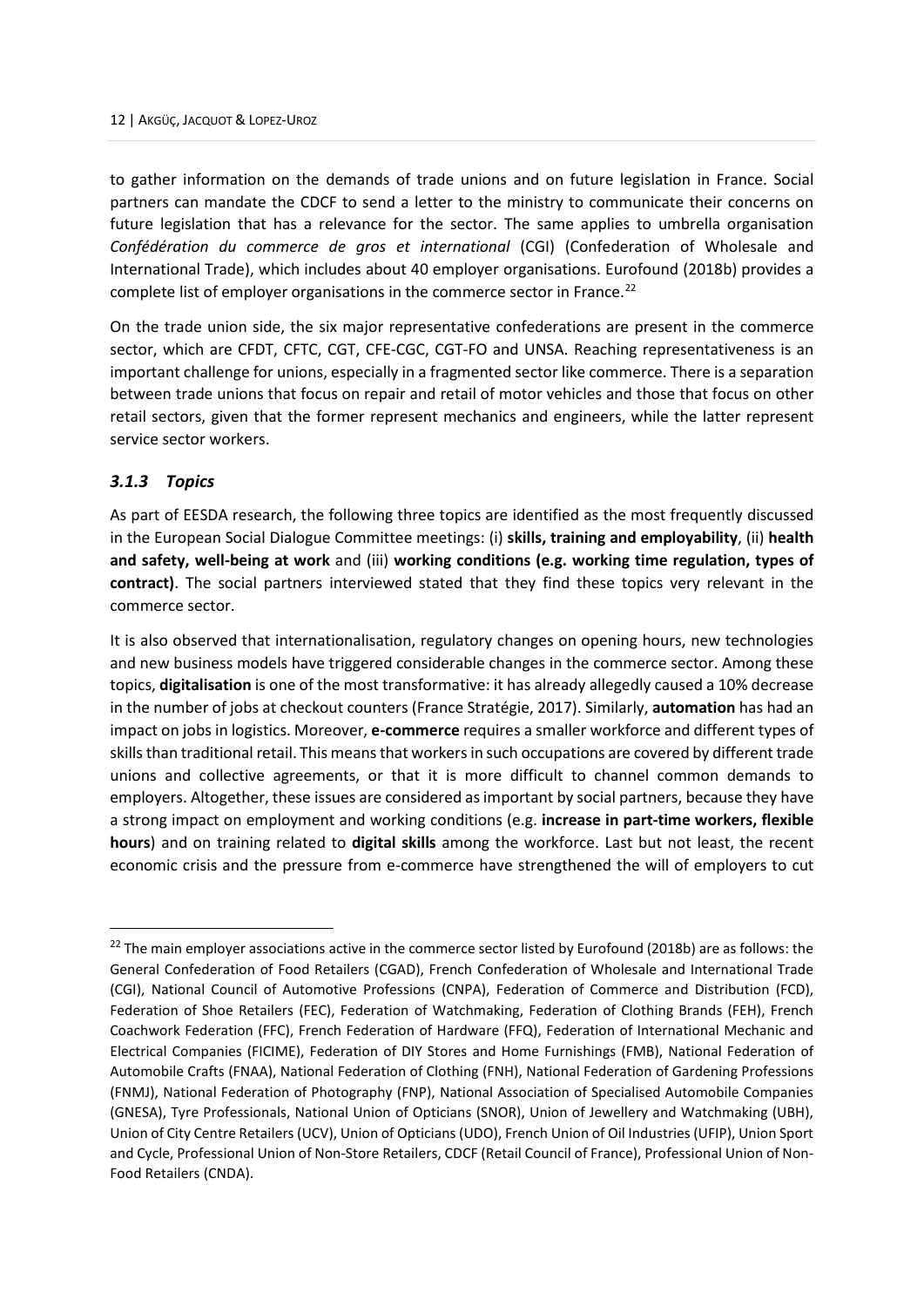to gather information on the demands of trade unions and on future legislation in France. Social partners can mandate the CDCF to send a letter to the ministry to communicate their concerns on future legislation that has a relevance for the sector. The same applies to umbrella organisation *Confédération du commerce de gros et international* (CGI) (Confederation of Wholesale and International Trade), which includes about 40 employer organisations. Eurofound (2018b) provides a complete list of employer organisations in the commerce sector in France.[22]

On the trade union side, the six major representative confederations are present in the commerce sector, which are CFDT, CFTC, CGT, CFE-CGC, CGT-FO and UNSA. Reaching representativeness is an important challenge for unions, especially in a fragmented sector like commerce. There is a separation between trade unions that focus on repair and retail of motor vehicles and those that focus on other retail sectors, given that the former represent mechanics and engineers, while the latter represent service sector workers.

### *3.1.3 Topics*

As part of EESDA research, the following three topics are identified as the most frequently discussed in the European Social Dialogue Committee meetings: (i) **skills, training and employability**, (ii) **health and safety, well-being at work** and (iii) **working conditions (e.g. working time regulation, types of contract)**. The social partners interviewed stated that they find these topics very relevant in the commerce sector.

It is also observed that internationalisation, regulatory changes on opening hours, new technologies and new business models have triggered considerable changes in the commerce sector. Among these topics, **digitalisation** is one of the most transformative: it has already allegedly caused a 10% decrease in the number of jobs at checkout counters (France Stratégie, 2017). Similarly, **automation** has had an impact on jobs in logistics. Moreover, **e-commerce** requires a smaller workforce and different types of skills than traditional retail. This means that workers in such occupations are covered by different trade unions and collective agreements, or that it is more difficult to channel common demands to employers. Altogether, these issues are considered as important by social partners, because they have a strong impact on employment and working conditions (e.g. **increase in part-time workers, flexible hours**) and on training related to **digital skills** among the workforce. Last but not least, the recent economic crisis and the pressure from e-commerce have strengthened the will of employers to cut

---

[22] The main employer associations active in the commerce sector listed by Eurofound (2018b) are as follows: the General Confederation of Food Retailers (CGAD), French Confederation of Wholesale and International Trade (CGI), National Council of Automotive Professions (CNPA), Federation of Commerce and Distribution (FCD), Federation of Shoe Retailers (FEC), Federation of Watchmaking, Federation of Clothing Brands (FEH), French Coachwork Federation (FFC), French Federation of Hardware (FFQ), Federation of International Mechanic and Electrical Companies (FICIME), Federation of DIY Stores and Home Furnishings (FMB), National Federation of Automobile Crafts (FNAA), National Federation of Clothing (FNH), National Federation of Gardening Professions (FNMJ), National Federation of Photography (FNP), National Association of Specialised Automobile Companies (GNESA), Tyre Professionals, National Union of Opticians (SNOR), Union of Jewellery and Watchmaking (UBH), Union of City Centre Retailers (UCV), Union of Opticians (UDO), French Union of Oil Industries (UFIP), Union Sport and Cycle, Professional Union of Non-Store Retailers, CDCF (Retail Council of France), Professional Union of Non-Food Retailers (CNDA).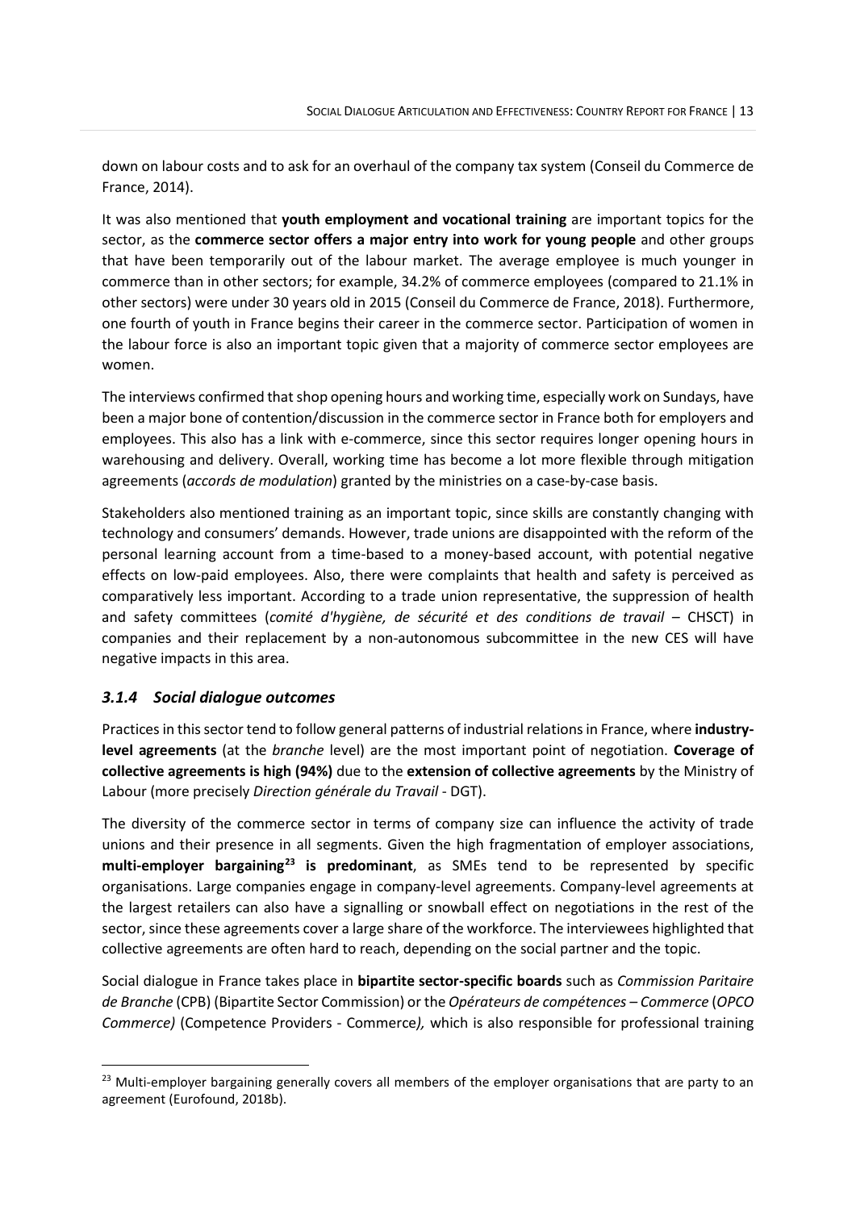down on labour costs and to ask for an overhaul of the company tax system (Conseil du Commerce de France, 2014).

It was also mentioned that **youth employment and vocational training** are important topics for the sector, as the **commerce sector offers a major entry into work for young people** and other groups that have been temporarily out of the labour market. The average employee is much younger in commerce than in other sectors; for example, 34.2% of commerce employees (compared to 21.1% in other sectors) were under 30 years old in 2015 (Conseil du Commerce de France, 2018). Furthermore, one fourth of youth in France begins their career in the commerce sector. Participation of women in the labour force is also an important topic given that a majority of commerce sector employees are women.

The interviews confirmed that shop opening hours and working time, especially work on Sundays, have been a major bone of contention/discussion in the commerce sector in France both for employers and employees. This also has a link with e-commerce, since this sector requires longer opening hours in warehousing and delivery. Overall, working time has become a lot more flexible through mitigation agreements (*accords de modulation*) granted by the ministries on a case-by-case basis.

Stakeholders also mentioned training as an important topic, since skills are constantly changing with technology and consumers' demands. However, trade unions are disappointed with the reform of the personal learning account from a time-based to a money-based account, with potential negative effects on low-paid employees. Also, there were complaints that health and safety is perceived as comparatively less important. According to a trade union representative, the suppression of health and safety committees (*comité d'hygiène, de sécurité et des conditions de travail* – CHSCT) in companies and their replacement by a non-autonomous subcommittee in the new CES will have negative impacts in this area.

### *3.1.4 Social dialogue outcomes*

Practices in this sector tend to follow general patterns of industrial relations in France, where **industry-level agreements** (at the *branche* level) are the most important point of negotiation. **Coverage of collective agreements is high (94%)** due to the **extension of collective agreements** by the Ministry of Labour (more precisely *Direction générale du Travail* - DGT).

The diversity of the commerce sector in terms of company size can influence the activity of trade unions and their presence in all segments. Given the high fragmentation of employer associations, **multi-employer bargaining[23] is predominant**, as SMEs tend to be represented by specific organisations. Large companies engage in company-level agreements. Company-level agreements at the largest retailers can also have a signalling or snowball effect on negotiations in the rest of the sector, since these agreements cover a large share of the workforce. The interviewees highlighted that collective agreements are often hard to reach, depending on the social partner and the topic.

Social dialogue in France takes place in **bipartite sector-specific boards** such as *Commission Paritaire de Branche* (CPB) (Bipartite Sector Commission) or the *Opérateurs de compétences – Commerce* (*OPCO Commerce)* (Competence Providers - Commerce*),* which is also responsible for professional training

[23] Multi-employer bargaining generally covers all members of the employer organisations that are party to an agreement (Eurofound, 2018b).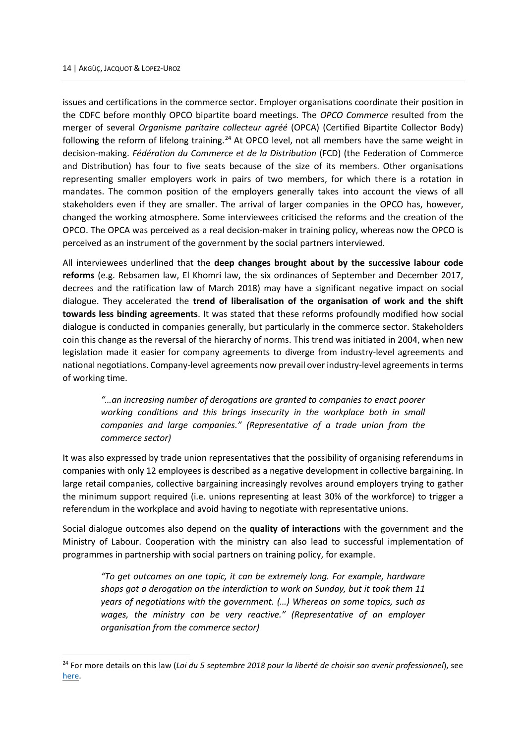issues and certifications in the commerce sector. Employer organisations coordinate their position in the CDFC before monthly OPCO bipartite board meetings. The *OPCO Commerce* resulted from the merger of several *Organisme paritaire collecteur agréé* (OPCA) (Certified Bipartite Collector Body) following the reform of lifelong training.[24] At OPCO level, not all members have the same weight in decision-making. *Fédération du Commerce et de la Distribution* (FCD) (the Federation of Commerce and Distribution) has four to five seats because of the size of its members. Other organisations representing smaller employers work in pairs of two members, for which there is a rotation in mandates. The common position of the employers generally takes into account the views of all stakeholders even if they are smaller. The arrival of larger companies in the OPCO has, however, changed the working atmosphere. Some interviewees criticised the reforms and the creation of the OPCO. The OPCA was perceived as a real decision-maker in training policy, whereas now the OPCO is perceived as an instrument of the government by the social partners interviewed.

All interviewees underlined that the **deep changes brought about by the successive labour code reforms** (e.g. Rebsamen law, El Khomri law, the six ordinances of September and December 2017, decrees and the ratification law of March 2018) may have a significant negative impact on social dialogue. They accelerated the **trend of liberalisation of the organisation of work and the shift towards less binding agreements**. It was stated that these reforms profoundly modified how social dialogue is conducted in companies generally, but particularly in the commerce sector. Stakeholders coin this change as the reversal of the hierarchy of norms. This trend was initiated in 2004, when new legislation made it easier for company agreements to diverge from industry-level agreements and national negotiations. Company-level agreements now prevail over industry-level agreements in terms of working time.

> *"…an increasing number of derogations are granted to companies to enact poorer working conditions and this brings insecurity in the workplace both in small companies and large companies." (Representative of a trade union from the commerce sector)*

It was also expressed by trade union representatives that the possibility of organising referendums in companies with only 12 employees is described as a negative development in collective bargaining. In large retail companies, collective bargaining increasingly revolves around employers trying to gather the minimum support required (i.e. unions representing at least 30% of the workforce) to trigger a referendum in the workplace and avoid having to negotiate with representative unions.

Social dialogue outcomes also depend on the **quality of interactions** with the government and the Ministry of Labour. Cooperation with the ministry can also lead to successful implementation of programmes in partnership with social partners on training policy, for example.

> *"To get outcomes on one topic, it can be extremely long. For example, hardware shops got a derogation on the interdiction to work on Sunday, but it took them 11 years of negotiations with the government. (…) Whereas on some topics, such as wages, the ministry can be very reactive." (Representative of an employer organisation from the commerce sector)*

[24] For more details on this law (*Loi du 5 septembre 2018 pour la liberté de choisir son avenir professionnel*), see here.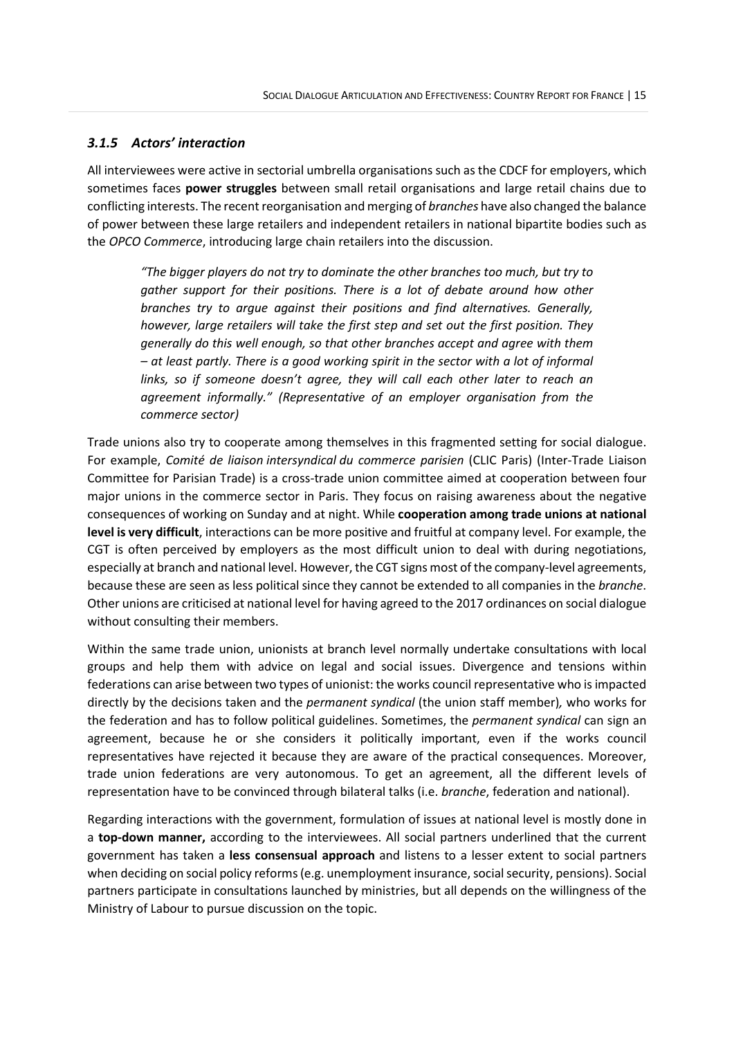### *3.1.5 Actors' interaction*

All interviewees were active in sectorial umbrella organisations such as the CDCF for employers, which sometimes faces **power struggles** between small retail organisations and large retail chains due to conflicting interests. The recent reorganisation and merging of *branches* have also changed the balance of power between these large retailers and independent retailers in national bipartite bodies such as the *OPCO Commerce*, introducing large chain retailers into the discussion.

> *"The bigger players do not try to dominate the other branches too much, but try to gather support for their positions. There is a lot of debate around how other branches try to argue against their positions and find alternatives. Generally, however, large retailers will take the first step and set out the first position. They generally do this well enough, so that other branches accept and agree with them – at least partly. There is a good working spirit in the sector with a lot of informal links, so if someone doesn't agree, they will call each other later to reach an agreement informally." (Representative of an employer organisation from the commerce sector)*

Trade unions also try to cooperate among themselves in this fragmented setting for social dialogue. For example, *Comité de liaison intersyndical du commerce parisien* (CLIC Paris) (Inter-Trade Liaison Committee for Parisian Trade) is a cross-trade union committee aimed at cooperation between four major unions in the commerce sector in Paris. They focus on raising awareness about the negative consequences of working on Sunday and at night. While **cooperation among trade unions at national level is very difficult**, interactions can be more positive and fruitful at company level. For example, the CGT is often perceived by employers as the most difficult union to deal with during negotiations, especially at branch and national level. However, the CGT signs most of the company-level agreements, because these are seen as less political since they cannot be extended to all companies in the *branche*. Other unions are criticised at national level for having agreed to the 2017 ordinances on social dialogue without consulting their members.

Within the same trade union, unionists at branch level normally undertake consultations with local groups and help them with advice on legal and social issues. Divergence and tensions within federations can arise between two types of unionist: the works council representative who is impacted directly by the decisions taken and the *permanent syndical* (the union staff member), who works for the federation and has to follow political guidelines. Sometimes, the *permanent syndical* can sign an agreement, because he or she considers it politically important, even if the works council representatives have rejected it because they are aware of the practical consequences. Moreover, trade union federations are very autonomous. To get an agreement, all the different levels of representation have to be convinced through bilateral talks (i.e. *branche*, federation and national).

Regarding interactions with the government, formulation of issues at national level is mostly done in a **top-down manner,** according to the interviewees. All social partners underlined that the current government has taken a **less consensual approach** and listens to a lesser extent to social partners when deciding on social policy reforms (e.g. unemployment insurance, social security, pensions). Social partners participate in consultations launched by ministries, but all depends on the willingness of the Ministry of Labour to pursue discussion on the topic.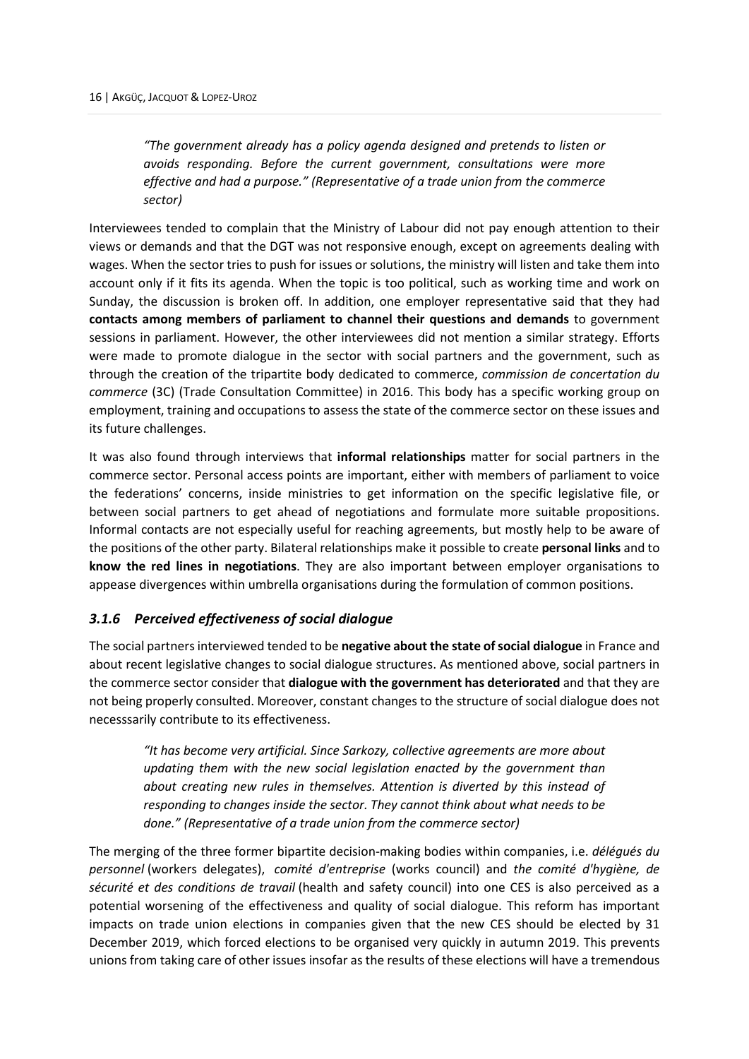> *"The government already has a policy agenda designed and pretends to listen or avoids responding. Before the current government, consultations were more effective and had a purpose." (Representative of a trade union from the commerce sector)*

Interviewees tended to complain that the Ministry of Labour did not pay enough attention to their views or demands and that the DGT was not responsive enough, except on agreements dealing with wages. When the sector tries to push for issues or solutions, the ministry will listen and take them into account only if it fits its agenda. When the topic is too political, such as working time and work on Sunday, the discussion is broken off. In addition, one employer representative said that they had **contacts among members of parliament to channel their questions and demands** to government sessions in parliament. However, the other interviewees did not mention a similar strategy. Efforts were made to promote dialogue in the sector with social partners and the government, such as through the creation of the tripartite body dedicated to commerce, *commission de concertation du commerce* (3C) (Trade Consultation Committee) in 2016. This body has a specific working group on employment, training and occupations to assess the state of the commerce sector on these issues and its future challenges.

It was also found through interviews that **informal relationships** matter for social partners in the commerce sector. Personal access points are important, either with members of parliament to voice the federations' concerns, inside ministries to get information on the specific legislative file, or between social partners to get ahead of negotiations and formulate more suitable propositions. Informal contacts are not especially useful for reaching agreements, but mostly help to be aware of the positions of the other party. Bilateral relationships make it possible to create **personal links** and to **know the red lines in negotiations**. They are also important between employer organisations to appease divergences within umbrella organisations during the formulation of common positions.

### *3.1.6 Perceived effectiveness of social dialogue*

The social partners interviewed tended to be **negative about the state of social dialogue** in France and about recent legislative changes to social dialogue structures. As mentioned above, social partners in the commerce sector consider that **dialogue with the government has deteriorated** and that they are not being properly consulted. Moreover, constant changes to the structure of social dialogue does not necesssarily contribute to its effectiveness.

> *"It has become very artificial. Since Sarkozy, collective agreements are more about updating them with the new social legislation enacted by the government than about creating new rules in themselves. Attention is diverted by this instead of responding to changes inside the sector. They cannot think about what needs to be done." (Representative of a trade union from the commerce sector)*

The merging of the three former bipartite decision-making bodies within companies, i.e. *délégués du personnel* (workers delegates), *comité d'entreprise* (works council) and *the comité d'hygiène, de sécurité et des conditions de travail* (health and safety council) into one CES is also perceived as a potential worsening of the effectiveness and quality of social dialogue. This reform has important impacts on trade union elections in companies given that the new CES should be elected by 31 December 2019, which forced elections to be organised very quickly in autumn 2019. This prevents unions from taking care of other issues insofar as the results of these elections will have a tremendous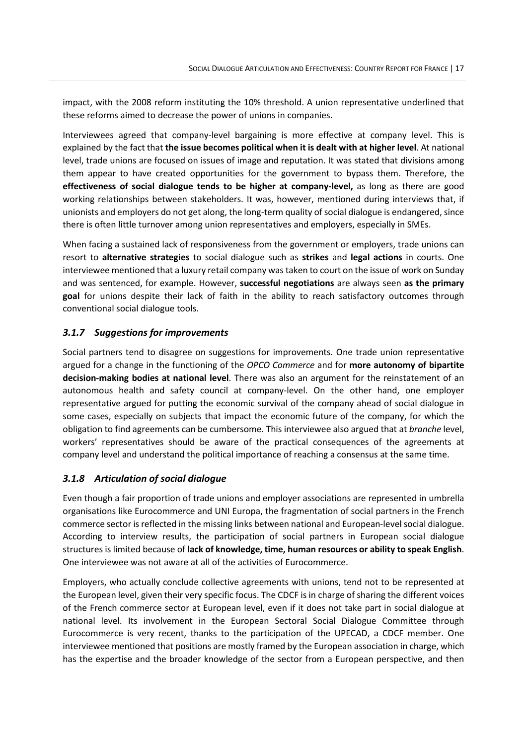impact, with the 2008 reform instituting the 10% threshold. A union representative underlined that these reforms aimed to decrease the power of unions in companies.

Interviewees agreed that company-level bargaining is more effective at company level. This is explained by the fact that **the issue becomes political when it is dealt with at higher level**. At national level, trade unions are focused on issues of image and reputation. It was stated that divisions among them appear to have created opportunities for the government to bypass them. Therefore, the **effectiveness of social dialogue tends to be higher at company-level,** as long as there are good working relationships between stakeholders. It was, however, mentioned during interviews that, if unionists and employers do not get along, the long-term quality of social dialogue is endangered, since there is often little turnover among union representatives and employers, especially in SMEs.

When facing a sustained lack of responsiveness from the government or employers, trade unions can resort to **alternative strategies** to social dialogue such as **strikes** and **legal actions** in courts. One interviewee mentioned that a luxury retail company was taken to court on the issue of work on Sunday and was sentenced, for example. However, **successful negotiations** are always seen **as the primary goal** for unions despite their lack of faith in the ability to reach satisfactory outcomes through conventional social dialogue tools.

### *3.1.7 Suggestions for improvements*

Social partners tend to disagree on suggestions for improvements. One trade union representative argued for a change in the functioning of the *OPCO Commerce* and for **more autonomy of bipartite decision-making bodies at national level**. There was also an argument for the reinstatement of an autonomous health and safety council at company-level. On the other hand, one employer representative argued for putting the economic survival of the company ahead of social dialogue in some cases, especially on subjects that impact the economic future of the company, for which the obligation to find agreements can be cumbersome. This interviewee also argued that at *branche* level, workers' representatives should be aware of the practical consequences of the agreements at company level and understand the political importance of reaching a consensus at the same time.

### *3.1.8 Articulation of social dialogue*

Even though a fair proportion of trade unions and employer associations are represented in umbrella organisations like Eurocommerce and UNI Europa, the fragmentation of social partners in the French commerce sector is reflected in the missing links between national and European-level social dialogue. According to interview results, the participation of social partners in European social dialogue structures is limited because of **lack of knowledge, time, human resources or ability to speak English**. One interviewee was not aware at all of the activities of Eurocommerce.

Employers, who actually conclude collective agreements with unions, tend not to be represented at the European level, given their very specific focus. The CDCF is in charge of sharing the different voices of the French commerce sector at European level, even if it does not take part in social dialogue at national level. Its involvement in the European Sectoral Social Dialogue Committee through Eurocommerce is very recent, thanks to the participation of the UPECAD, a CDCF member. One interviewee mentioned that positions are mostly framed by the European association in charge, which has the expertise and the broader knowledge of the sector from a European perspective, and then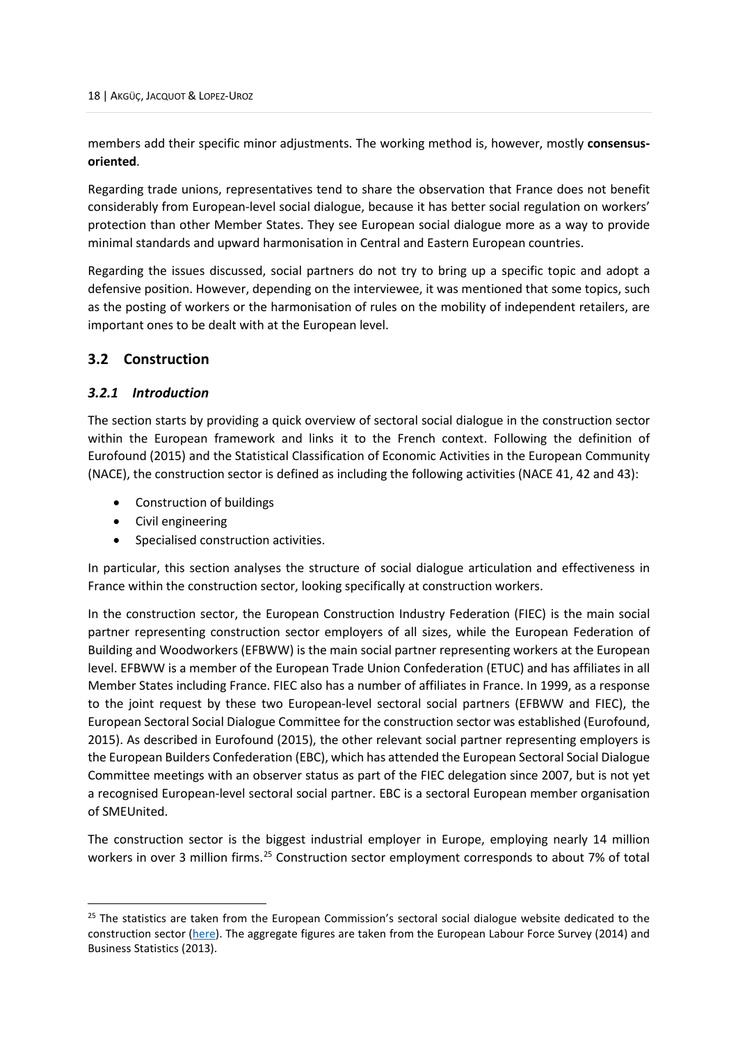members add their specific minor adjustments. The working method is, however, mostly **consensus-oriented**.

Regarding trade unions, representatives tend to share the observation that France does not benefit considerably from European-level social dialogue, because it has better social regulation on workers' protection than other Member States. They see European social dialogue more as a way to provide minimal standards and upward harmonisation in Central and Eastern European countries.

Regarding the issues discussed, social partners do not try to bring up a specific topic and adopt a defensive position. However, depending on the interviewee, it was mentioned that some topics, such as the posting of workers or the harmonisation of rules on the mobility of independent retailers, are important ones to be dealt with at the European level.

## 3.2 Construction

### *3.2.1 Introduction*

The section starts by providing a quick overview of sectoral social dialogue in the construction sector within the European framework and links it to the French context. Following the definition of Eurofound (2015) and the Statistical Classification of Economic Activities in the European Community (NACE), the construction sector is defined as including the following activities (NACE 41, 42 and 43):

- Construction of buildings
- Civil engineering
- Specialised construction activities.

In particular, this section analyses the structure of social dialogue articulation and effectiveness in France within the construction sector, looking specifically at construction workers.

In the construction sector, the European Construction Industry Federation (FIEC) is the main social partner representing construction sector employers of all sizes, while the European Federation of Building and Woodworkers (EFBWW) is the main social partner representing workers at the European level. EFBWW is a member of the European Trade Union Confederation (ETUC) and has affiliates in all Member States including France. FIEC also has a number of affiliates in France. In 1999, as a response to the joint request by these two European-level sectoral social partners (EFBWW and FIEC), the European Sectoral Social Dialogue Committee for the construction sector was established (Eurofound, 2015). As described in Eurofound (2015), the other relevant social partner representing employers is the European Builders Confederation (EBC), which has attended the European Sectoral Social Dialogue Committee meetings with an observer status as part of the FIEC delegation since 2007, but is not yet a recognised European-level sectoral social partner. EBC is a sectoral European member organisation of SMEUnited.

The construction sector is the biggest industrial employer in Europe, employing nearly 14 million workers in over 3 million firms.[25] Construction sector employment corresponds to about 7% of total

[25] The statistics are taken from the European Commission's sectoral social dialogue website dedicated to the construction sector (here). The aggregate figures are taken from the European Labour Force Survey (2014) and Business Statistics (2013).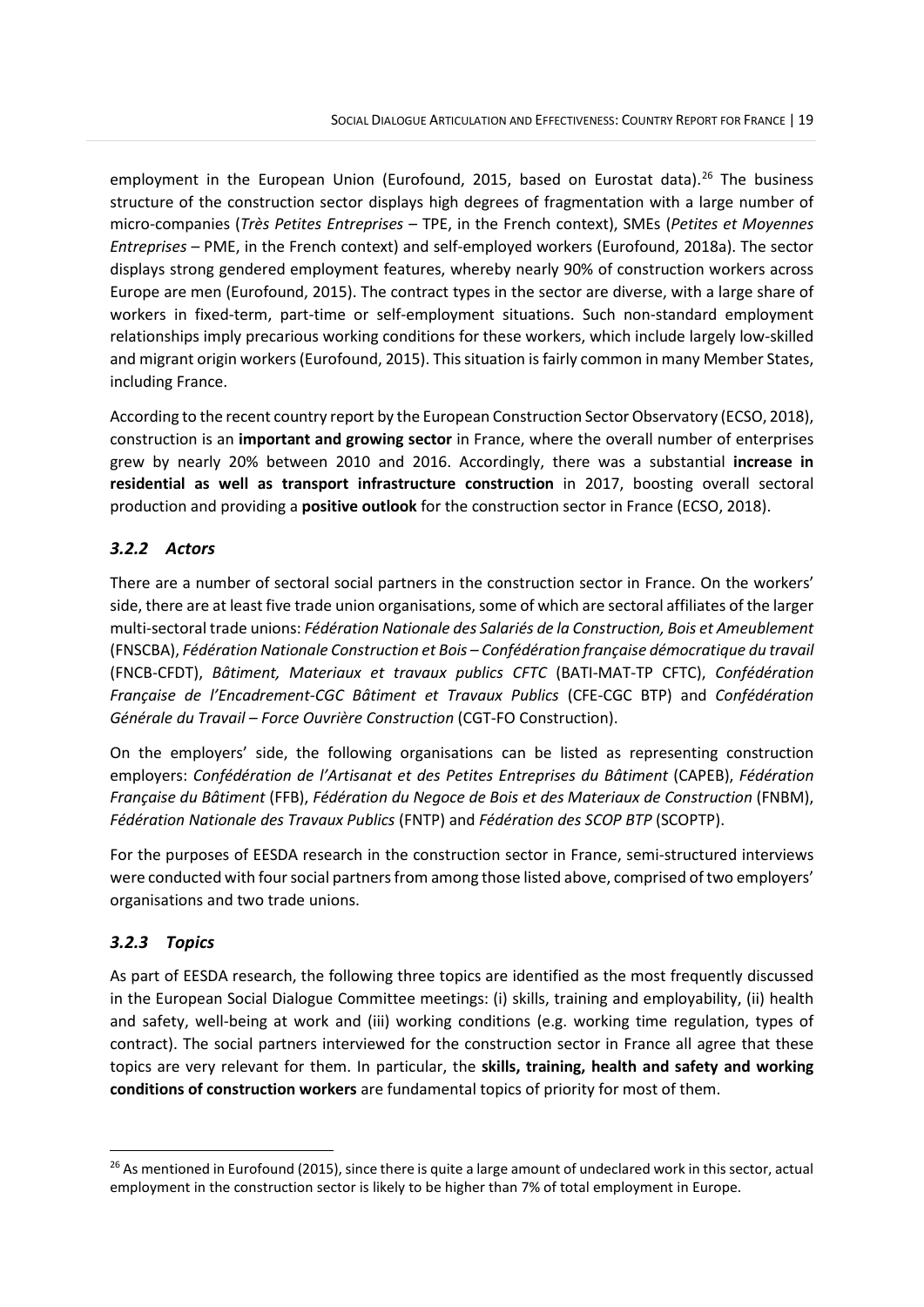employment in the European Union (Eurofound, 2015, based on Eurostat data).[26] The business structure of the construction sector displays high degrees of fragmentation with a large number of micro-companies (*Très Petites Entreprises* – TPE, in the French context), SMEs (*Petites et Moyennes Entreprises* – PME, in the French context) and self-employed workers (Eurofound, 2018a). The sector displays strong gendered employment features, whereby nearly 90% of construction workers across Europe are men (Eurofound, 2015). The contract types in the sector are diverse, with a large share of workers in fixed-term, part-time or self-employment situations. Such non-standard employment relationships imply precarious working conditions for these workers, which include largely low-skilled and migrant origin workers (Eurofound, 2015). This situation is fairly common in many Member States, including France.

According to the recent country report by the European Construction Sector Observatory (ECSO, 2018), construction is an **important and growing sector** in France, where the overall number of enterprises grew by nearly 20% between 2010 and 2016. Accordingly, there was a substantial **increase in residential as well as transport infrastructure construction** in 2017, boosting overall sectoral production and providing a **positive outlook** for the construction sector in France (ECSO, 2018).

### *3.2.2 Actors*

There are a number of sectoral social partners in the construction sector in France. On the workers' side, there are at least five trade union organisations, some of which are sectoral affiliates of the larger multi-sectoral trade unions: *Fédération Nationale des Salariés de la Construction, Bois et Ameublement* (FNSCBA), *Fédération Nationale Construction et Bois – Confédération française démocratique du travail* (FNCB-CFDT), *Bâtiment, Materiaux et travaux publics CFTC* (BATI-MAT-TP CFTC), *Confédération Française de l'Encadrement-CGC Bâtiment et Travaux Publics* (CFE-CGC BTP) and *Confédération Générale du Travail – Force Ouvrière Construction* (CGT-FO Construction).

On the employers' side, the following organisations can be listed as representing construction employers: *Confédération de l'Artisanat et des Petites Entreprises du Bâtiment* (CAPEB), *Fédération Française du Bâtiment* (FFB), *Fédération du Negoce de Bois et des Materiaux de Construction* (FNBM), *Fédération Nationale des Travaux Publics* (FNTP) and *Fédération des SCOP BTP* (SCOPTP).

For the purposes of EESDA research in the construction sector in France, semi-structured interviews were conducted with four social partners from among those listed above, comprised of two employers' organisations and two trade unions.

### *3.2.3 Topics*

As part of EESDA research, the following three topics are identified as the most frequently discussed in the European Social Dialogue Committee meetings: (i) skills, training and employability, (ii) health and safety, well-being at work and (iii) working conditions (e.g. working time regulation, types of contract). The social partners interviewed for the construction sector in France all agree that these topics are very relevant for them. In particular, the **skills, training, health and safety and working conditions of construction workers** are fundamental topics of priority for most of them.

---

[26] As mentioned in Eurofound (2015), since there is quite a large amount of undeclared work in this sector, actual employment in the construction sector is likely to be higher than 7% of total employment in Europe.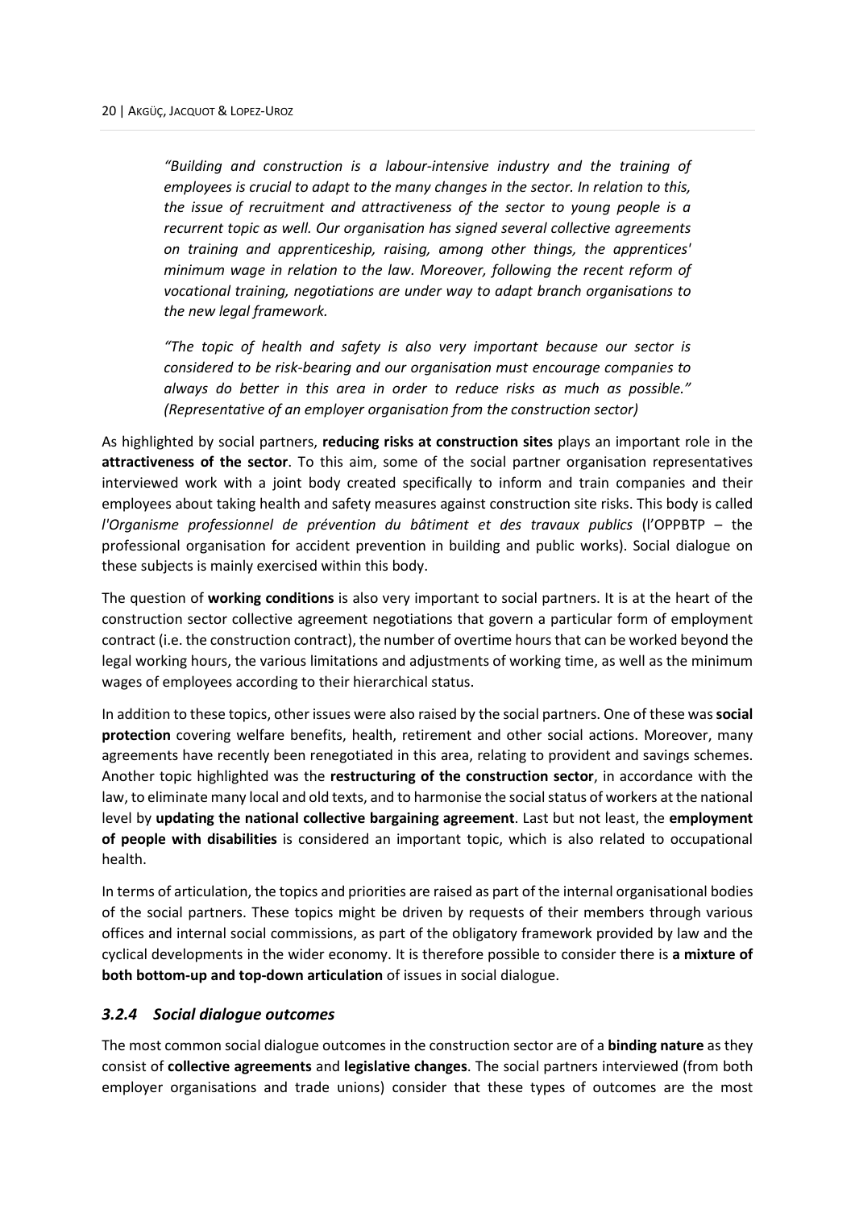> *"Building and construction is a labour-intensive industry and the training of employees is crucial to adapt to the many changes in the sector. In relation to this, the issue of recruitment and attractiveness of the sector to young people is a recurrent topic as well. Our organisation has signed several collective agreements on training and apprenticeship, raising, among other things, the apprentices' minimum wage in relation to the law. Moreover, following the recent reform of vocational training, negotiations are under way to adapt branch organisations to the new legal framework.*
>
> *"The topic of health and safety is also very important because our sector is considered to be risk-bearing and our organisation must encourage companies to always do better in this area in order to reduce risks as much as possible." (Representative of an employer organisation from the construction sector)*

As highlighted by social partners, **reducing risks at construction sites** plays an important role in the **attractiveness of the sector**. To this aim, some of the social partner organisation representatives interviewed work with a joint body created specifically to inform and train companies and their employees about taking health and safety measures against construction site risks. This body is called *l'Organisme professionnel de prévention du bâtiment et des travaux publics* (l'OPPBTP – the professional organisation for accident prevention in building and public works). Social dialogue on these subjects is mainly exercised within this body.

The question of **working conditions** is also very important to social partners. It is at the heart of the construction sector collective agreement negotiations that govern a particular form of employment contract (i.e. the construction contract), the number of overtime hours that can be worked beyond the legal working hours, the various limitations and adjustments of working time, as well as the minimum wages of employees according to their hierarchical status.

In addition to these topics, other issues were also raised by the social partners. One of these was **social protection** covering welfare benefits, health, retirement and other social actions. Moreover, many agreements have recently been renegotiated in this area, relating to provident and savings schemes. Another topic highlighted was the **restructuring of the construction sector**, in accordance with the law, to eliminate many local and old texts, and to harmonise the social status of workers at the national level by **updating the national collective bargaining agreement**. Last but not least, the **employment of people with disabilities** is considered an important topic, which is also related to occupational health.

In terms of articulation, the topics and priorities are raised as part of the internal organisational bodies of the social partners. These topics might be driven by requests of their members through various offices and internal social commissions, as part of the obligatory framework provided by law and the cyclical developments in the wider economy. It is therefore possible to consider there is **a mixture of both bottom-up and top-down articulation** of issues in social dialogue.

### *3.2.4 Social dialogue outcomes*

The most common social dialogue outcomes in the construction sector are of a **binding nature** as they consist of **collective agreements** and **legislative changes**. The social partners interviewed (from both employer organisations and trade unions) consider that these types of outcomes are the most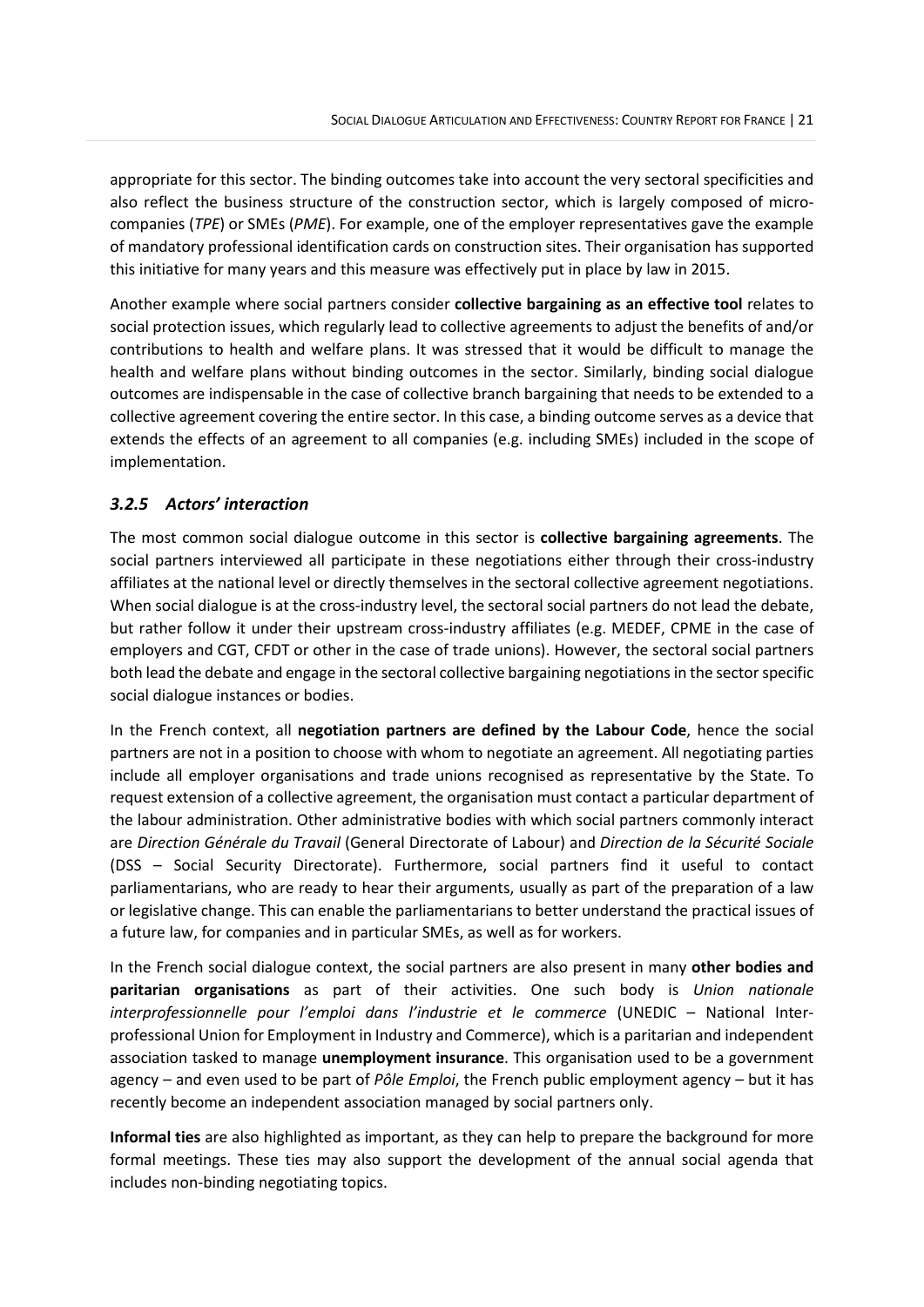appropriate for this sector. The binding outcomes take into account the very sectoral specificities and also reflect the business structure of the construction sector, which is largely composed of micro-companies (*TPE*) or SMEs (*PME*). For example, one of the employer representatives gave the example of mandatory professional identification cards on construction sites. Their organisation has supported this initiative for many years and this measure was effectively put in place by law in 2015.

Another example where social partners consider **collective bargaining as an effective tool** relates to social protection issues, which regularly lead to collective agreements to adjust the benefits of and/or contributions to health and welfare plans. It was stressed that it would be difficult to manage the health and welfare plans without binding outcomes in the sector. Similarly, binding social dialogue outcomes are indispensable in the case of collective branch bargaining that needs to be extended to a collective agreement covering the entire sector. In this case, a binding outcome serves as a device that extends the effects of an agreement to all companies (e.g. including SMEs) included in the scope of implementation.

### *3.2.5 Actors' interaction*

The most common social dialogue outcome in this sector is **collective bargaining agreements**. The social partners interviewed all participate in these negotiations either through their cross-industry affiliates at the national level or directly themselves in the sectoral collective agreement negotiations. When social dialogue is at the cross-industry level, the sectoral social partners do not lead the debate, but rather follow it under their upstream cross-industry affiliates (e.g. MEDEF, CPME in the case of employers and CGT, CFDT or other in the case of trade unions). However, the sectoral social partners both lead the debate and engage in the sectoral collective bargaining negotiations in the sector specific social dialogue instances or bodies.

In the French context, all **negotiation partners are defined by the Labour Code**, hence the social partners are not in a position to choose with whom to negotiate an agreement. All negotiating parties include all employer organisations and trade unions recognised as representative by the State. To request extension of a collective agreement, the organisation must contact a particular department of the labour administration. Other administrative bodies with which social partners commonly interact are *Direction Générale du Travail* (General Directorate of Labour) and *Direction de la Sécurité Sociale* (DSS – Social Security Directorate). Furthermore, social partners find it useful to contact parliamentarians, who are ready to hear their arguments, usually as part of the preparation of a law or legislative change. This can enable the parliamentarians to better understand the practical issues of a future law, for companies and in particular SMEs, as well as for workers.

In the French social dialogue context, the social partners are also present in many **other bodies and paritarian organisations** as part of their activities. One such body is *Union nationale interprofessionnelle pour l'emploi dans l'industrie et le commerce* (UNEDIC – National Inter-professional Union for Employment in Industry and Commerce), which is a paritarian and independent association tasked to manage **unemployment insurance**. This organisation used to be a government agency – and even used to be part of *Pôle Emploi*, the French public employment agency – but it has recently become an independent association managed by social partners only.

**Informal ties** are also highlighted as important, as they can help to prepare the background for more formal meetings. These ties may also support the development of the annual social agenda that includes non-binding negotiating topics.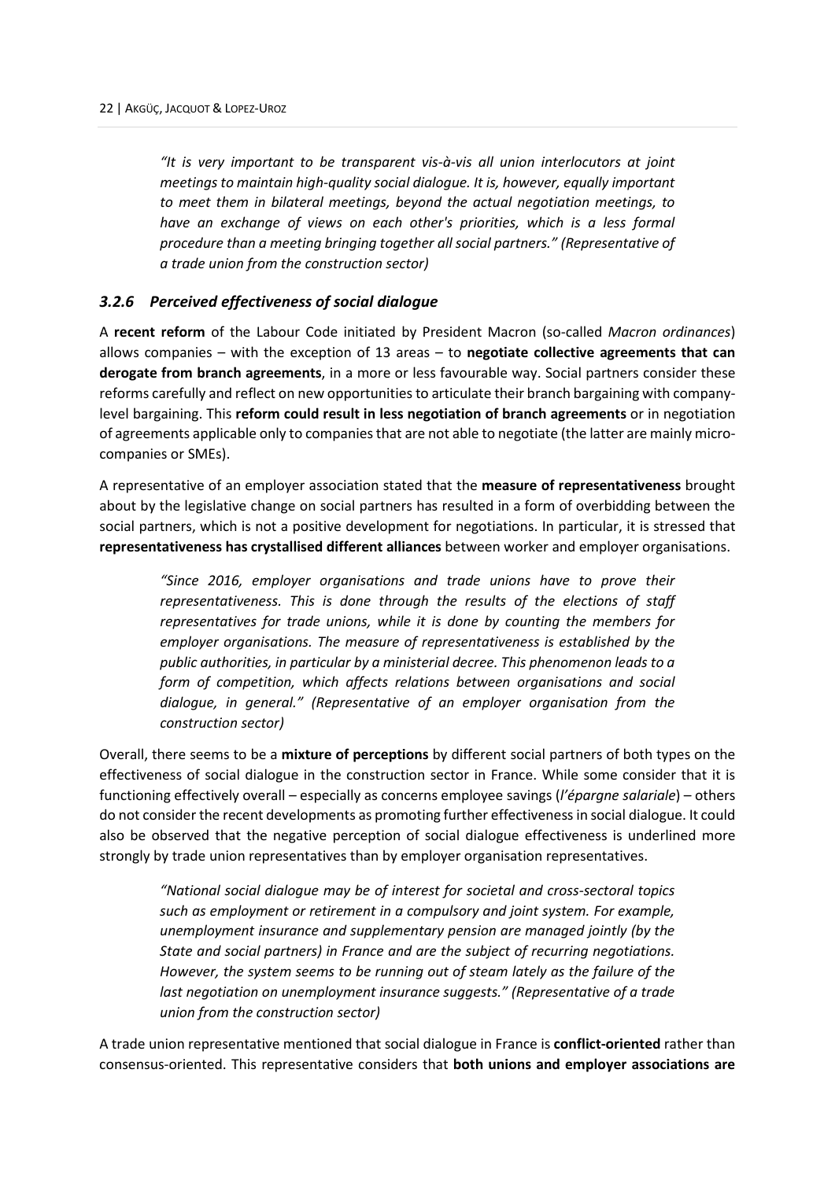> *"It is very important to be transparent vis-à-vis all union interlocutors at joint meetings to maintain high-quality social dialogue. It is, however, equally important to meet them in bilateral meetings, beyond the actual negotiation meetings, to have an exchange of views on each other's priorities, which is a less formal procedure than a meeting bringing together all social partners." (Representative of a trade union from the construction sector)*

### *3.2.6 Perceived effectiveness of social dialogue*

A **recent reform** of the Labour Code initiated by President Macron (so-called *Macron ordinances*) allows companies – with the exception of 13 areas – to **negotiate collective agreements that can derogate from branch agreements**, in a more or less favourable way. Social partners consider these reforms carefully and reflect on new opportunities to articulate their branch bargaining with company-level bargaining. This **reform could result in less negotiation of branch agreements** or in negotiation of agreements applicable only to companies that are not able to negotiate (the latter are mainly micro-companies or SMEs).

A representative of an employer association stated that the **measure of representativeness** brought about by the legislative change on social partners has resulted in a form of overbidding between the social partners, which is not a positive development for negotiations. In particular, it is stressed that **representativeness has crystallised different alliances** between worker and employer organisations.

> *"Since 2016, employer organisations and trade unions have to prove their representativeness. This is done through the results of the elections of staff representatives for trade unions, while it is done by counting the members for employer organisations. The measure of representativeness is established by the public authorities, in particular by a ministerial decree. This phenomenon leads to a form of competition, which affects relations between organisations and social dialogue, in general." (Representative of an employer organisation from the construction sector)*

Overall, there seems to be a **mixture of perceptions** by different social partners of both types on the effectiveness of social dialogue in the construction sector in France. While some consider that it is functioning effectively overall – especially as concerns employee savings (*l'épargne salariale*) – others do not consider the recent developments as promoting further effectiveness in social dialogue. It could also be observed that the negative perception of social dialogue effectiveness is underlined more strongly by trade union representatives than by employer organisation representatives.

> *"National social dialogue may be of interest for societal and cross-sectoral topics such as employment or retirement in a compulsory and joint system. For example, unemployment insurance and supplementary pension are managed jointly (by the State and social partners) in France and are the subject of recurring negotiations. However, the system seems to be running out of steam lately as the failure of the last negotiation on unemployment insurance suggests." (Representative of a trade union from the construction sector)*

A trade union representative mentioned that social dialogue in France is **conflict-oriented** rather than consensus-oriented. This representative considers that **both unions and employer associations are**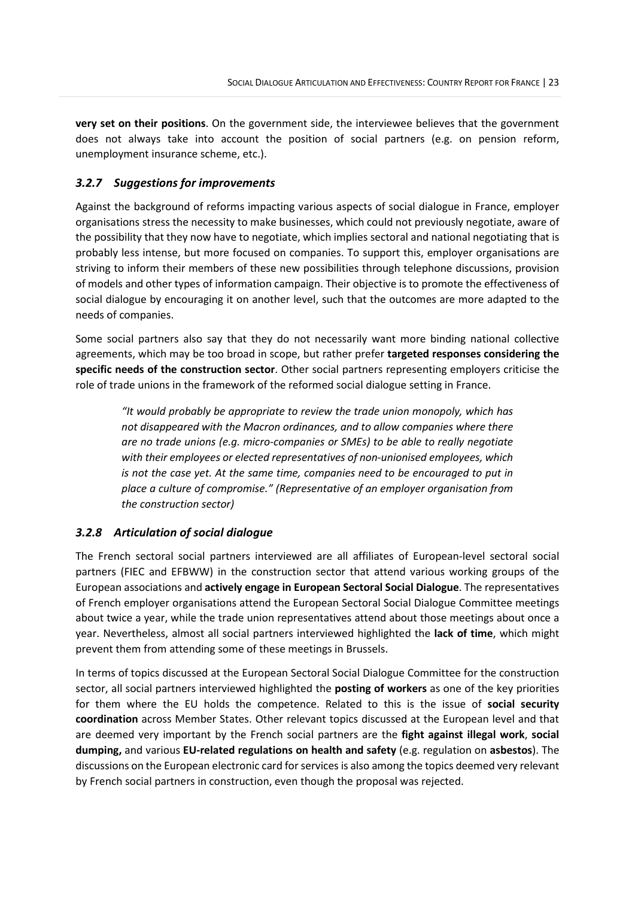**very set on their positions**. On the government side, the interviewee believes that the government does not always take into account the position of social partners (e.g. on pension reform, unemployment insurance scheme, etc.).

### *3.2.7 Suggestions for improvements*

Against the background of reforms impacting various aspects of social dialogue in France, employer organisations stress the necessity to make businesses, which could not previously negotiate, aware of the possibility that they now have to negotiate, which implies sectoral and national negotiating that is probably less intense, but more focused on companies. To support this, employer organisations are striving to inform their members of these new possibilities through telephone discussions, provision of models and other types of information campaign. Their objective is to promote the effectiveness of social dialogue by encouraging it on another level, such that the outcomes are more adapted to the needs of companies.

Some social partners also say that they do not necessarily want more binding national collective agreements, which may be too broad in scope, but rather prefer **targeted responses considering the specific needs of the construction sector**. Other social partners representing employers criticise the role of trade unions in the framework of the reformed social dialogue setting in France.

> *"It would probably be appropriate to review the trade union monopoly, which has not disappeared with the Macron ordinances, and to allow companies where there are no trade unions (e.g. micro-companies or SMEs) to be able to really negotiate with their employees or elected representatives of non-unionised employees, which is not the case yet. At the same time, companies need to be encouraged to put in place a culture of compromise." (Representative of an employer organisation from the construction sector)*

### *3.2.8 Articulation of social dialogue*

The French sectoral social partners interviewed are all affiliates of European-level sectoral social partners (FIEC and EFBWW) in the construction sector that attend various working groups of the European associations and **actively engage in European Sectoral Social Dialogue**. The representatives of French employer organisations attend the European Sectoral Social Dialogue Committee meetings about twice a year, while the trade union representatives attend about those meetings about once a year. Nevertheless, almost all social partners interviewed highlighted the **lack of time**, which might prevent them from attending some of these meetings in Brussels.

In terms of topics discussed at the European Sectoral Social Dialogue Committee for the construction sector, all social partners interviewed highlighted the **posting of workers** as one of the key priorities for them where the EU holds the competence. Related to this is the issue of **social security coordination** across Member States. Other relevant topics discussed at the European level and that are deemed very important by the French social partners are the **fight against illegal work**, **social dumping,** and various **EU-related regulations on health and safety** (e.g. regulation on **asbestos**). The discussions on the European electronic card for services is also among the topics deemed very relevant by French social partners in construction, even though the proposal was rejected.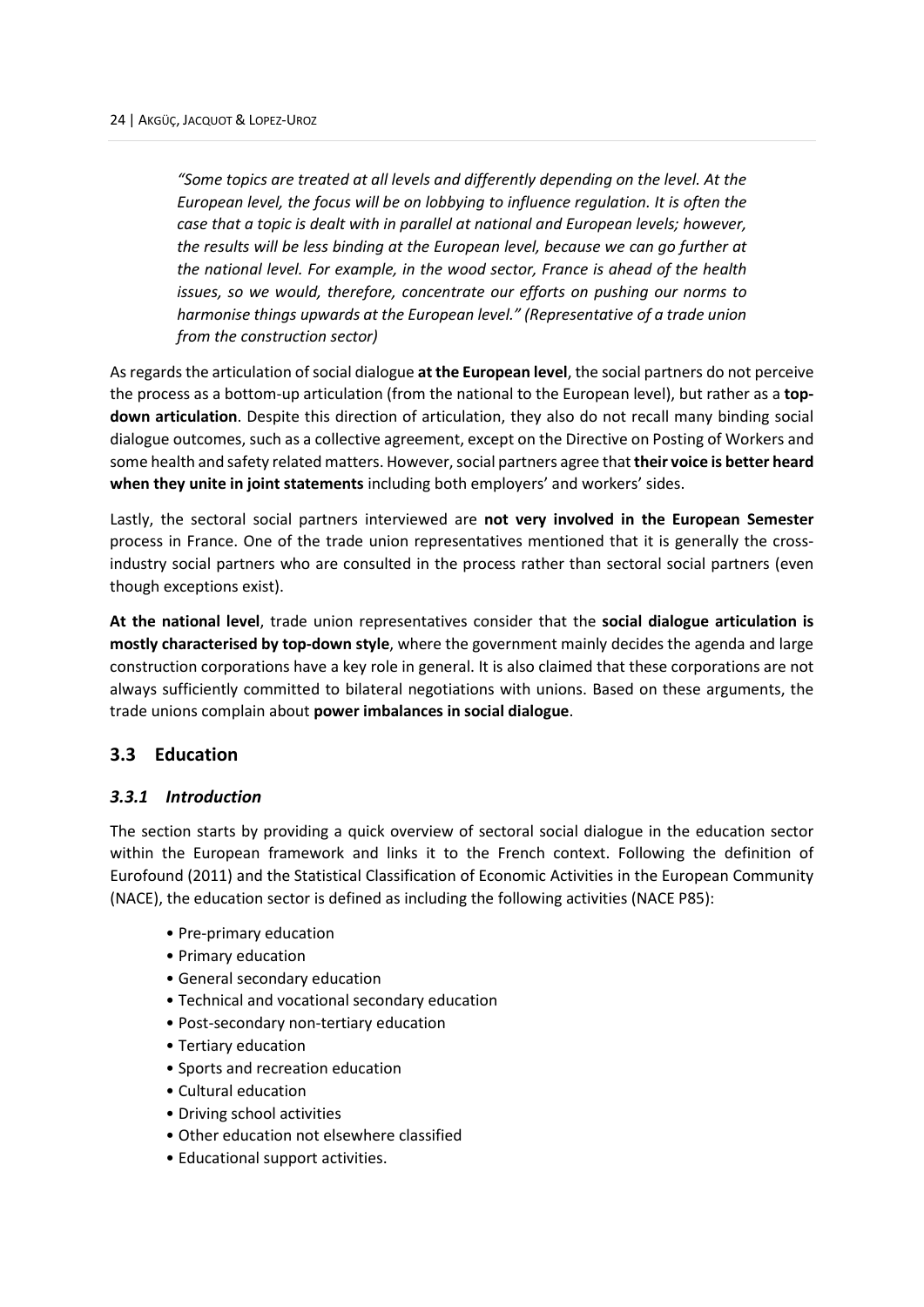*"Some topics are treated at all levels and differently depending on the level. At the European level, the focus will be on lobbying to influence regulation. It is often the case that a topic is dealt with in parallel at national and European levels; however, the results will be less binding at the European level, because we can go further at the national level. For example, in the wood sector, France is ahead of the health issues, so we would, therefore, concentrate our efforts on pushing our norms to harmonise things upwards at the European level." (Representative of a trade union from the construction sector)*

As regards the articulation of social dialogue **at the European level**, the social partners do not perceive the process as a bottom-up articulation (from the national to the European level), but rather as a **top-down articulation**. Despite this direction of articulation, they also do not recall many binding social dialogue outcomes, such as a collective agreement, except on the Directive on Posting of Workers and some health and safety related matters. However, social partners agree that **their voice is better heard when they unite in joint statements** including both employers' and workers' sides.

Lastly, the sectoral social partners interviewed are **not very involved in the European Semester** process in France. One of the trade union representatives mentioned that it is generally the cross-industry social partners who are consulted in the process rather than sectoral social partners (even though exceptions exist).

**At the national level**, trade union representatives consider that the **social dialogue articulation is mostly characterised by top-down style**, where the government mainly decides the agenda and large construction corporations have a key role in general. It is also claimed that these corporations are not always sufficiently committed to bilateral negotiations with unions. Based on these arguments, the trade unions complain about **power imbalances in social dialogue**.

## 3.3 Education

### *3.3.1 Introduction*

The section starts by providing a quick overview of sectoral social dialogue in the education sector within the European framework and links it to the French context. Following the definition of Eurofound (2011) and the Statistical Classification of Economic Activities in the European Community (NACE), the education sector is defined as including the following activities (NACE P85):

- Pre-primary education
- Primary education
- General secondary education
- Technical and vocational secondary education
- Post-secondary non-tertiary education
- Tertiary education
- Sports and recreation education
- Cultural education
- Driving school activities
- Other education not elsewhere classified
- Educational support activities.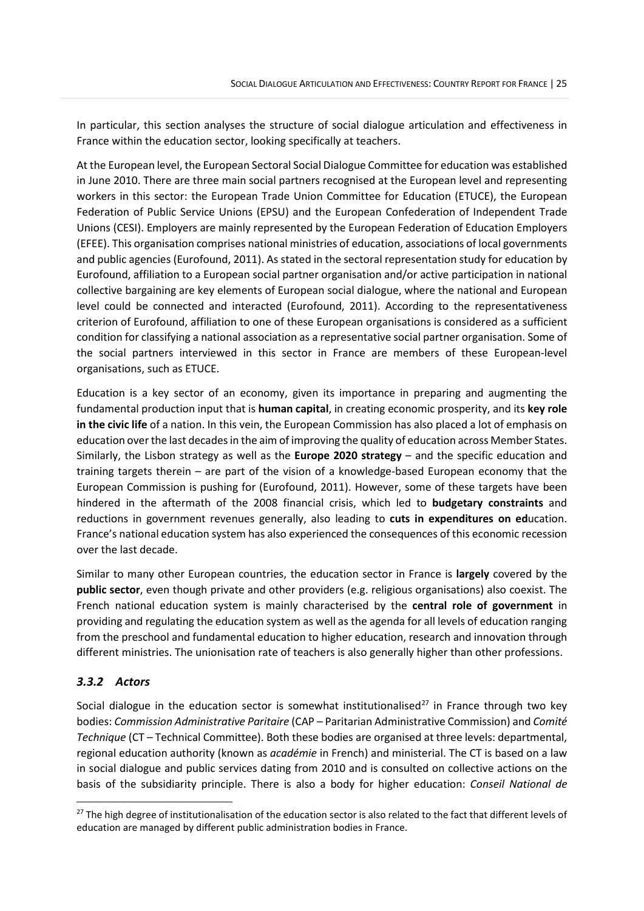In particular, this section analyses the structure of social dialogue articulation and effectiveness in France within the education sector, looking specifically at teachers.

At the European level, the European Sectoral Social Dialogue Committee for education was established in June 2010. There are three main social partners recognised at the European level and representing workers in this sector: the European Trade Union Committee for Education (ETUCE), the European Federation of Public Service Unions (EPSU) and the European Confederation of Independent Trade Unions (CESI). Employers are mainly represented by the European Federation of Education Employers (EFEE). This organisation comprises national ministries of education, associations of local governments and public agencies (Eurofound, 2011). As stated in the sectoral representation study for education by Eurofound, affiliation to a European social partner organisation and/or active participation in national collective bargaining are key elements of European social dialogue, where the national and European level could be connected and interacted (Eurofound, 2011). According to the representativeness criterion of Eurofound, affiliation to one of these European organisations is considered as a sufficient condition for classifying a national association as a representative social partner organisation. Some of the social partners interviewed in this sector in France are members of these European-level organisations, such as ETUCE.

Education is a key sector of an economy, given its importance in preparing and augmenting the fundamental production input that is **human capital**, in creating economic prosperity, and its **key role in the civic life** of a nation. In this vein, the European Commission has also placed a lot of emphasis on education over the last decades in the aim of improving the quality of education across Member States. Similarly, the Lisbon strategy as well as the **Europe 2020 strategy** – and the specific education and training targets therein – are part of the vision of a knowledge-based European economy that the European Commission is pushing for (Eurofound, 2011). However, some of these targets have been hindered in the aftermath of the 2008 financial crisis, which led to **budgetary constraints** and reductions in government revenues generally, also leading to **cuts in expenditures on ed**ucation. France's national education system has also experienced the consequences of this economic recession over the last decade.

Similar to many other European countries, the education sector in France is **largely** covered by the **public sector**, even though private and other providers (e.g. religious organisations) also coexist. The French national education system is mainly characterised by the **central role of government** in providing and regulating the education system as well as the agenda for all levels of education ranging from the preschool and fundamental education to higher education, research and innovation through different ministries. The unionisation rate of teachers is also generally higher than other professions.

### *3.3.2 Actors*

Social dialogue in the education sector is somewhat institutionalised[27] in France through two key bodies: *Commission Administrative Paritaire* (CAP – Paritarian Administrative Commission) and *Comité Technique* (CT – Technical Committee). Both these bodies are organised at three levels: departmental, regional education authority (known as *académie* in French) and ministerial. The CT is based on a law in social dialogue and public services dating from 2010 and is consulted on collective actions on the basis of the subsidiarity principle. There is also a body for higher education: *Conseil National de*

[27] The high degree of institutionalisation of the education sector is also related to the fact that different levels of education are managed by different public administration bodies in France.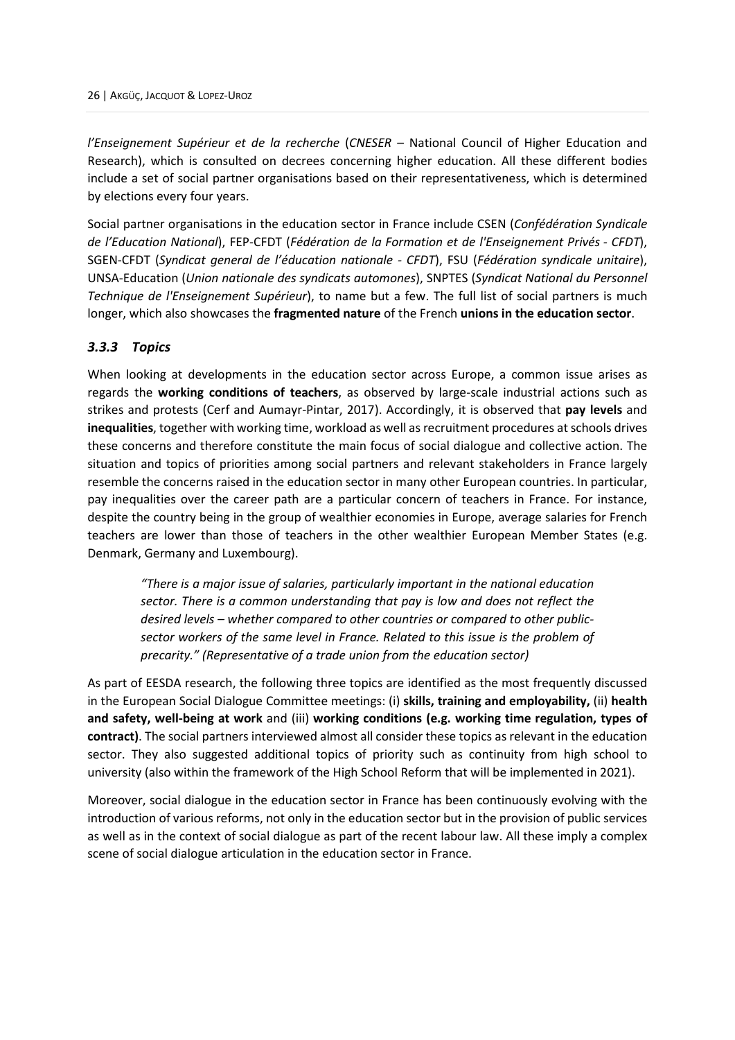*l'Enseignement Supérieur et de la recherche* (*CNESER* – National Council of Higher Education and Research), which is consulted on decrees concerning higher education. All these different bodies include a set of social partner organisations based on their representativeness, which is determined by elections every four years.

Social partner organisations in the education sector in France include CSEN (*Confédération Syndicale de l'Education National*), FEP-CFDT (*Fédération de la Formation et de l'Enseignement Privés - CFDT*), SGEN-CFDT (*Syndicat general de l'éducation nationale - CFDT*), FSU (*Fédération syndicale unitaire*), UNSA-Education (*Union nationale des syndicats automones*), SNPTES (*Syndicat National du Personnel Technique de l'Enseignement Supérieur*), to name but a few. The full list of social partners is much longer, which also showcases the **fragmented nature** of the French **unions in the education sector**.

### *3.3.3 Topics*

When looking at developments in the education sector across Europe, a common issue arises as regards the **working conditions of teachers**, as observed by large-scale industrial actions such as strikes and protests (Cerf and Aumayr-Pintar, 2017). Accordingly, it is observed that **pay levels** and **inequalities**, together with working time, workload as well as recruitment procedures at schools drives these concerns and therefore constitute the main focus of social dialogue and collective action. The situation and topics of priorities among social partners and relevant stakeholders in France largely resemble the concerns raised in the education sector in many other European countries. In particular, pay inequalities over the career path are a particular concern of teachers in France. For instance, despite the country being in the group of wealthier economies in Europe, average salaries for French teachers are lower than those of teachers in the other wealthier European Member States (e.g. Denmark, Germany and Luxembourg).

> *"There is a major issue of salaries, particularly important in the national education sector. There is a common understanding that pay is low and does not reflect the desired levels – whether compared to other countries or compared to other public-sector workers of the same level in France. Related to this issue is the problem of precarity." (Representative of a trade union from the education sector)*

As part of EESDA research, the following three topics are identified as the most frequently discussed in the European Social Dialogue Committee meetings: (i) **skills, training and employability,** (ii) **health and safety, well-being at work** and (iii) **working conditions (e.g. working time regulation, types of contract)**. The social partners interviewed almost all consider these topics as relevant in the education sector. They also suggested additional topics of priority such as continuity from high school to university (also within the framework of the High School Reform that will be implemented in 2021).

Moreover, social dialogue in the education sector in France has been continuously evolving with the introduction of various reforms, not only in the education sector but in the provision of public services as well as in the context of social dialogue as part of the recent labour law. All these imply a complex scene of social dialogue articulation in the education sector in France.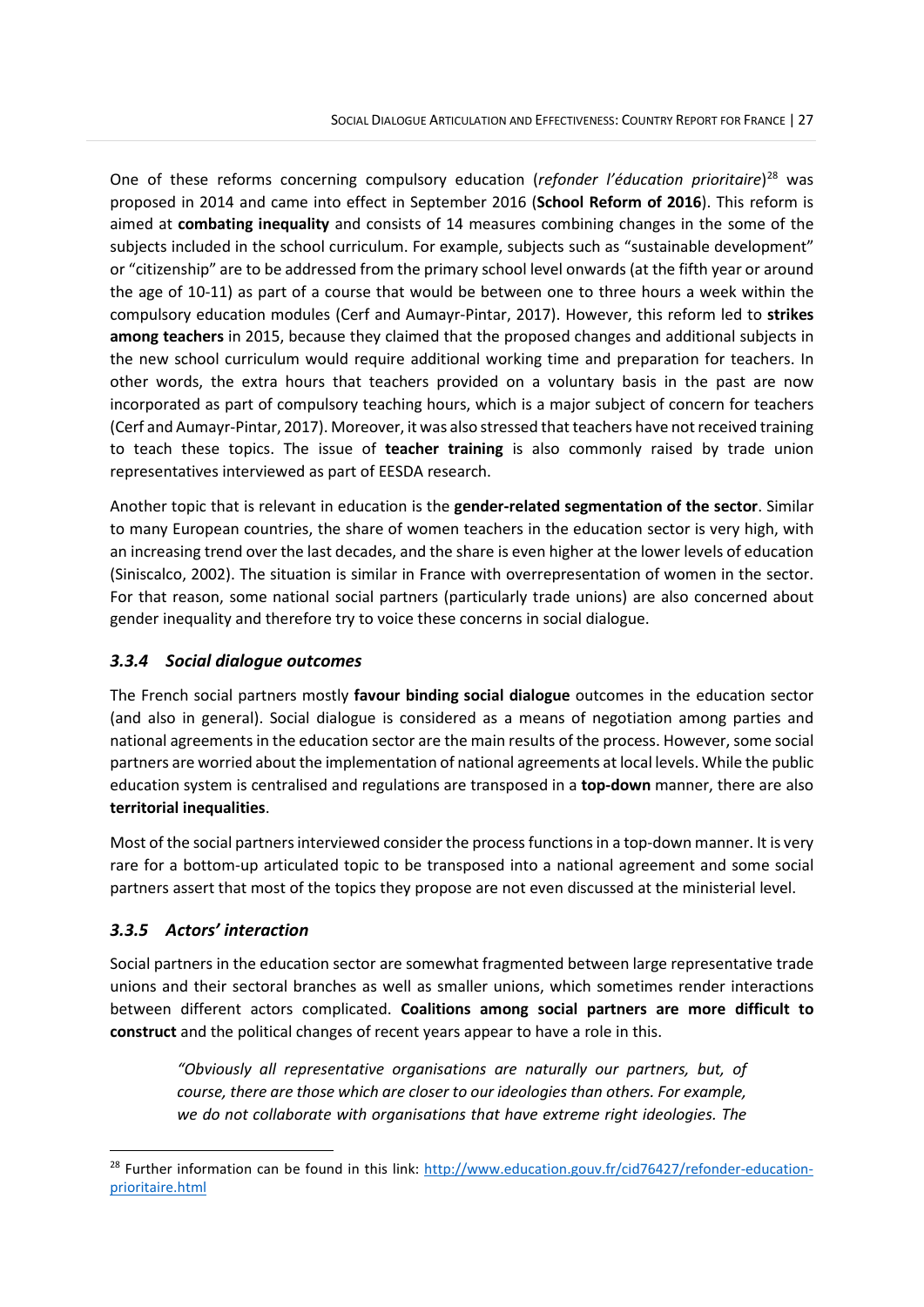One of these reforms concerning compulsory education (*refonder l'éducation prioritaire*)[28] was proposed in 2014 and came into effect in September 2016 (**School Reform of 2016**). This reform is aimed at **combating inequality** and consists of 14 measures combining changes in the some of the subjects included in the school curriculum. For example, subjects such as "sustainable development" or "citizenship" are to be addressed from the primary school level onwards (at the fifth year or around the age of 10-11) as part of a course that would be between one to three hours a week within the compulsory education modules (Cerf and Aumayr-Pintar, 2017). However, this reform led to **strikes among teachers** in 2015, because they claimed that the proposed changes and additional subjects in the new school curriculum would require additional working time and preparation for teachers. In other words, the extra hours that teachers provided on a voluntary basis in the past are now incorporated as part of compulsory teaching hours, which is a major subject of concern for teachers (Cerf and Aumayr-Pintar, 2017). Moreover, it was also stressed that teachers have not received training to teach these topics. The issue of **teacher training** is also commonly raised by trade union representatives interviewed as part of EESDA research.

Another topic that is relevant in education is the **gender-related segmentation of the sector**. Similar to many European countries, the share of women teachers in the education sector is very high, with an increasing trend over the last decades, and the share is even higher at the lower levels of education (Siniscalco, 2002). The situation is similar in France with overrepresentation of women in the sector. For that reason, some national social partners (particularly trade unions) are also concerned about gender inequality and therefore try to voice these concerns in social dialogue.

### *3.3.4 Social dialogue outcomes*

The French social partners mostly **favour binding social dialogue** outcomes in the education sector (and also in general). Social dialogue is considered as a means of negotiation among parties and national agreements in the education sector are the main results of the process. However, some social partners are worried about the implementation of national agreements at local levels. While the public education system is centralised and regulations are transposed in a **top-down** manner, there are also **territorial inequalities**.

Most of the social partners interviewed consider the process functions in a top-down manner. It is very rare for a bottom-up articulated topic to be transposed into a national agreement and some social partners assert that most of the topics they propose are not even discussed at the ministerial level.

### *3.3.5 Actors' interaction*

Social partners in the education sector are somewhat fragmented between large representative trade unions and their sectoral branches as well as smaller unions, which sometimes render interactions between different actors complicated. **Coalitions among social partners are more difficult to construct** and the political changes of recent years appear to have a role in this.

> *"Obviously all representative organisations are naturally our partners, but, of course, there are those which are closer to our ideologies than others. For example, we do not collaborate with organisations that have extreme right ideologies. The*

[28] Further information can be found in this link: http://www.education.gouv.fr/cid76427/refonder-education-prioritaire.html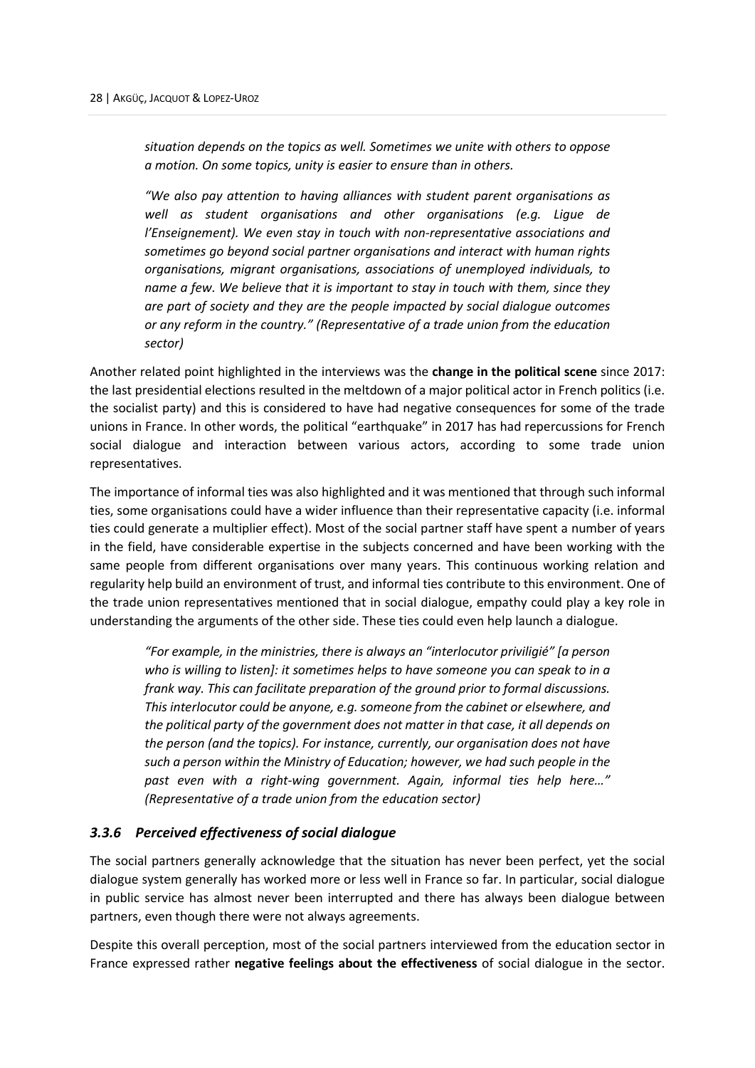*situation depends on the topics as well. Sometimes we unite with others to oppose a motion. On some topics, unity is easier to ensure than in others.*

*"We also pay attention to having alliances with student parent organisations as well as student organisations and other organisations (e.g. Ligue de l'Enseignement). We even stay in touch with non-representative associations and sometimes go beyond social partner organisations and interact with human rights organisations, migrant organisations, associations of unemployed individuals, to name a few. We believe that it is important to stay in touch with them, since they are part of society and they are the people impacted by social dialogue outcomes or any reform in the country." (Representative of a trade union from the education sector)*

Another related point highlighted in the interviews was the **change in the political scene** since 2017: the last presidential elections resulted in the meltdown of a major political actor in French politics (i.e. the socialist party) and this is considered to have had negative consequences for some of the trade unions in France. In other words, the political "earthquake" in 2017 has had repercussions for French social dialogue and interaction between various actors, according to some trade union representatives.

The importance of informal ties was also highlighted and it was mentioned that through such informal ties, some organisations could have a wider influence than their representative capacity (i.e. informal ties could generate a multiplier effect). Most of the social partner staff have spent a number of years in the field, have considerable expertise in the subjects concerned and have been working with the same people from different organisations over many years. This continuous working relation and regularity help build an environment of trust, and informal ties contribute to this environment. One of the trade union representatives mentioned that in social dialogue, empathy could play a key role in understanding the arguments of the other side. These ties could even help launch a dialogue.

*"For example, in the ministries, there is always an "interlocutor priviligié" [a person who is willing to listen]: it sometimes helps to have someone you can speak to in a frank way. This can facilitate preparation of the ground prior to formal discussions. This interlocutor could be anyone, e.g. someone from the cabinet or elsewhere, and the political party of the government does not matter in that case, it all depends on the person (and the topics). For instance, currently, our organisation does not have such a person within the Ministry of Education; however, we had such people in the past even with a right-wing government. Again, informal ties help here…" (Representative of a trade union from the education sector)*

### *3.3.6 Perceived effectiveness of social dialogue*

The social partners generally acknowledge that the situation has never been perfect, yet the social dialogue system generally has worked more or less well in France so far. In particular, social dialogue in public service has almost never been interrupted and there has always been dialogue between partners, even though there were not always agreements.

Despite this overall perception, most of the social partners interviewed from the education sector in France expressed rather **negative feelings about the effectiveness** of social dialogue in the sector.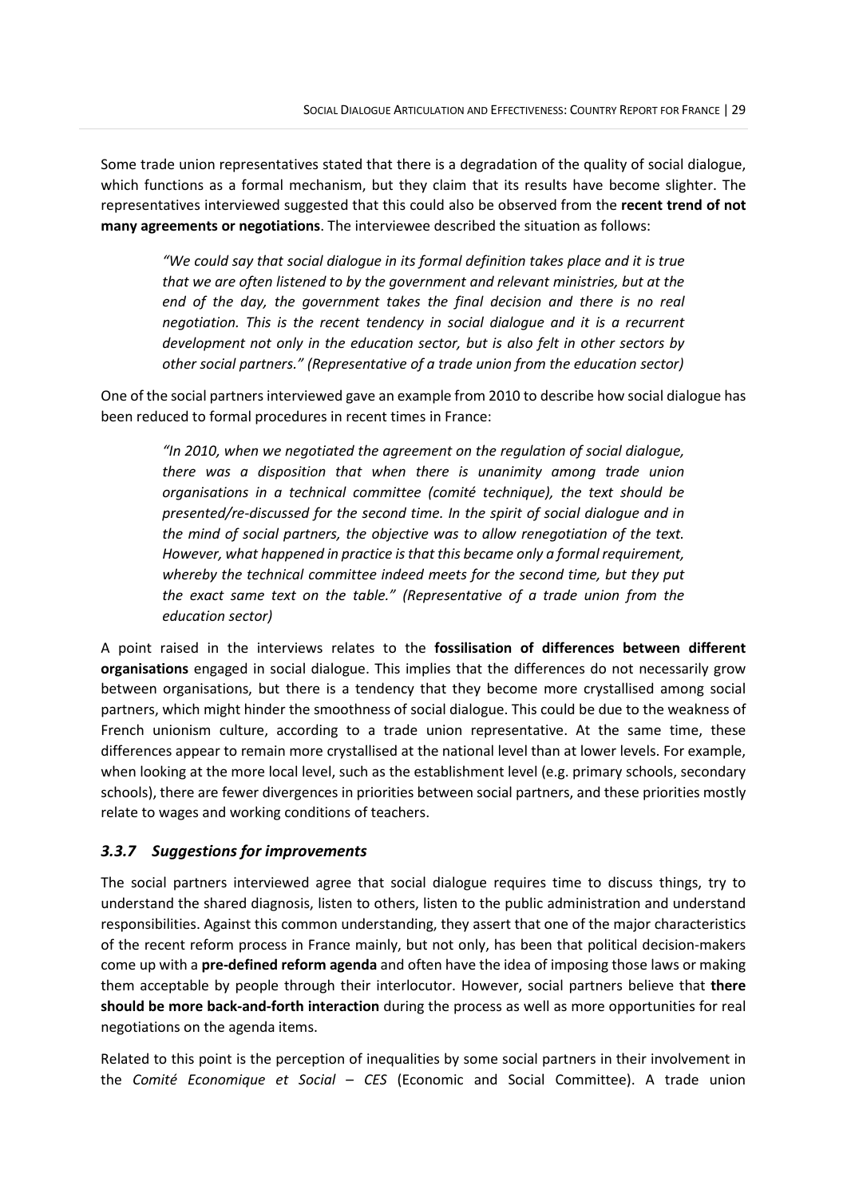Some trade union representatives stated that there is a degradation of the quality of social dialogue, which functions as a formal mechanism, but they claim that its results have become slighter. The representatives interviewed suggested that this could also be observed from the **recent trend of not many agreements or negotiations**. The interviewee described the situation as follows:

> *"We could say that social dialogue in its formal definition takes place and it is true that we are often listened to by the government and relevant ministries, but at the end of the day, the government takes the final decision and there is no real negotiation. This is the recent tendency in social dialogue and it is a recurrent development not only in the education sector, but is also felt in other sectors by other social partners." (Representative of a trade union from the education sector)*

One of the social partners interviewed gave an example from 2010 to describe how social dialogue has been reduced to formal procedures in recent times in France:

> *"In 2010, when we negotiated the agreement on the regulation of social dialogue, there was a disposition that when there is unanimity among trade union organisations in a technical committee (comité technique), the text should be presented/re-discussed for the second time. In the spirit of social dialogue and in the mind of social partners, the objective was to allow renegotiation of the text. However, what happened in practice is that this became only a formal requirement, whereby the technical committee indeed meets for the second time, but they put the exact same text on the table." (Representative of a trade union from the education sector)*

A point raised in the interviews relates to the **fossilisation of differences between different organisations** engaged in social dialogue. This implies that the differences do not necessarily grow between organisations, but there is a tendency that they become more crystallised among social partners, which might hinder the smoothness of social dialogue. This could be due to the weakness of French unionism culture, according to a trade union representative. At the same time, these differences appear to remain more crystallised at the national level than at lower levels. For example, when looking at the more local level, such as the establishment level (e.g. primary schools, secondary schools), there are fewer divergences in priorities between social partners, and these priorities mostly relate to wages and working conditions of teachers.

### *3.3.7 Suggestions for improvements*

The social partners interviewed agree that social dialogue requires time to discuss things, try to understand the shared diagnosis, listen to others, listen to the public administration and understand responsibilities. Against this common understanding, they assert that one of the major characteristics of the recent reform process in France mainly, but not only, has been that political decision-makers come up with a **pre-defined reform agenda** and often have the idea of imposing those laws or making them acceptable by people through their interlocutor. However, social partners believe that **there should be more back-and-forth interaction** during the process as well as more opportunities for real negotiations on the agenda items.

Related to this point is the perception of inequalities by some social partners in their involvement in the *Comité Economique et Social – CES* (Economic and Social Committee). A trade union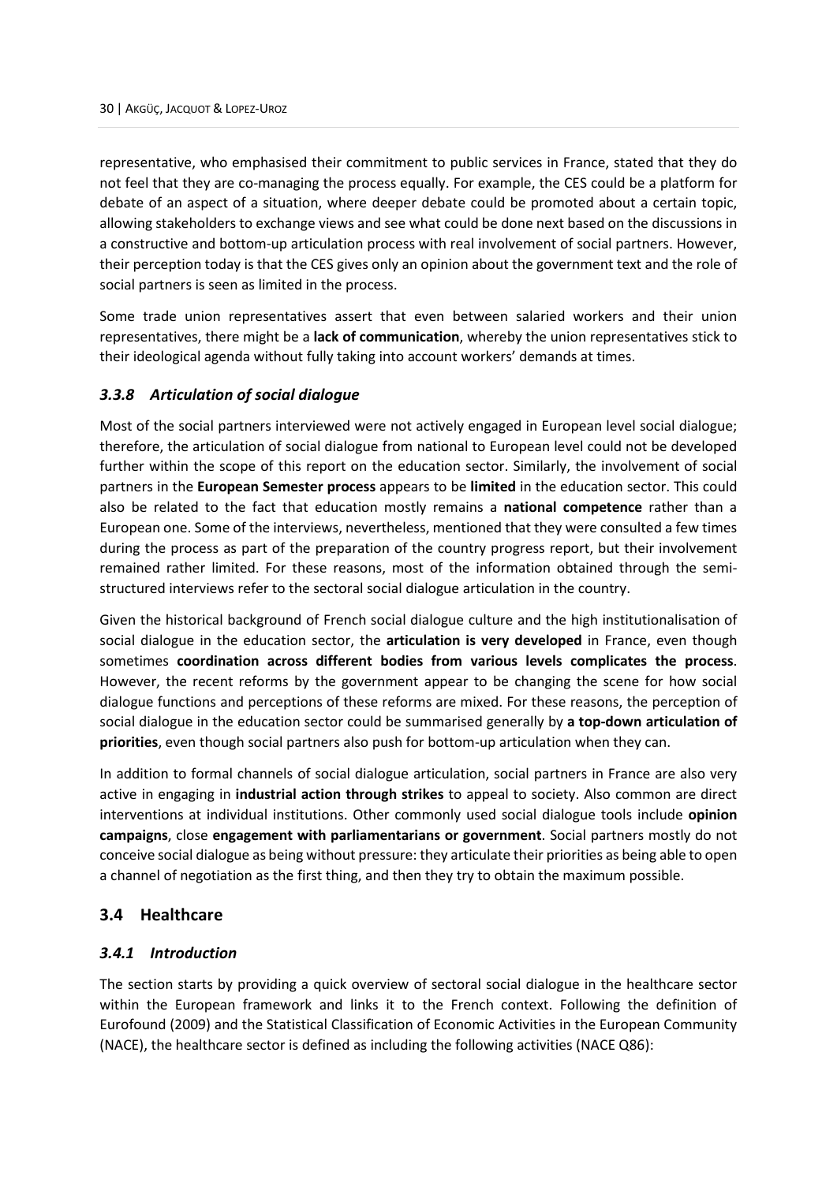representative, who emphasised their commitment to public services in France, stated that they do not feel that they are co-managing the process equally. For example, the CES could be a platform for debate of an aspect of a situation, where deeper debate could be promoted about a certain topic, allowing stakeholders to exchange views and see what could be done next based on the discussions in a constructive and bottom-up articulation process with real involvement of social partners. However, their perception today is that the CES gives only an opinion about the government text and the role of social partners is seen as limited in the process.

Some trade union representatives assert that even between salaried workers and their union representatives, there might be a **lack of communication**, whereby the union representatives stick to their ideological agenda without fully taking into account workers' demands at times.

### *3.3.8 Articulation of social dialogue*

Most of the social partners interviewed were not actively engaged in European level social dialogue; therefore, the articulation of social dialogue from national to European level could not be developed further within the scope of this report on the education sector. Similarly, the involvement of social partners in the **European Semester process** appears to be **limited** in the education sector. This could also be related to the fact that education mostly remains a **national competence** rather than a European one. Some of the interviews, nevertheless, mentioned that they were consulted a few times during the process as part of the preparation of the country progress report, but their involvement remained rather limited. For these reasons, most of the information obtained through the semi-structured interviews refer to the sectoral social dialogue articulation in the country.

Given the historical background of French social dialogue culture and the high institutionalisation of social dialogue in the education sector, the **articulation is very developed** in France, even though sometimes **coordination across different bodies from various levels complicates the process**. However, the recent reforms by the government appear to be changing the scene for how social dialogue functions and perceptions of these reforms are mixed. For these reasons, the perception of social dialogue in the education sector could be summarised generally by **a top-down articulation of priorities**, even though social partners also push for bottom-up articulation when they can.

In addition to formal channels of social dialogue articulation, social partners in France are also very active in engaging in **industrial action through strikes** to appeal to society. Also common are direct interventions at individual institutions. Other commonly used social dialogue tools include **opinion campaigns**, close **engagement with parliamentarians or government**. Social partners mostly do not conceive social dialogue as being without pressure: they articulate their priorities as being able to open a channel of negotiation as the first thing, and then they try to obtain the maximum possible.

## 3.4 Healthcare

### *3.4.1 Introduction*

The section starts by providing a quick overview of sectoral social dialogue in the healthcare sector within the European framework and links it to the French context. Following the definition of Eurofound (2009) and the Statistical Classification of Economic Activities in the European Community (NACE), the healthcare sector is defined as including the following activities (NACE Q86):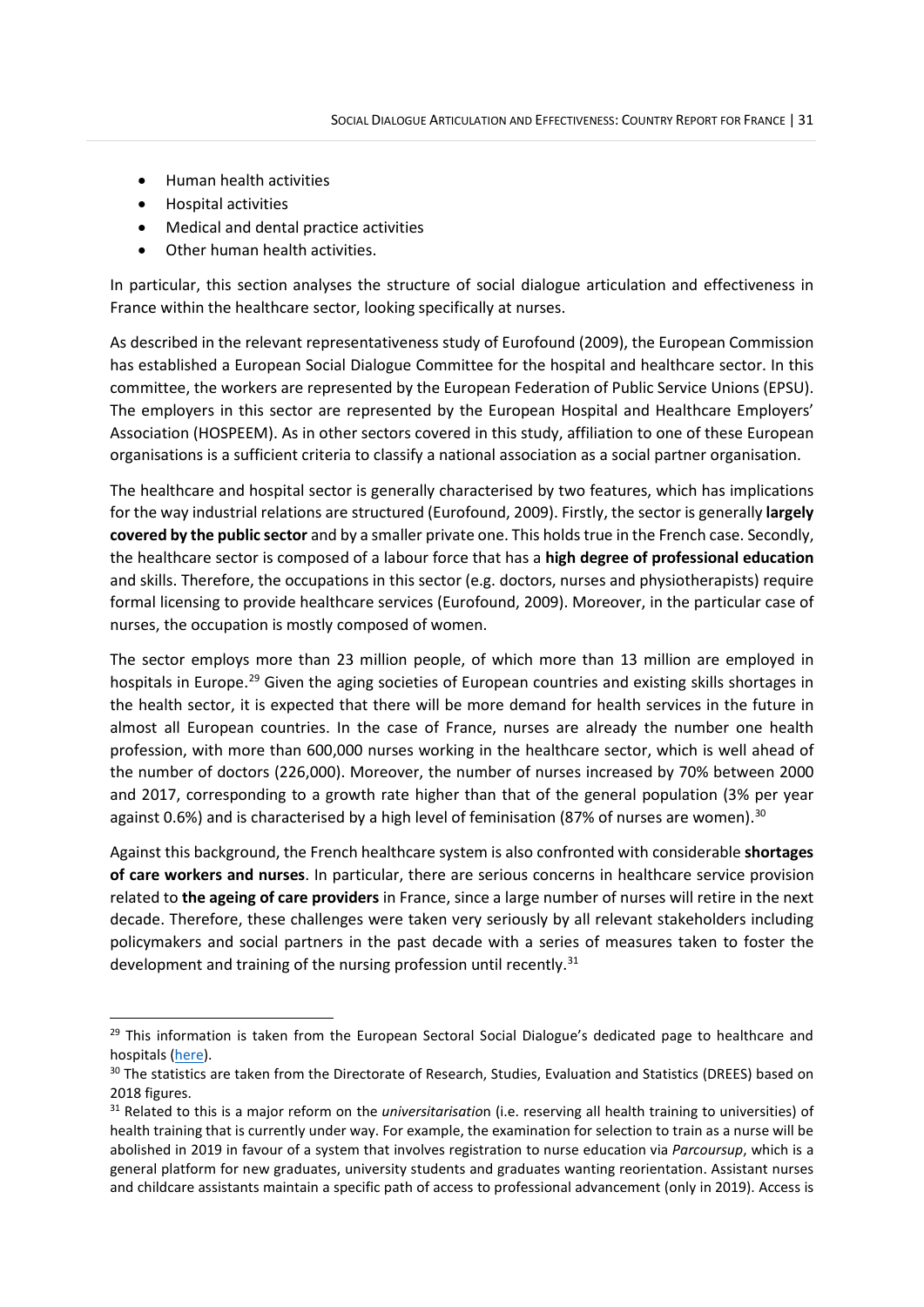- Human health activities
- Hospital activities
- Medical and dental practice activities
- Other human health activities.

In particular, this section analyses the structure of social dialogue articulation and effectiveness in France within the healthcare sector, looking specifically at nurses.

As described in the relevant representativeness study of Eurofound (2009), the European Commission has established a European Social Dialogue Committee for the hospital and healthcare sector. In this committee, the workers are represented by the European Federation of Public Service Unions (EPSU). The employers in this sector are represented by the European Hospital and Healthcare Employers' Association (HOSPEEM). As in other sectors covered in this study, affiliation to one of these European organisations is a sufficient criteria to classify a national association as a social partner organisation.

The healthcare and hospital sector is generally characterised by two features, which has implications for the way industrial relations are structured (Eurofound, 2009). Firstly, the sector is generally **largely covered by the public sector** and by a smaller private one. This holds true in the French case. Secondly, the healthcare sector is composed of a labour force that has a **high degree of professional education** and skills. Therefore, the occupations in this sector (e.g. doctors, nurses and physiotherapists) require formal licensing to provide healthcare services (Eurofound, 2009). Moreover, in the particular case of nurses, the occupation is mostly composed of women.

The sector employs more than 23 million people, of which more than 13 million are employed in hospitals in Europe.[29] Given the aging societies of European countries and existing skills shortages in the health sector, it is expected that there will be more demand for health services in the future in almost all European countries. In the case of France, nurses are already the number one health profession, with more than 600,000 nurses working in the healthcare sector, which is well ahead of the number of doctors (226,000). Moreover, the number of nurses increased by 70% between 2000 and 2017, corresponding to a growth rate higher than that of the general population (3% per year against 0.6%) and is characterised by a high level of feminisation (87% of nurses are women).[30]

Against this background, the French healthcare system is also confronted with considerable **shortages of care workers and nurses**. In particular, there are serious concerns in healthcare service provision related to **the ageing of care providers** in France, since a large number of nurses will retire in the next decade. Therefore, these challenges were taken very seriously by all relevant stakeholders including policymakers and social partners in the past decade with a series of measures taken to foster the development and training of the nursing profession until recently.[31]

---

[29] This information is taken from the European Sectoral Social Dialogue's dedicated page to healthcare and hospitals (here).

[30] The statistics are taken from the Directorate of Research, Studies, Evaluation and Statistics (DREES) based on 2018 figures.

[31] Related to this is a major reform on the *universitarisation* (i.e. reserving all health training to universities) of health training that is currently under way. For example, the examination for selection to train as a nurse will be abolished in 2019 in favour of a system that involves registration to nurse education via *Parcoursup*, which is a general platform for new graduates, university students and graduates wanting reorientation. Assistant nurses and childcare assistants maintain a specific path of access to professional advancement (only in 2019). Access is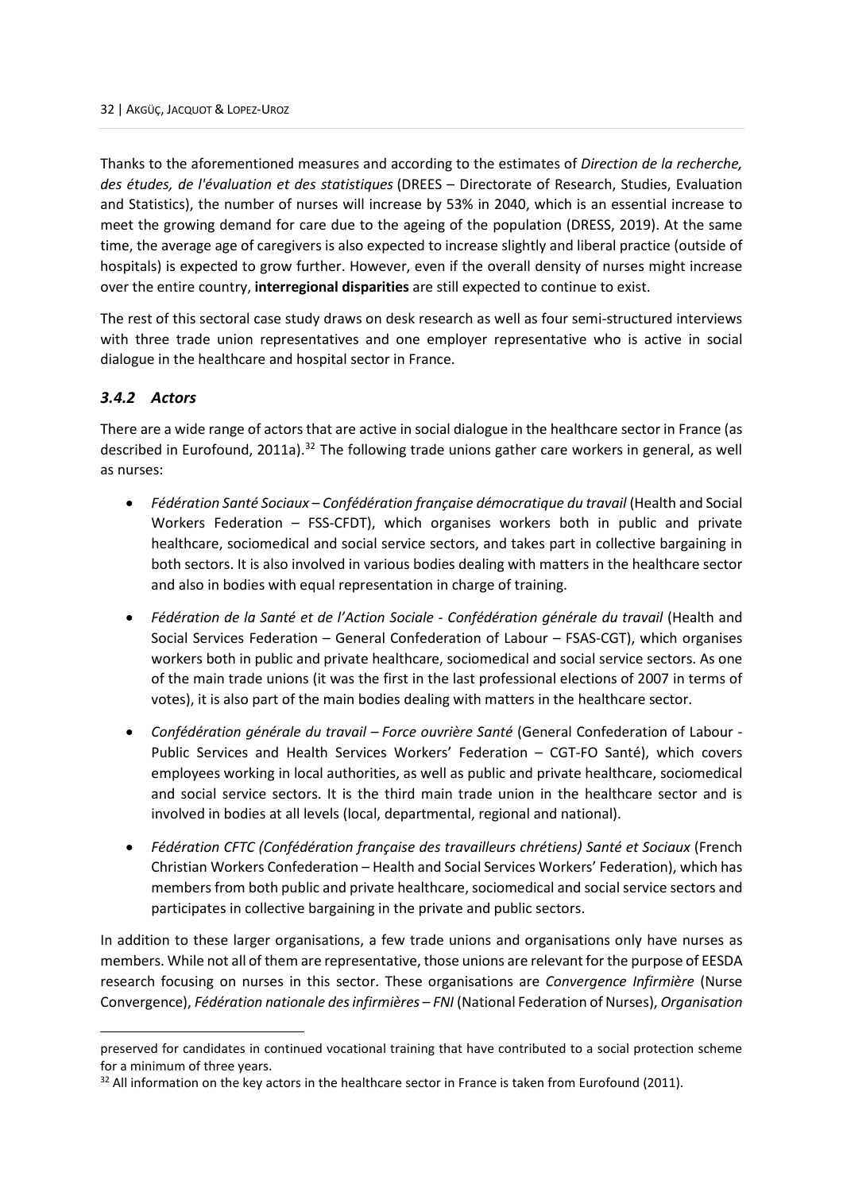Thanks to the aforementioned measures and according to the estimates of *Direction de la recherche, des études, de l'évaluation et des statistiques* (DREES – Directorate of Research, Studies, Evaluation and Statistics), the number of nurses will increase by 53% in 2040, which is an essential increase to meet the growing demand for care due to the ageing of the population (DRESS, 2019). At the same time, the average age of caregivers is also expected to increase slightly and liberal practice (outside of hospitals) is expected to grow further. However, even if the overall density of nurses might increase over the entire country, **interregional disparities** are still expected to continue to exist.

The rest of this sectoral case study draws on desk research as well as four semi-structured interviews with three trade union representatives and one employer representative who is active in social dialogue in the healthcare and hospital sector in France.

### *3.4.2 Actors*

There are a wide range of actors that are active in social dialogue in the healthcare sector in France (as described in Eurofound, 2011a).[32] The following trade unions gather care workers in general, as well as nurses:

- *Fédération Santé Sociaux – Confédération française démocratique du travail* (Health and Social Workers Federation – FSS-CFDT), which organises workers both in public and private healthcare, sociomedical and social service sectors, and takes part in collective bargaining in both sectors. It is also involved in various bodies dealing with matters in the healthcare sector and also in bodies with equal representation in charge of training.
- *Fédération de la Santé et de l'Action Sociale - Confédération générale du travail* (Health and Social Services Federation – General Confederation of Labour – FSAS-CGT), which organises workers both in public and private healthcare, sociomedical and social service sectors. As one of the main trade unions (it was the first in the last professional elections of 2007 in terms of votes), it is also part of the main bodies dealing with matters in the healthcare sector.
- *Confédération générale du travail – Force ouvrière Santé* (General Confederation of Labour - Public Services and Health Services Workers' Federation – CGT-FO Santé), which covers employees working in local authorities, as well as public and private healthcare, sociomedical and social service sectors. It is the third main trade union in the healthcare sector and is involved in bodies at all levels (local, departmental, regional and national).
- *Fédération CFTC (Confédération française des travailleurs chrétiens) Santé et Sociaux* (French Christian Workers Confederation – Health and Social Services Workers' Federation), which has members from both public and private healthcare, sociomedical and social service sectors and participates in collective bargaining in the private and public sectors.

In addition to these larger organisations, a few trade unions and organisations only have nurses as members. While not all of them are representative, those unions are relevant for the purpose of EESDA research focusing on nurses in this sector. These organisations are *Convergence Infirmière* (Nurse Convergence), *Fédération nationale des infirmières – FNI* (National Federation of Nurses), *Organisation*

preserved for candidates in continued vocational training that have contributed to a social protection scheme for a minimum of three years.

[32] All information on the key actors in the healthcare sector in France is taken from Eurofound (2011).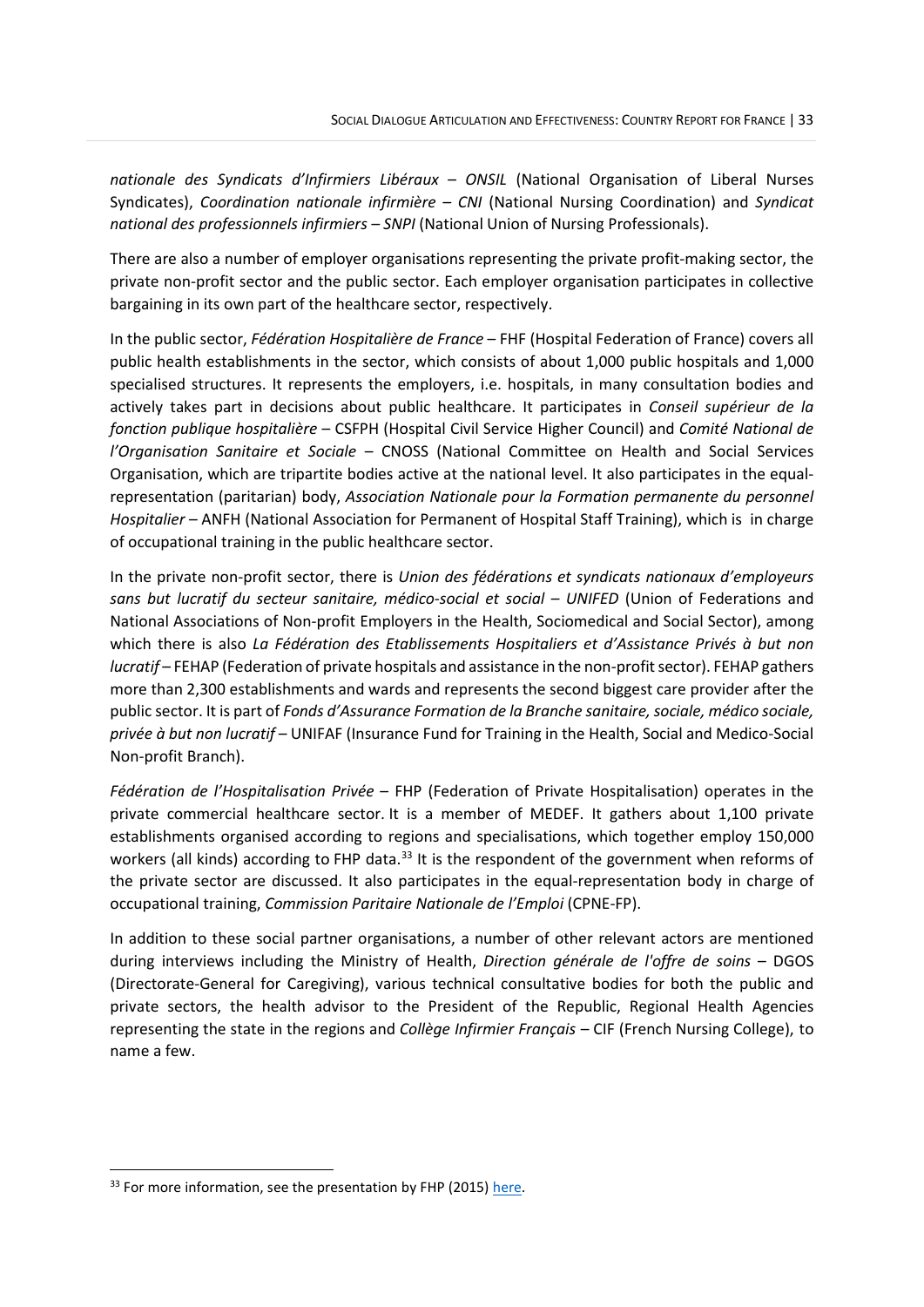*nationale des Syndicats d'Infirmiers Libéraux – ONSIL* (National Organisation of Liberal Nurses Syndicates), *Coordination nationale infirmière – CNI* (National Nursing Coordination) and *Syndicat national des professionnels infirmiers – SNPI* (National Union of Nursing Professionals).

There are also a number of employer organisations representing the private profit-making sector, the private non-profit sector and the public sector. Each employer organisation participates in collective bargaining in its own part of the healthcare sector, respectively.

In the public sector, *Fédération Hospitalière de France* – FHF (Hospital Federation of France) covers all public health establishments in the sector, which consists of about 1,000 public hospitals and 1,000 specialised structures. It represents the employers, i.e. hospitals, in many consultation bodies and actively takes part in decisions about public healthcare. It participates in *Conseil supérieur de la fonction publique hospitalière* – CSFPH (Hospital Civil Service Higher Council) and *Comité National de l'Organisation Sanitaire et Sociale* – CNOSS (National Committee on Health and Social Services Organisation, which are tripartite bodies active at the national level. It also participates in the equal-representation (paritarian) body, *Association Nationale pour la Formation permanente du personnel Hospitalier* – ANFH (National Association for Permanent of Hospital Staff Training), which is in charge of occupational training in the public healthcare sector.

In the private non-profit sector, there is *Union des fédérations et syndicats nationaux d'employeurs sans but lucratif du secteur sanitaire, médico-social et social – UNIFED* (Union of Federations and National Associations of Non-profit Employers in the Health, Sociomedical and Social Sector), among which there is also *La Fédération des Etablissements Hospitaliers et d'Assistance Privés à but non lucratif* – FEHAP (Federation of private hospitals and assistance in the non-profit sector). FEHAP gathers more than 2,300 establishments and wards and represents the second biggest care provider after the public sector. It is part of *Fonds d'Assurance Formation de la Branche sanitaire, sociale, médico sociale, privée à but non lucratif* – UNIFAF (Insurance Fund for Training in the Health, Social and Medico-Social Non-profit Branch).

*Fédération de l'Hospitalisation Privée* – FHP (Federation of Private Hospitalisation) operates in the private commercial healthcare sector. It is a member of MEDEF. It gathers about 1,100 private establishments organised according to regions and specialisations, which together employ 150,000 workers (all kinds) according to FHP data.[33] It is the respondent of the government when reforms of the private sector are discussed. It also participates in the equal-representation body in charge of occupational training, *Commission Paritaire Nationale de l'Emploi* (CPNE-FP).

In addition to these social partner organisations, a number of other relevant actors are mentioned during interviews including the Ministry of Health, *Direction générale de l'offre de soins* – DGOS (Directorate-General for Caregiving), various technical consultative bodies for both the public and private sectors, the health advisor to the President of the Republic, Regional Health Agencies representing the state in the regions and *Collège Infirmier Français* – CIF (French Nursing College), to name a few.

[33] For more information, see the presentation by FHP (2015) here.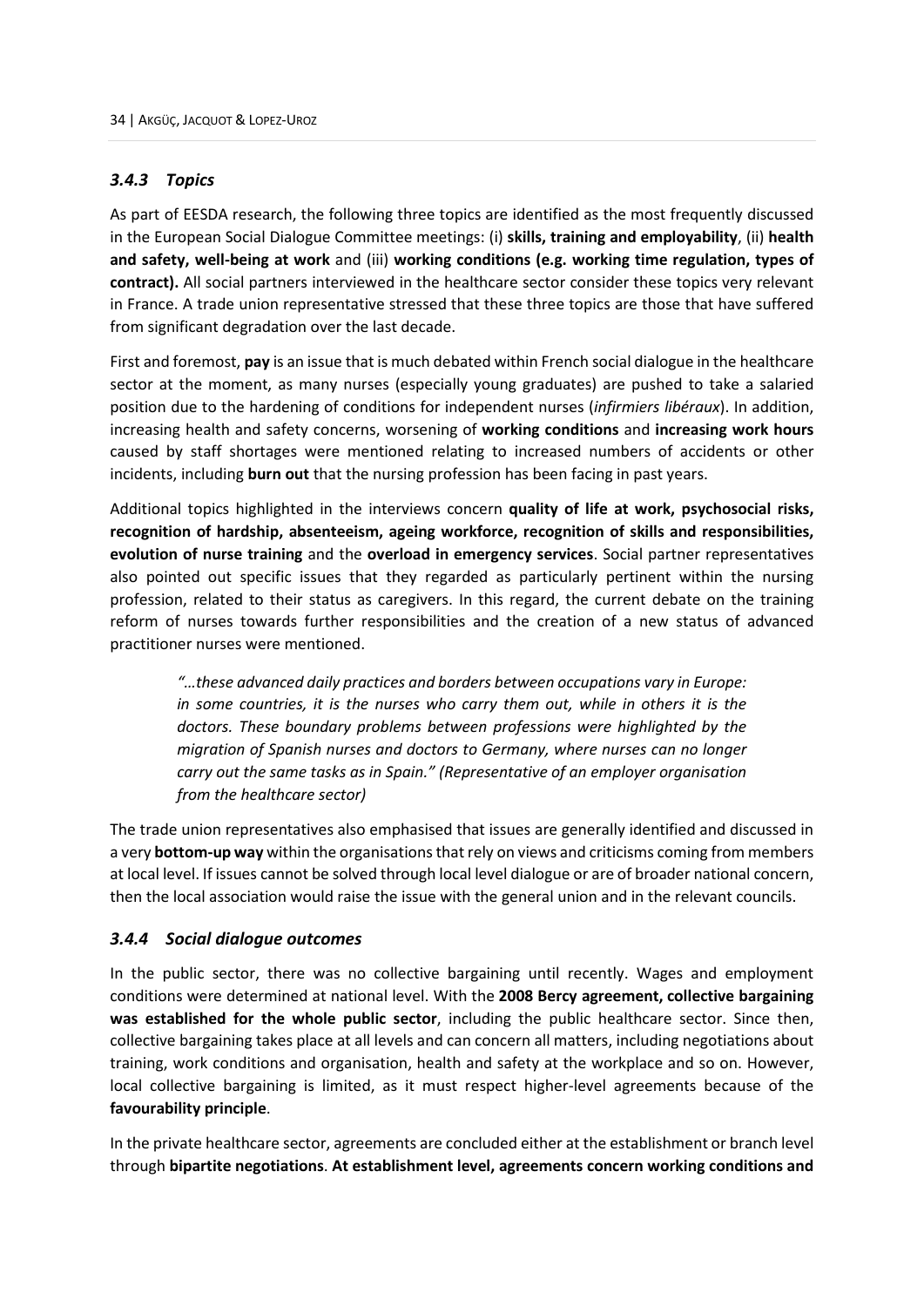### *3.4.3 Topics*

As part of EESDA research, the following three topics are identified as the most frequently discussed in the European Social Dialogue Committee meetings: (i) **skills, training and employability**, (ii) **health and safety, well-being at work** and (iii) **working conditions (e.g. working time regulation, types of contract).** All social partners interviewed in the healthcare sector consider these topics very relevant in France. A trade union representative stressed that these three topics are those that have suffered from significant degradation over the last decade.

First and foremost, **pay** is an issue that is much debated within French social dialogue in the healthcare sector at the moment, as many nurses (especially young graduates) are pushed to take a salaried position due to the hardening of conditions for independent nurses (*infirmiers libéraux*). In addition, increasing health and safety concerns, worsening of **working conditions** and **increasing work hours** caused by staff shortages were mentioned relating to increased numbers of accidents or other incidents, including **burn out** that the nursing profession has been facing in past years.

Additional topics highlighted in the interviews concern **quality of life at work, psychosocial risks, recognition of hardship, absenteeism, ageing workforce, recognition of skills and responsibilities, evolution of nurse training** and the **overload in emergency services**. Social partner representatives also pointed out specific issues that they regarded as particularly pertinent within the nursing profession, related to their status as caregivers. In this regard, the current debate on the training reform of nurses towards further responsibilities and the creation of a new status of advanced practitioner nurses were mentioned.

> *"…these advanced daily practices and borders between occupations vary in Europe: in some countries, it is the nurses who carry them out, while in others it is the doctors. These boundary problems between professions were highlighted by the migration of Spanish nurses and doctors to Germany, where nurses can no longer carry out the same tasks as in Spain." (Representative of an employer organisation from the healthcare sector)*

The trade union representatives also emphasised that issues are generally identified and discussed in a very **bottom-up way** within the organisations that rely on views and criticisms coming from members at local level. If issues cannot be solved through local level dialogue or are of broader national concern, then the local association would raise the issue with the general union and in the relevant councils.

### *3.4.4 Social dialogue outcomes*

In the public sector, there was no collective bargaining until recently. Wages and employment conditions were determined at national level. With the **2008 Bercy agreement, collective bargaining was established for the whole public sector**, including the public healthcare sector. Since then, collective bargaining takes place at all levels and can concern all matters, including negotiations about training, work conditions and organisation, health and safety at the workplace and so on. However, local collective bargaining is limited, as it must respect higher-level agreements because of the **favourability principle**.

In the private healthcare sector, agreements are concluded either at the establishment or branch level through **bipartite negotiations**. **At establishment level, agreements concern working conditions and**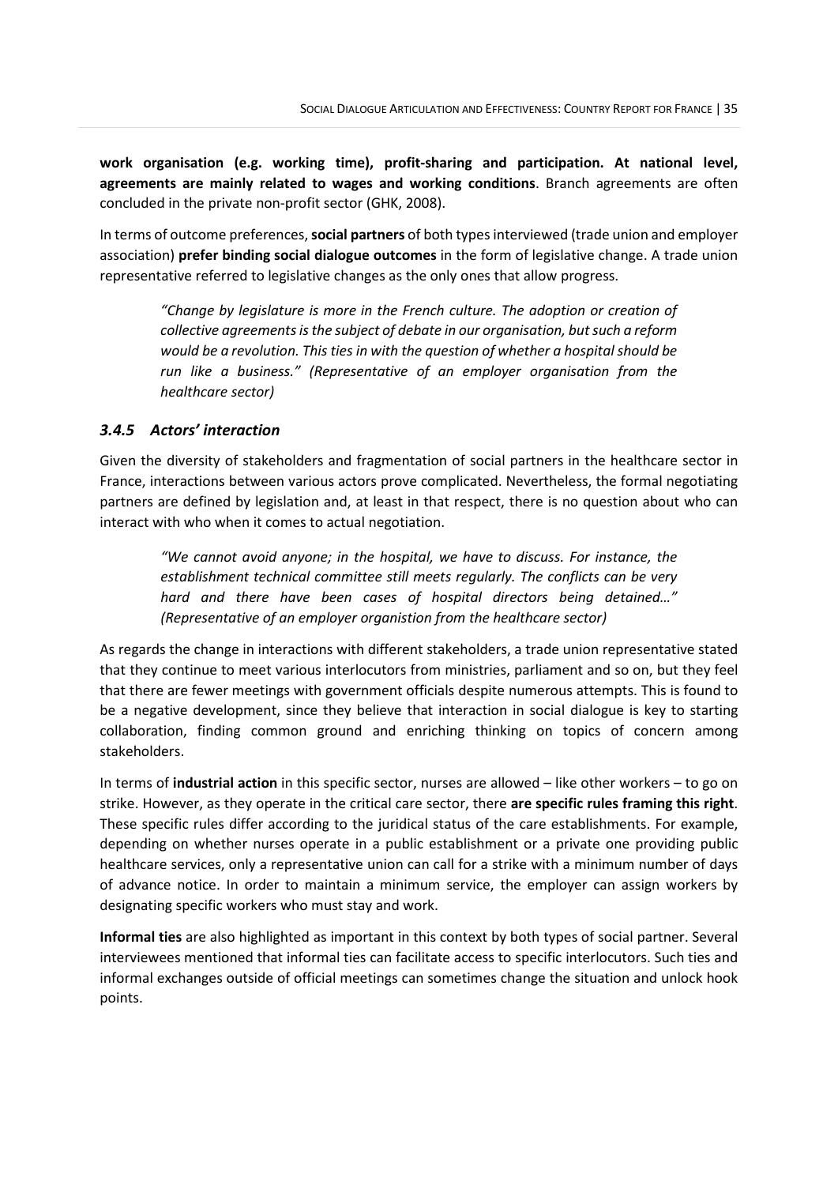**work organisation (e.g. working time), profit-sharing and participation. At national level, agreements are mainly related to wages and working conditions**. Branch agreements are often concluded in the private non-profit sector (GHK, 2008).

In terms of outcome preferences, **social partners** of both types interviewed (trade union and employer association) **prefer binding social dialogue outcomes** in the form of legislative change. A trade union representative referred to legislative changes as the only ones that allow progress.

> *"Change by legislature is more in the French culture. The adoption or creation of collective agreements is the subject of debate in our organisation, but such a reform would be a revolution. This ties in with the question of whether a hospital should be run like a business." (Representative of an employer organisation from the healthcare sector)*

### *3.4.5 Actors' interaction*

Given the diversity of stakeholders and fragmentation of social partners in the healthcare sector in France, interactions between various actors prove complicated. Nevertheless, the formal negotiating partners are defined by legislation and, at least in that respect, there is no question about who can interact with who when it comes to actual negotiation.

> *"We cannot avoid anyone; in the hospital, we have to discuss. For instance, the establishment technical committee still meets regularly. The conflicts can be very hard and there have been cases of hospital directors being detained…" (Representative of an employer organistion from the healthcare sector)*

As regards the change in interactions with different stakeholders, a trade union representative stated that they continue to meet various interlocutors from ministries, parliament and so on, but they feel that there are fewer meetings with government officials despite numerous attempts. This is found to be a negative development, since they believe that interaction in social dialogue is key to starting collaboration, finding common ground and enriching thinking on topics of concern among stakeholders.

In terms of **industrial action** in this specific sector, nurses are allowed – like other workers – to go on strike. However, as they operate in the critical care sector, there **are specific rules framing this right**. These specific rules differ according to the juridical status of the care establishments. For example, depending on whether nurses operate in a public establishment or a private one providing public healthcare services, only a representative union can call for a strike with a minimum number of days of advance notice. In order to maintain a minimum service, the employer can assign workers by designating specific workers who must stay and work.

**Informal ties** are also highlighted as important in this context by both types of social partner. Several interviewees mentioned that informal ties can facilitate access to specific interlocutors. Such ties and informal exchanges outside of official meetings can sometimes change the situation and unlock hook points.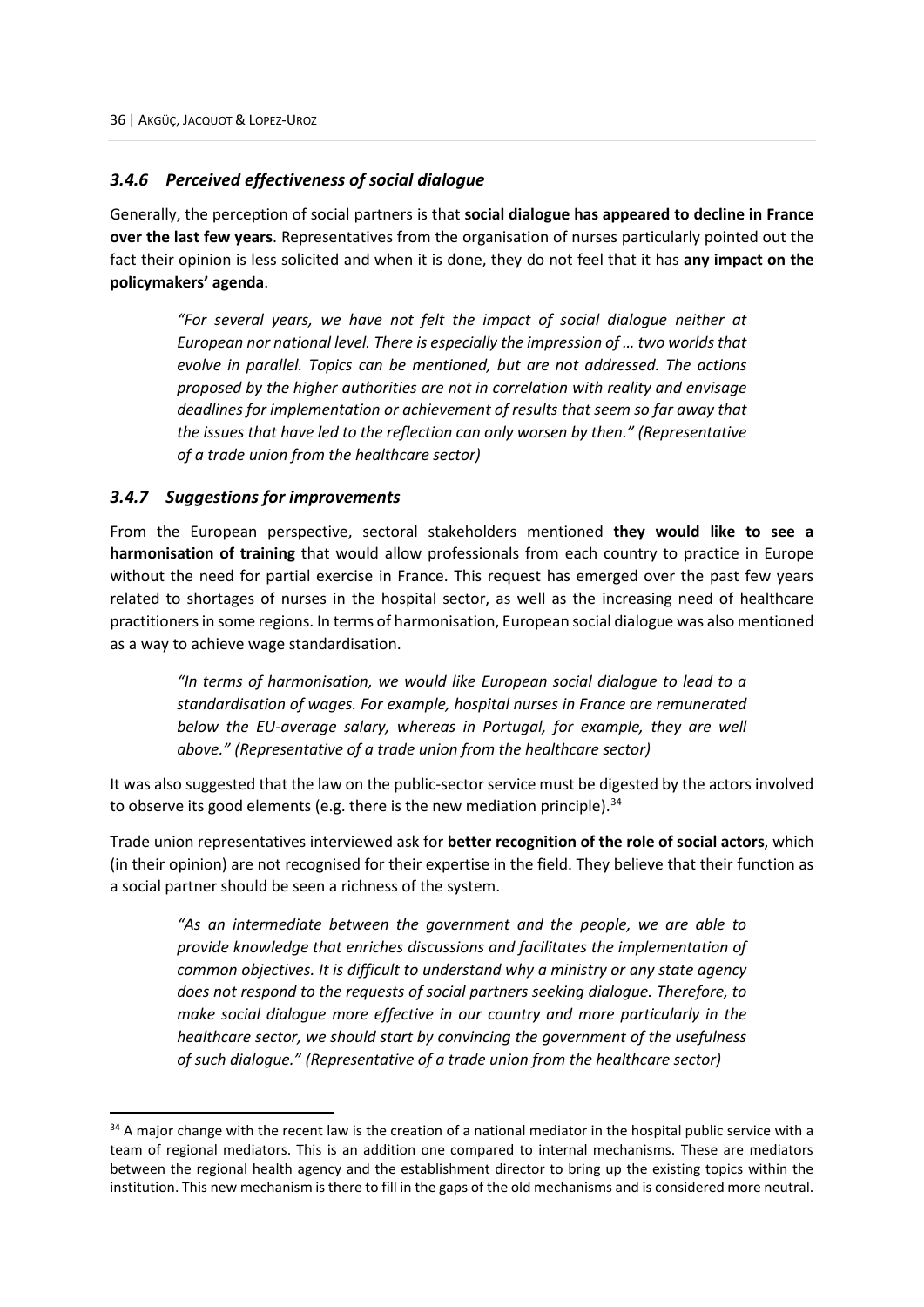### *3.4.6 Perceived effectiveness of social dialogue*

Generally, the perception of social partners is that **social dialogue has appeared to decline in France over the last few years**. Representatives from the organisation of nurses particularly pointed out the fact their opinion is less solicited and when it is done, they do not feel that it has **any impact on the policymakers' agenda**.

> *"For several years, we have not felt the impact of social dialogue neither at European nor national level. There is especially the impression of … two worlds that evolve in parallel. Topics can be mentioned, but are not addressed. The actions proposed by the higher authorities are not in correlation with reality and envisage deadlines for implementation or achievement of results that seem so far away that the issues that have led to the reflection can only worsen by then." (Representative of a trade union from the healthcare sector)*

### *3.4.7 Suggestions for improvements*

From the European perspective, sectoral stakeholders mentioned **they would like to see a harmonisation of training** that would allow professionals from each country to practice in Europe without the need for partial exercise in France. This request has emerged over the past few years related to shortages of nurses in the hospital sector, as well as the increasing need of healthcare practitioners in some regions. In terms of harmonisation, European social dialogue was also mentioned as a way to achieve wage standardisation.

> *"In terms of harmonisation, we would like European social dialogue to lead to a standardisation of wages. For example, hospital nurses in France are remunerated below the EU-average salary, whereas in Portugal, for example, they are well above." (Representative of a trade union from the healthcare sector)*

It was also suggested that the law on the public-sector service must be digested by the actors involved to observe its good elements (e.g. there is the new mediation principle).[34]

Trade union representatives interviewed ask for **better recognition of the role of social actors**, which (in their opinion) are not recognised for their expertise in the field. They believe that their function as a social partner should be seen a richness of the system.

> *"As an intermediate between the government and the people, we are able to provide knowledge that enriches discussions and facilitates the implementation of common objectives. It is difficult to understand why a ministry or any state agency does not respond to the requests of social partners seeking dialogue. Therefore, to make social dialogue more effective in our country and more particularly in the healthcare sector, we should start by convincing the government of the usefulness of such dialogue." (Representative of a trade union from the healthcare sector)*

---

[34] A major change with the recent law is the creation of a national mediator in the hospital public service with a team of regional mediators. This is an addition one compared to internal mechanisms. These are mediators between the regional health agency and the establishment director to bring up the existing topics within the institution. This new mechanism is there to fill in the gaps of the old mechanisms and is considered more neutral.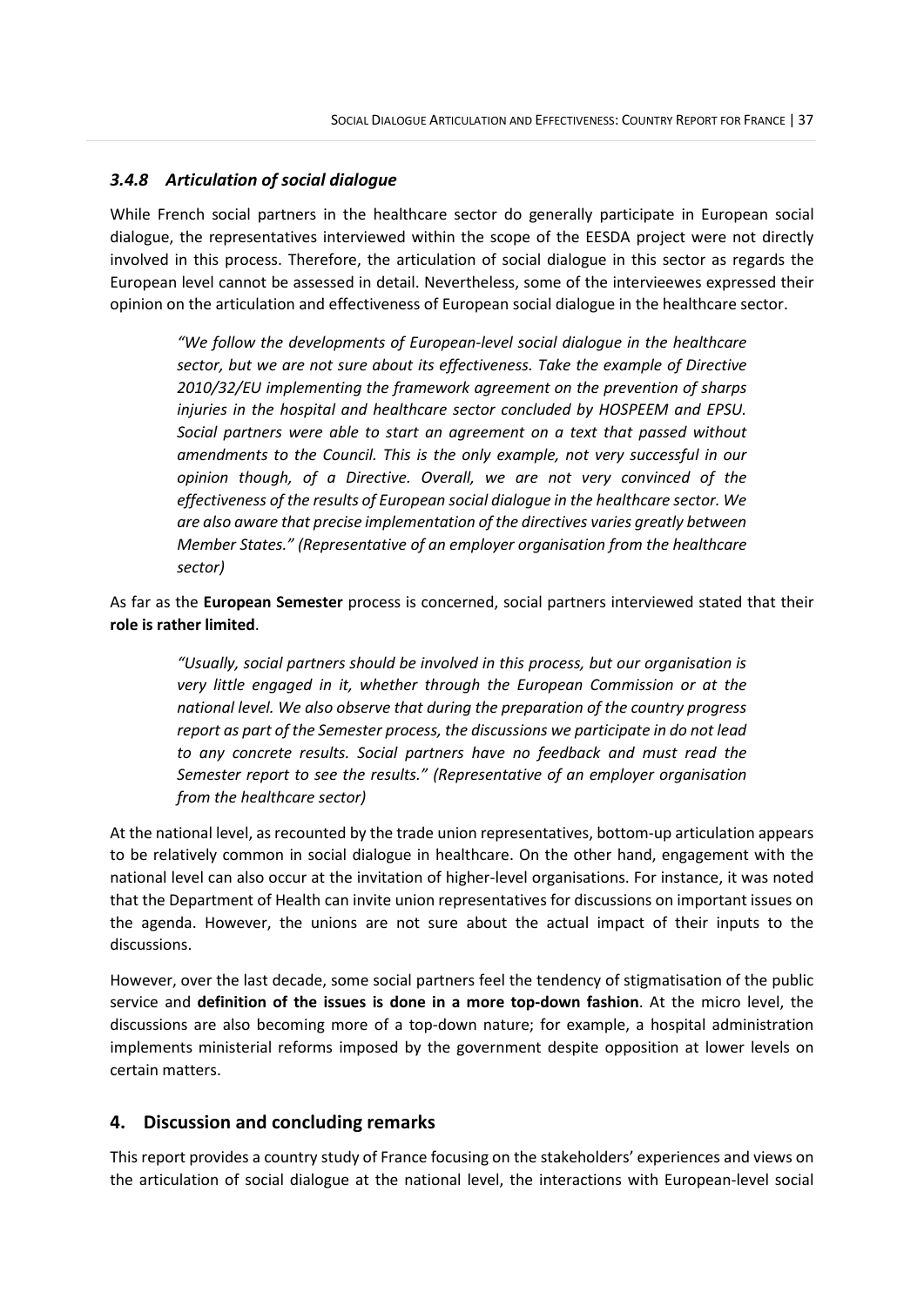### *3.4.8 Articulation of social dialogue*

While French social partners in the healthcare sector do generally participate in European social dialogue, the representatives interviewed within the scope of the EESDA project were not directly involved in this process. Therefore, the articulation of social dialogue in this sector as regards the European level cannot be assessed in detail. Nevertheless, some of the intervieewes expressed their opinion on the articulation and effectiveness of European social dialogue in the healthcare sector.

> *"We follow the developments of European-level social dialogue in the healthcare sector, but we are not sure about its effectiveness. Take the example of Directive 2010/32/EU implementing the framework agreement on the prevention of sharps injuries in the hospital and healthcare sector concluded by HOSPEEM and EPSU. Social partners were able to start an agreement on a text that passed without amendments to the Council. This is the only example, not very successful in our opinion though, of a Directive. Overall, we are not very convinced of the effectiveness of the results of European social dialogue in the healthcare sector. We are also aware that precise implementation of the directives varies greatly between Member States." (Representative of an employer organisation from the healthcare sector)*

As far as the **European Semester** process is concerned, social partners interviewed stated that their **role is rather limited**.

> *"Usually, social partners should be involved in this process, but our organisation is very little engaged in it, whether through the European Commission or at the national level. We also observe that during the preparation of the country progress report as part of the Semester process, the discussions we participate in do not lead to any concrete results. Social partners have no feedback and must read the Semester report to see the results." (Representative of an employer organisation from the healthcare sector)*

At the national level, as recounted by the trade union representatives, bottom-up articulation appears to be relatively common in social dialogue in healthcare. On the other hand, engagement with the national level can also occur at the invitation of higher-level organisations. For instance, it was noted that the Department of Health can invite union representatives for discussions on important issues on the agenda. However, the unions are not sure about the actual impact of their inputs to the discussions.

However, over the last decade, some social partners feel the tendency of stigmatisation of the public service and **definition of the issues is done in a more top-down fashion**. At the micro level, the discussions are also becoming more of a top-down nature; for example, a hospital administration implements ministerial reforms imposed by the government despite opposition at lower levels on certain matters.

## 4. Discussion and concluding remarks

This report provides a country study of France focusing on the stakeholders' experiences and views on the articulation of social dialogue at the national level, the interactions with European-level social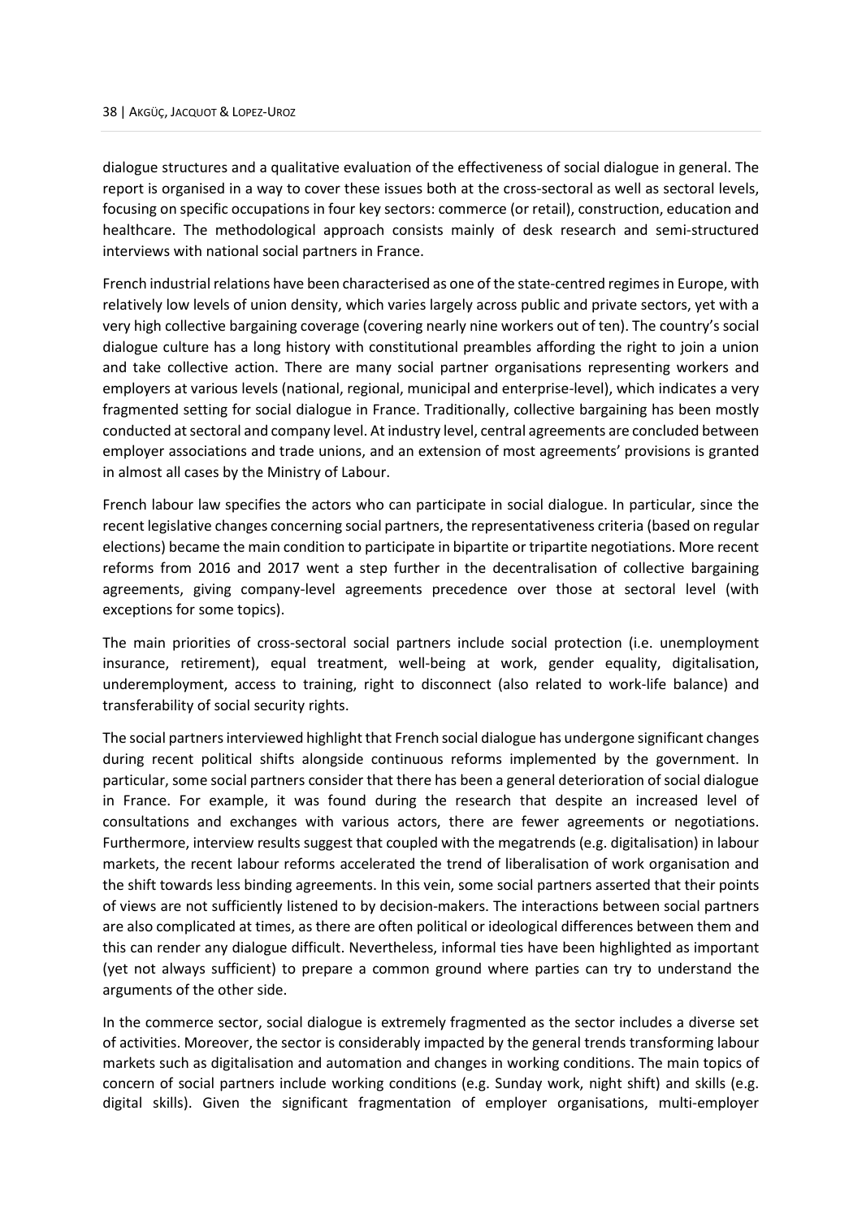dialogue structures and a qualitative evaluation of the effectiveness of social dialogue in general. The report is organised in a way to cover these issues both at the cross-sectoral as well as sectoral levels, focusing on specific occupations in four key sectors: commerce (or retail), construction, education and healthcare. The methodological approach consists mainly of desk research and semi-structured interviews with national social partners in France.

French industrial relations have been characterised as one of the state-centred regimes in Europe, with relatively low levels of union density, which varies largely across public and private sectors, yet with a very high collective bargaining coverage (covering nearly nine workers out of ten). The country's social dialogue culture has a long history with constitutional preambles affording the right to join a union and take collective action. There are many social partner organisations representing workers and employers at various levels (national, regional, municipal and enterprise-level), which indicates a very fragmented setting for social dialogue in France. Traditionally, collective bargaining has been mostly conducted at sectoral and company level. At industry level, central agreements are concluded between employer associations and trade unions, and an extension of most agreements' provisions is granted in almost all cases by the Ministry of Labour.

French labour law specifies the actors who can participate in social dialogue. In particular, since the recent legislative changes concerning social partners, the representativeness criteria (based on regular elections) became the main condition to participate in bipartite or tripartite negotiations. More recent reforms from 2016 and 2017 went a step further in the decentralisation of collective bargaining agreements, giving company-level agreements precedence over those at sectoral level (with exceptions for some topics).

The main priorities of cross-sectoral social partners include social protection (i.e. unemployment insurance, retirement), equal treatment, well-being at work, gender equality, digitalisation, underemployment, access to training, right to disconnect (also related to work-life balance) and transferability of social security rights.

The social partners interviewed highlight that French social dialogue has undergone significant changes during recent political shifts alongside continuous reforms implemented by the government. In particular, some social partners consider that there has been a general deterioration of social dialogue in France. For example, it was found during the research that despite an increased level of consultations and exchanges with various actors, there are fewer agreements or negotiations. Furthermore, interview results suggest that coupled with the megatrends (e.g. digitalisation) in labour markets, the recent labour reforms accelerated the trend of liberalisation of work organisation and the shift towards less binding agreements. In this vein, some social partners asserted that their points of views are not sufficiently listened to by decision-makers. The interactions between social partners are also complicated at times, as there are often political or ideological differences between them and this can render any dialogue difficult. Nevertheless, informal ties have been highlighted as important (yet not always sufficient) to prepare a common ground where parties can try to understand the arguments of the other side.

In the commerce sector, social dialogue is extremely fragmented as the sector includes a diverse set of activities. Moreover, the sector is considerably impacted by the general trends transforming labour markets such as digitalisation and automation and changes in working conditions. The main topics of concern of social partners include working conditions (e.g. Sunday work, night shift) and skills (e.g. digital skills). Given the significant fragmentation of employer organisations, multi-employer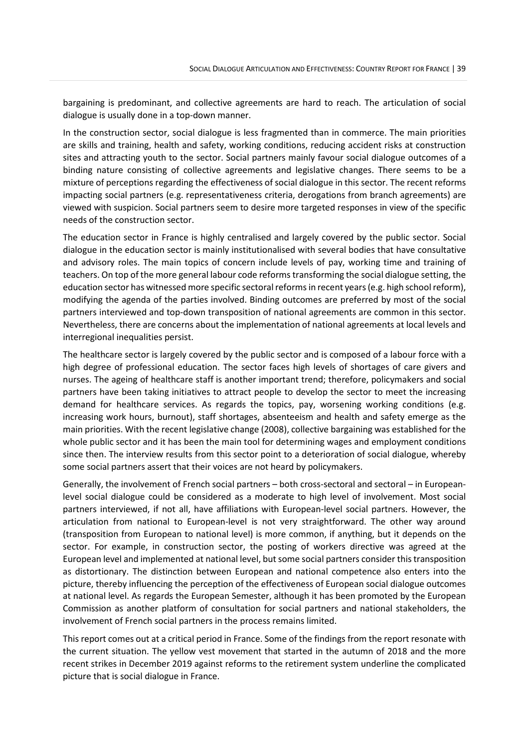bargaining is predominant, and collective agreements are hard to reach. The articulation of social dialogue is usually done in a top-down manner.

In the construction sector, social dialogue is less fragmented than in commerce. The main priorities are skills and training, health and safety, working conditions, reducing accident risks at construction sites and attracting youth to the sector. Social partners mainly favour social dialogue outcomes of a binding nature consisting of collective agreements and legislative changes. There seems to be a mixture of perceptions regarding the effectiveness of social dialogue in this sector. The recent reforms impacting social partners (e.g. representativeness criteria, derogations from branch agreements) are viewed with suspicion. Social partners seem to desire more targeted responses in view of the specific needs of the construction sector.

The education sector in France is highly centralised and largely covered by the public sector. Social dialogue in the education sector is mainly institutionalised with several bodies that have consultative and advisory roles. The main topics of concern include levels of pay, working time and training of teachers. On top of the more general labour code reforms transforming the social dialogue setting, the education sector has witnessed more specific sectoral reforms in recent years (e.g. high school reform), modifying the agenda of the parties involved. Binding outcomes are preferred by most of the social partners interviewed and top-down transposition of national agreements are common in this sector. Nevertheless, there are concerns about the implementation of national agreements at local levels and interregional inequalities persist.

The healthcare sector is largely covered by the public sector and is composed of a labour force with a high degree of professional education. The sector faces high levels of shortages of care givers and nurses. The ageing of healthcare staff is another important trend; therefore, policymakers and social partners have been taking initiatives to attract people to develop the sector to meet the increasing demand for healthcare services. As regards the topics, pay, worsening working conditions (e.g. increasing work hours, burnout), staff shortages, absenteeism and health and safety emerge as the main priorities. With the recent legislative change (2008), collective bargaining was established for the whole public sector and it has been the main tool for determining wages and employment conditions since then. The interview results from this sector point to a deterioration of social dialogue, whereby some social partners assert that their voices are not heard by policymakers.

Generally, the involvement of French social partners – both cross-sectoral and sectoral – in European-level social dialogue could be considered as a moderate to high level of involvement. Most social partners interviewed, if not all, have affiliations with European-level social partners. However, the articulation from national to European-level is not very straightforward. The other way around (transposition from European to national level) is more common, if anything, but it depends on the sector. For example, in construction sector, the posting of workers directive was agreed at the European level and implemented at national level, but some social partners consider this transposition as distortionary. The distinction between European and national competence also enters into the picture, thereby influencing the perception of the effectiveness of European social dialogue outcomes at national level. As regards the European Semester, although it has been promoted by the European Commission as another platform of consultation for social partners and national stakeholders, the involvement of French social partners in the process remains limited.

This report comes out at a critical period in France. Some of the findings from the report resonate with the current situation. The yellow vest movement that started in the autumn of 2018 and the more recent strikes in December 2019 against reforms to the retirement system underline the complicated picture that is social dialogue in France.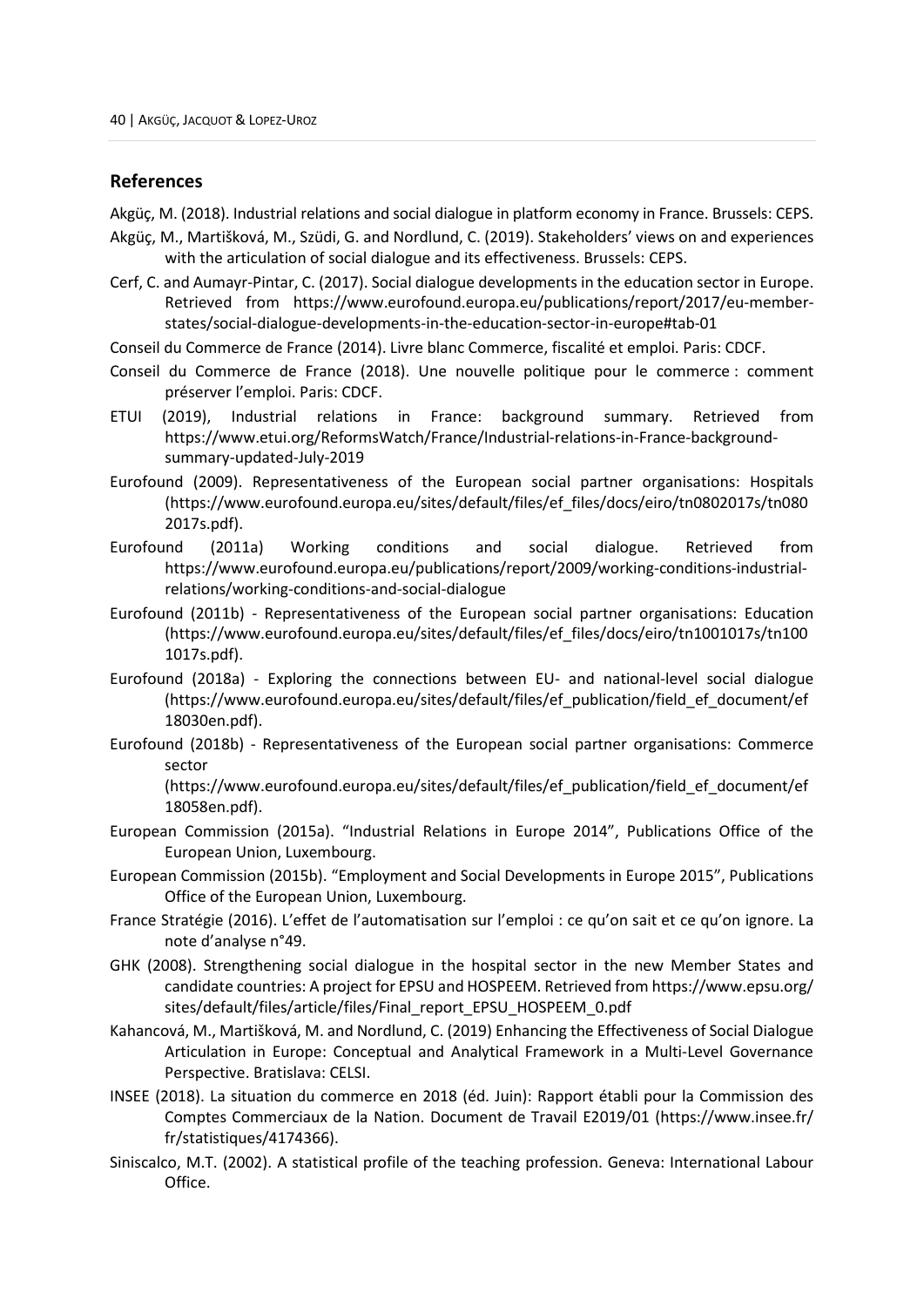## References

Akgüç, M. (2018). Industrial relations and social dialogue in platform economy in France. Brussels: CEPS.

Akgüç, M., Martišková, M., Szüdi, G. and Nordlund, C. (2019). Stakeholders' views on and experiences with the articulation of social dialogue and its effectiveness. Brussels: CEPS.

Cerf, C. and Aumayr-Pintar, C. (2017). Social dialogue developments in the education sector in Europe. Retrieved from https://www.eurofound.europa.eu/publications/report/2017/eu-member-states/social-dialogue-developments-in-the-education-sector-in-europe#tab-01

Conseil du Commerce de France (2014). Livre blanc Commerce, fiscalité et emploi. Paris: CDCF.

Conseil du Commerce de France (2018). Une nouvelle politique pour le commerce : comment préserver l'emploi. Paris: CDCF.

ETUI (2019), Industrial relations in France: background summary. Retrieved from https://www.etui.org/ReformsWatch/France/Industrial-relations-in-France-background-summary-updated-July-2019

Eurofound (2009). Representativeness of the European social partner organisations: Hospitals (https://www.eurofound.europa.eu/sites/default/files/ef_files/docs/eiro/tn0802017s/tn0802017s.pdf).

Eurofound (2011a) Working conditions and social dialogue. Retrieved from https://www.eurofound.europa.eu/publications/report/2009/working-conditions-industrial-relations/working-conditions-and-social-dialogue

Eurofound (2011b) - Representativeness of the European social partner organisations: Education (https://www.eurofound.europa.eu/sites/default/files/ef_files/docs/eiro/tn1001017s/tn1001017s.pdf).

Eurofound (2018a) - Exploring the connections between EU- and national-level social dialogue (https://www.eurofound.europa.eu/sites/default/files/ef_publication/field_ef_document/ef18030en.pdf).

Eurofound (2018b) - Representativeness of the European social partner organisations: Commerce sector (https://www.eurofound.europa.eu/sites/default/files/ef_publication/field_ef_document/ef18058en.pdf).

European Commission (2015a). "Industrial Relations in Europe 2014", Publications Office of the European Union, Luxembourg.

European Commission (2015b). "Employment and Social Developments in Europe 2015", Publications Office of the European Union, Luxembourg.

France Stratégie (2016). L'effet de l'automatisation sur l'emploi : ce qu'on sait et ce qu'on ignore. La note d'analyse n°49.

GHK (2008). Strengthening social dialogue in the hospital sector in the new Member States and candidate countries: A project for EPSU and HOSPEEM. Retrieved from https://www.epsu.org/sites/default/files/article/files/Final_report_EPSU_HOSPEEM_0.pdf

Kahancová, M., Martišková, M. and Nordlund, C. (2019) Enhancing the Effectiveness of Social Dialogue Articulation in Europe: Conceptual and Analytical Framework in a Multi-Level Governance Perspective. Bratislava: CELSI.

INSEE (2018). La situation du commerce en 2018 (éd. Juin): Rapport établi pour la Commission des Comptes Commerciaux de la Nation. Document de Travail E2019/01 (https://www.insee.fr/fr/statistiques/4174366).

Siniscalco, M.T. (2002). A statistical profile of the teaching profession. Geneva: International Labour Office.